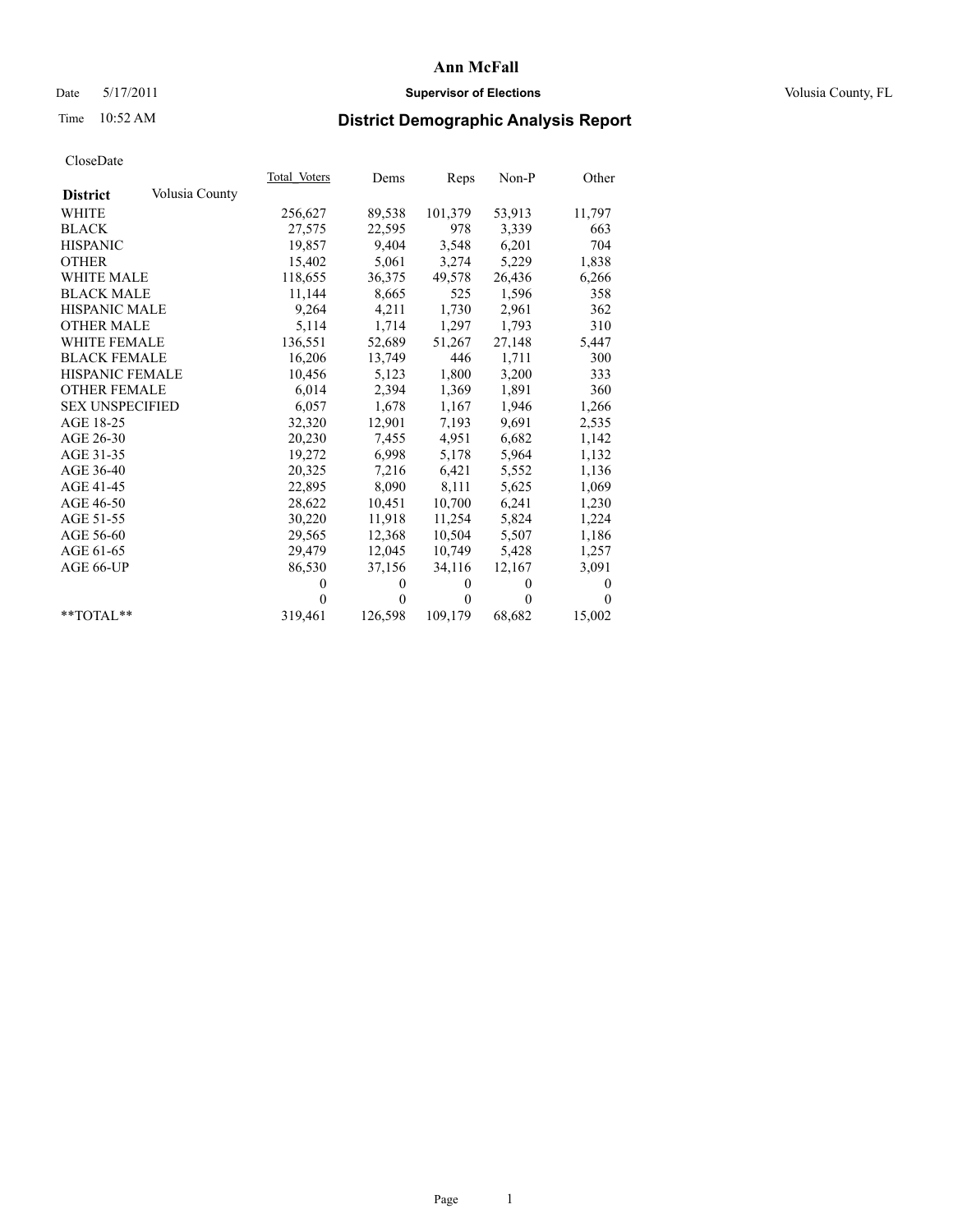# Ann McFall

Date 5/17/2011 **Supervisor of Elections** Volusia County, FL

Time 10:52 AM **District Demographic Analysis Report**

CloseDate

| **District** Volusia County | Total Voters | Dems | Reps | Non-P | Other |
|---|---|---|---|---|---|
| WHITE | 256,627 | 89,538 | 101,379 | 53,913 | 11,797 |
| BLACK | 27,575 | 22,595 | 978 | 3,339 | 663 |
| HISPANIC | 19,857 | 9,404 | 3,548 | 6,201 | 704 |
| OTHER | 15,402 | 5,061 | 3,274 | 5,229 | 1,838 |
| WHITE MALE | 118,655 | 36,375 | 49,578 | 26,436 | 6,266 |
| BLACK MALE | 11,144 | 8,665 | 525 | 1,596 | 358 |
| HISPANIC MALE | 9,264 | 4,211 | 1,730 | 2,961 | 362 |
| OTHER MALE | 5,114 | 1,714 | 1,297 | 1,793 | 310 |
| WHITE FEMALE | 136,551 | 52,689 | 51,267 | 27,148 | 5,447 |
| BLACK FEMALE | 16,206 | 13,749 | 446 | 1,711 | 300 |
| HISPANIC FEMALE | 10,456 | 5,123 | 1,800 | 3,200 | 333 |
| OTHER FEMALE | 6,014 | 2,394 | 1,369 | 1,891 | 360 |
| SEX UNSPECIFIED | 6,057 | 1,678 | 1,167 | 1,946 | 1,266 |
| AGE 18-25 | 32,320 | 12,901 | 7,193 | 9,691 | 2,535 |
| AGE 26-30 | 20,230 | 7,455 | 4,951 | 6,682 | 1,142 |
| AGE 31-35 | 19,272 | 6,998 | 5,178 | 5,964 | 1,132 |
| AGE 36-40 | 20,325 | 7,216 | 6,421 | 5,552 | 1,136 |
| AGE 41-45 | 22,895 | 8,090 | 8,111 | 5,625 | 1,069 |
| AGE 46-50 | 28,622 | 10,451 | 10,700 | 6,241 | 1,230 |
| AGE 51-55 | 30,220 | 11,918 | 11,254 | 5,824 | 1,224 |
| AGE 56-60 | 29,565 | 12,368 | 10,504 | 5,507 | 1,186 |
| AGE 61-65 | 29,479 | 12,045 | 10,749 | 5,428 | 1,257 |
| AGE 66-UP | 86,530 | 37,156 | 34,116 | 12,167 | 3,091 |
| | 0 | 0 | 0 | 0 | 0 |
| | 0 | 0 | 0 | 0 | 0 |
| **TOTAL** | 319,461 | 126,598 | 109,179 | 68,682 | 15,002 |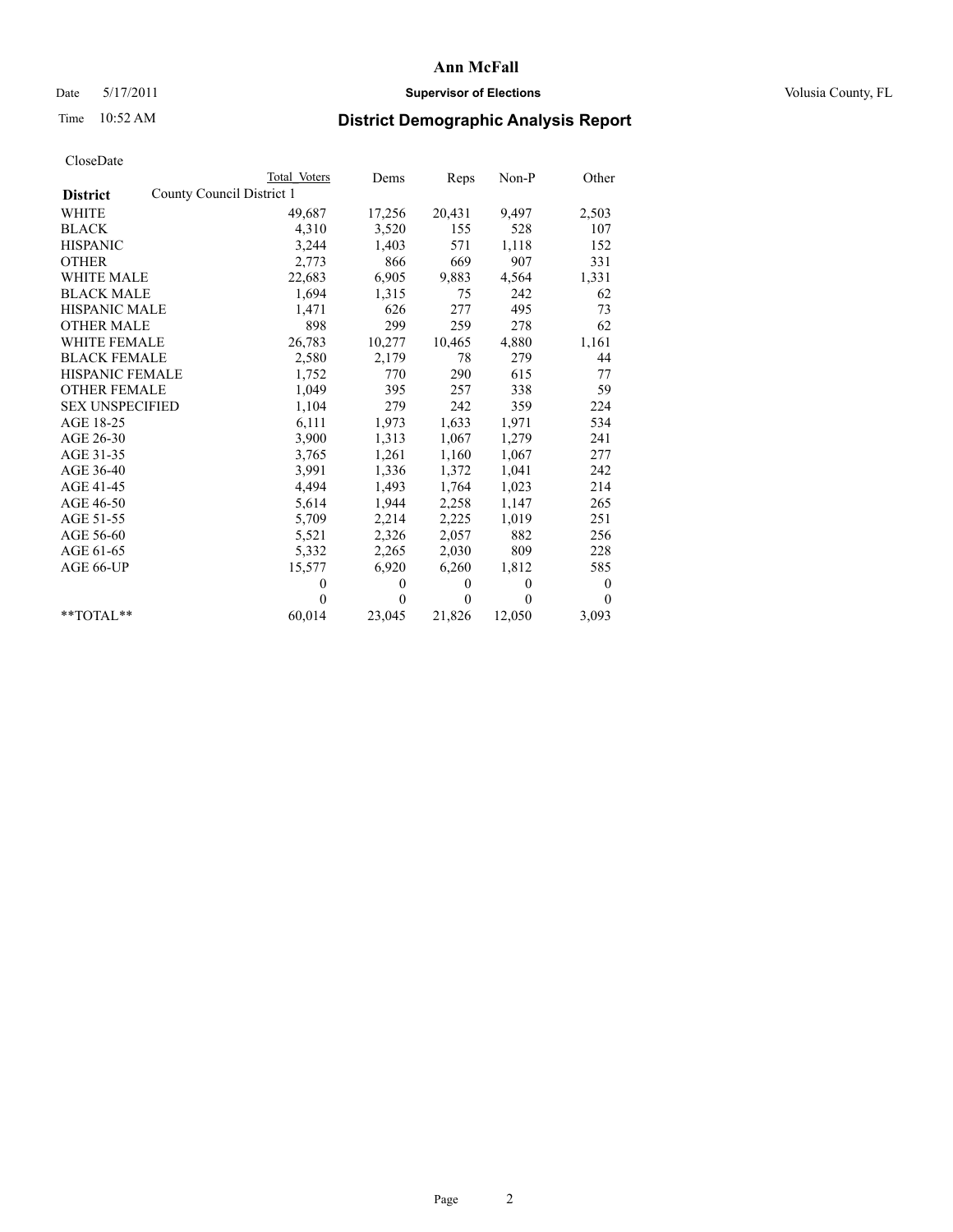# Ann McFall

Date 5/17/2011 **Supervisor of Elections** Volusia County, FL

Time 10:52 AM

## District Demographic Analysis Report

CloseDate

| | Total Voters | Dems | Reps | Non-P | Other |
|---|---|---|---|---|---|
| **District** County Council District 1 | | | | | |
| WHITE | 49,687 | 17,256 | 20,431 | 9,497 | 2,503 |
| BLACK | 4,310 | 3,520 | 155 | 528 | 107 |
| HISPANIC | 3,244 | 1,403 | 571 | 1,118 | 152 |
| OTHER | 2,773 | 866 | 669 | 907 | 331 |
| WHITE MALE | 22,683 | 6,905 | 9,883 | 4,564 | 1,331 |
| BLACK MALE | 1,694 | 1,315 | 75 | 242 | 62 |
| HISPANIC MALE | 1,471 | 626 | 277 | 495 | 73 |
| OTHER MALE | 898 | 299 | 259 | 278 | 62 |
| WHITE FEMALE | 26,783 | 10,277 | 10,465 | 4,880 | 1,161 |
| BLACK FEMALE | 2,580 | 2,179 | 78 | 279 | 44 |
| HISPANIC FEMALE | 1,752 | 770 | 290 | 615 | 77 |
| OTHER FEMALE | 1,049 | 395 | 257 | 338 | 59 |
| SEX UNSPECIFIED | 1,104 | 279 | 242 | 359 | 224 |
| AGE 18-25 | 6,111 | 1,973 | 1,633 | 1,971 | 534 |
| AGE 26-30 | 3,900 | 1,313 | 1,067 | 1,279 | 241 |
| AGE 31-35 | 3,765 | 1,261 | 1,160 | 1,067 | 277 |
| AGE 36-40 | 3,991 | 1,336 | 1,372 | 1,041 | 242 |
| AGE 41-45 | 4,494 | 1,493 | 1,764 | 1,023 | 214 |
| AGE 46-50 | 5,614 | 1,944 | 2,258 | 1,147 | 265 |
| AGE 51-55 | 5,709 | 2,214 | 2,225 | 1,019 | 251 |
| AGE 56-60 | 5,521 | 2,326 | 2,057 | 882 | 256 |
| AGE 61-65 | 5,332 | 2,265 | 2,030 | 809 | 228 |
| AGE 66-UP | 15,577 | 6,920 | 6,260 | 1,812 | 585 |
| | 0 | 0 | 0 | 0 | 0 |
| | 0 | 0 | 0 | 0 | 0 |
| **TOTAL** | 60,014 | 23,045 | 21,826 | 12,050 | 3,093 |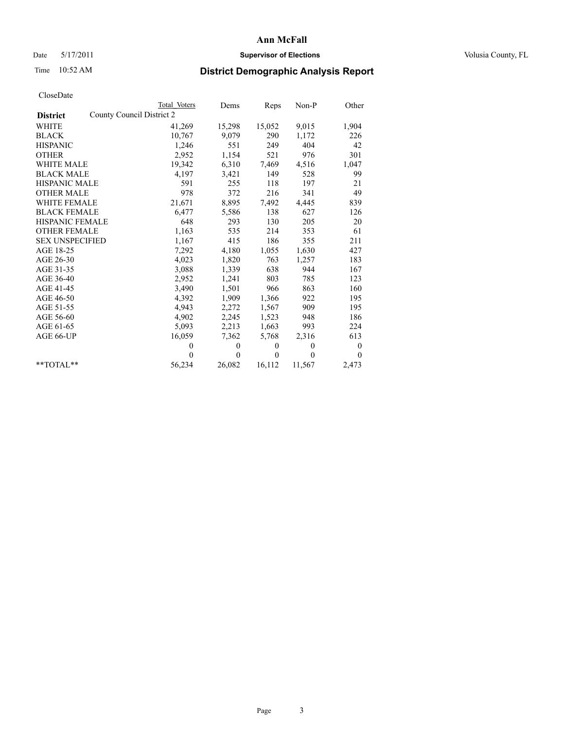# Ann McFall

Date 5/17/2011 **Supervisor of Elections** Volusia County, FL

Time 10:52 AM **District Demographic Analysis Report**

CloseDate

| | Total Voters | Dems | Reps | Non-P | Other |
|---|---|---|---|---|---|
| **District** County Council District 2 | | | | | |
| WHITE | 41,269 | 15,298 | 15,052 | 9,015 | 1,904 |
| BLACK | 10,767 | 9,079 | 290 | 1,172 | 226 |
| HISPANIC | 1,246 | 551 | 249 | 404 | 42 |
| OTHER | 2,952 | 1,154 | 521 | 976 | 301 |
| WHITE MALE | 19,342 | 6,310 | 7,469 | 4,516 | 1,047 |
| BLACK MALE | 4,197 | 3,421 | 149 | 528 | 99 |
| HISPANIC MALE | 591 | 255 | 118 | 197 | 21 |
| OTHER MALE | 978 | 372 | 216 | 341 | 49 |
| WHITE FEMALE | 21,671 | 8,895 | 7,492 | 4,445 | 839 |
| BLACK FEMALE | 6,477 | 5,586 | 138 | 627 | 126 |
| HISPANIC FEMALE | 648 | 293 | 130 | 205 | 20 |
| OTHER FEMALE | 1,163 | 535 | 214 | 353 | 61 |
| SEX UNSPECIFIED | 1,167 | 415 | 186 | 355 | 211 |
| AGE 18-25 | 7,292 | 4,180 | 1,055 | 1,630 | 427 |
| AGE 26-30 | 4,023 | 1,820 | 763 | 1,257 | 183 |
| AGE 31-35 | 3,088 | 1,339 | 638 | 944 | 167 |
| AGE 36-40 | 2,952 | 1,241 | 803 | 785 | 123 |
| AGE 41-45 | 3,490 | 1,501 | 966 | 863 | 160 |
| AGE 46-50 | 4,392 | 1,909 | 1,366 | 922 | 195 |
| AGE 51-55 | 4,943 | 2,272 | 1,567 | 909 | 195 |
| AGE 56-60 | 4,902 | 2,245 | 1,523 | 948 | 186 |
| AGE 61-65 | 5,093 | 2,213 | 1,663 | 993 | 224 |
| AGE 66-UP | 16,059 | 7,362 | 5,768 | 2,316 | 613 |
| | 0 | 0 | 0 | 0 | 0 |
| | 0 | 0 | 0 | 0 | 0 |
| **TOTAL** | 56,234 | 26,082 | 16,112 | 11,567 | 2,473 |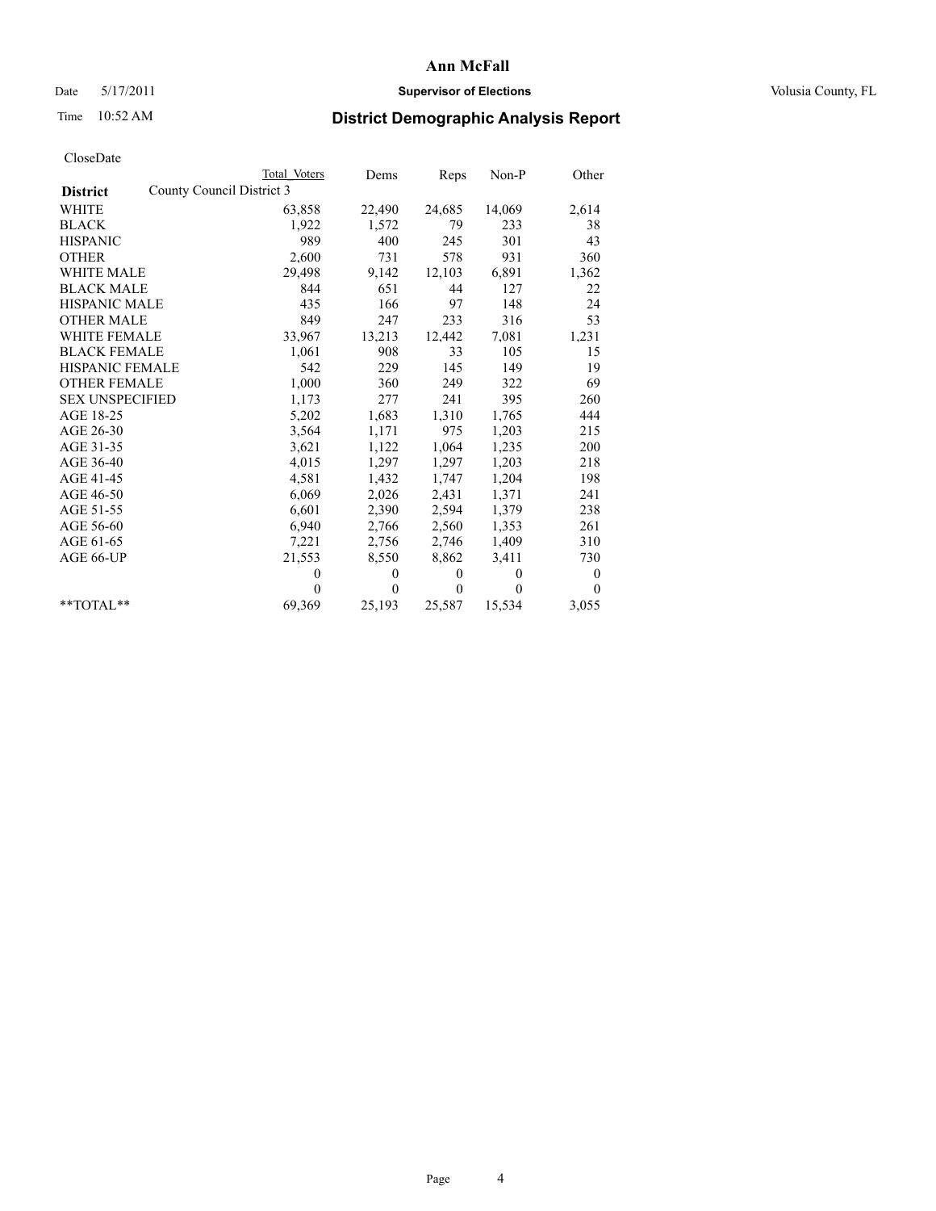# Ann McFall

Date 5/17/2011 **Supervisor of Elections** Volusia County, FL

Time 10:52 AM **District Demographic Analysis Report**

CloseDate

| **District** County Council District 3 | Total Voters | Dems | Reps | Non-P | Other |
|---|---|---|---|---|---|
| WHITE | 63,858 | 22,490 | 24,685 | 14,069 | 2,614 |
| BLACK | 1,922 | 1,572 | 79 | 233 | 38 |
| HISPANIC | 989 | 400 | 245 | 301 | 43 |
| OTHER | 2,600 | 731 | 578 | 931 | 360 |
| WHITE MALE | 29,498 | 9,142 | 12,103 | 6,891 | 1,362 |
| BLACK MALE | 844 | 651 | 44 | 127 | 22 |
| HISPANIC MALE | 435 | 166 | 97 | 148 | 24 |
| OTHER MALE | 849 | 247 | 233 | 316 | 53 |
| WHITE FEMALE | 33,967 | 13,213 | 12,442 | 7,081 | 1,231 |
| BLACK FEMALE | 1,061 | 908 | 33 | 105 | 15 |
| HISPANIC FEMALE | 542 | 229 | 145 | 149 | 19 |
| OTHER FEMALE | 1,000 | 360 | 249 | 322 | 69 |
| SEX UNSPECIFIED | 1,173 | 277 | 241 | 395 | 260 |
| AGE 18-25 | 5,202 | 1,683 | 1,310 | 1,765 | 444 |
| AGE 26-30 | 3,564 | 1,171 | 975 | 1,203 | 215 |
| AGE 31-35 | 3,621 | 1,122 | 1,064 | 1,235 | 200 |
| AGE 36-40 | 4,015 | 1,297 | 1,297 | 1,203 | 218 |
| AGE 41-45 | 4,581 | 1,432 | 1,747 | 1,204 | 198 |
| AGE 46-50 | 6,069 | 2,026 | 2,431 | 1,371 | 241 |
| AGE 51-55 | 6,601 | 2,390 | 2,594 | 1,379 | 238 |
| AGE 56-60 | 6,940 | 2,766 | 2,560 | 1,353 | 261 |
| AGE 61-65 | 7,221 | 2,756 | 2,746 | 1,409 | 310 |
| AGE 66-UP | 21,553 | 8,550 | 8,862 | 3,411 | 730 |
| | 0 | 0 | 0 | 0 | 0 |
| | 0 | 0 | 0 | 0 | 0 |
| **TOTAL** | 69,369 | 25,193 | 25,587 | 15,534 | 3,055 |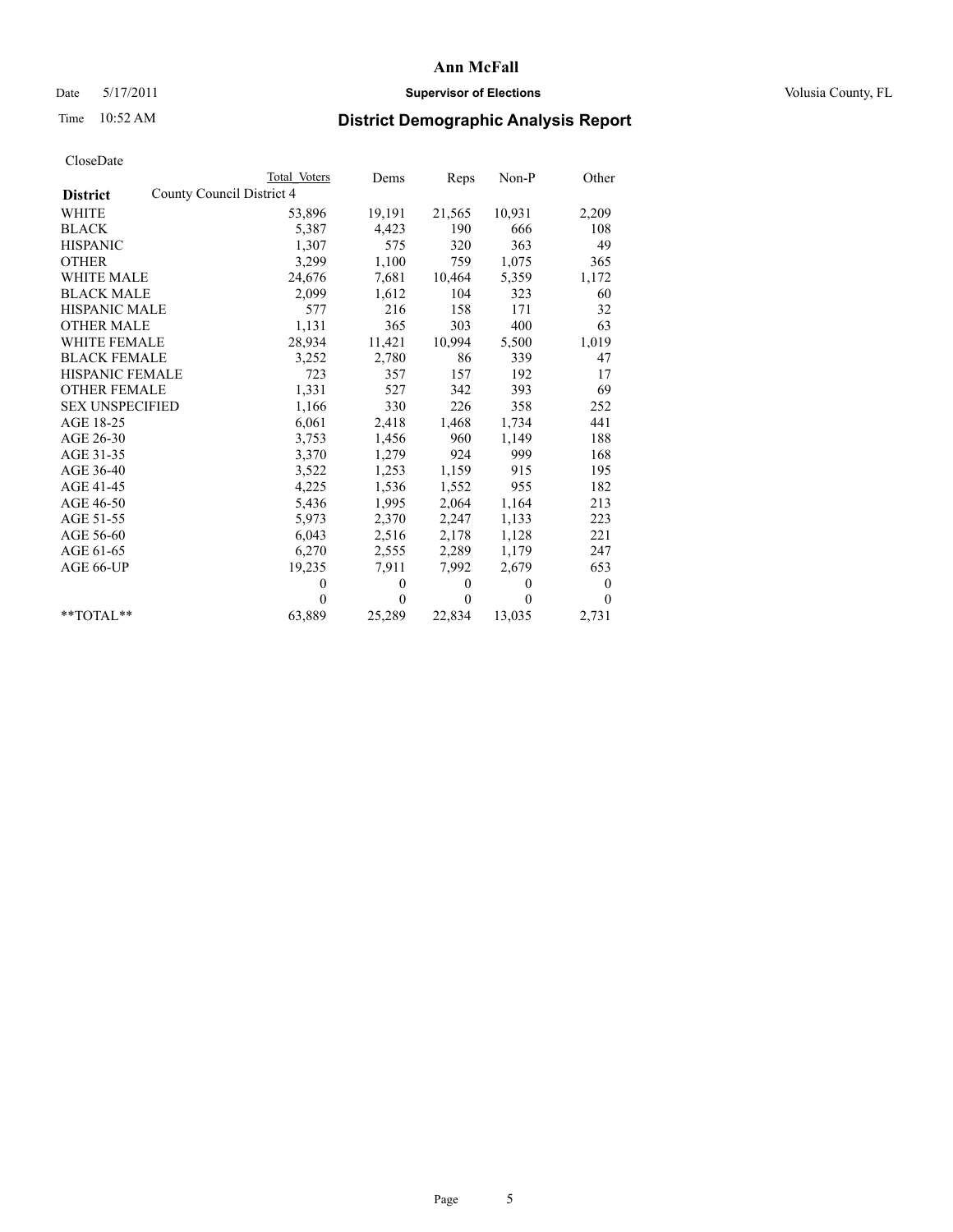# Ann McFall

Date 5/17/2011 **Supervisor of Elections** Volusia County, FL

Time 10:52 AM

## District Demographic Analysis Report

CloseDate

| | Total Voters | Dems | Reps | Non-P | Other |
|---|---|---|---|---|---|
| **District** County Council District 4 | | | | | |
| WHITE | 53,896 | 19,191 | 21,565 | 10,931 | 2,209 |
| BLACK | 5,387 | 4,423 | 190 | 666 | 108 |
| HISPANIC | 1,307 | 575 | 320 | 363 | 49 |
| OTHER | 3,299 | 1,100 | 759 | 1,075 | 365 |
| WHITE MALE | 24,676 | 7,681 | 10,464 | 5,359 | 1,172 |
| BLACK MALE | 2,099 | 1,612 | 104 | 323 | 60 |
| HISPANIC MALE | 577 | 216 | 158 | 171 | 32 |
| OTHER MALE | 1,131 | 365 | 303 | 400 | 63 |
| WHITE FEMALE | 28,934 | 11,421 | 10,994 | 5,500 | 1,019 |
| BLACK FEMALE | 3,252 | 2,780 | 86 | 339 | 47 |
| HISPANIC FEMALE | 723 | 357 | 157 | 192 | 17 |
| OTHER FEMALE | 1,331 | 527 | 342 | 393 | 69 |
| SEX UNSPECIFIED | 1,166 | 330 | 226 | 358 | 252 |
| AGE 18-25 | 6,061 | 2,418 | 1,468 | 1,734 | 441 |
| AGE 26-30 | 3,753 | 1,456 | 960 | 1,149 | 188 |
| AGE 31-35 | 3,370 | 1,279 | 924 | 999 | 168 |
| AGE 36-40 | 3,522 | 1,253 | 1,159 | 915 | 195 |
| AGE 41-45 | 4,225 | 1,536 | 1,552 | 955 | 182 |
| AGE 46-50 | 5,436 | 1,995 | 2,064 | 1,164 | 213 |
| AGE 51-55 | 5,973 | 2,370 | 2,247 | 1,133 | 223 |
| AGE 56-60 | 6,043 | 2,516 | 2,178 | 1,128 | 221 |
| AGE 61-65 | 6,270 | 2,555 | 2,289 | 1,179 | 247 |
| AGE 66-UP | 19,235 | 7,911 | 7,992 | 2,679 | 653 |
| | 0 | 0 | 0 | 0 | 0 |
| | 0 | 0 | 0 | 0 | 0 |
| **TOTAL** | 63,889 | 25,289 | 22,834 | 13,035 | 2,731 |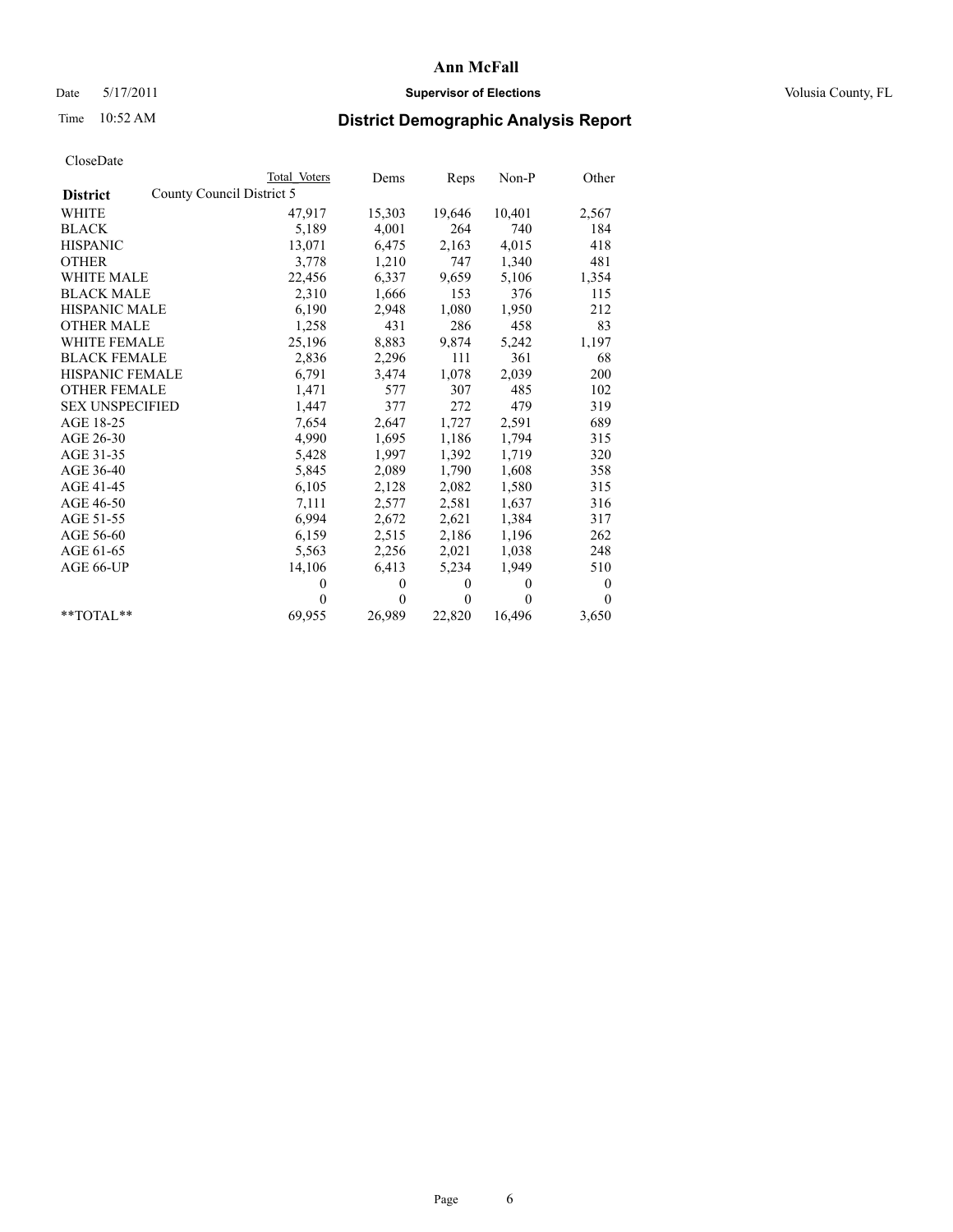# Ann McFall

Date 5/17/2011 **Supervisor of Elections** Volusia County, FL

Time 10:52 AM **District Demographic Analysis Report**

CloseDate

| District | County Council District 5 | Total Voters | Dems | Reps | Non-P | Other |
|---|---|---|---|---|---|---|
| WHITE | | 47,917 | 15,303 | 19,646 | 10,401 | 2,567 |
| BLACK | | 5,189 | 4,001 | 264 | 740 | 184 |
| HISPANIC | | 13,071 | 6,475 | 2,163 | 4,015 | 418 |
| OTHER | | 3,778 | 1,210 | 747 | 1,340 | 481 |
| WHITE MALE | | 22,456 | 6,337 | 9,659 | 5,106 | 1,354 |
| BLACK MALE | | 2,310 | 1,666 | 153 | 376 | 115 |
| HISPANIC MALE | | 6,190 | 2,948 | 1,080 | 1,950 | 212 |
| OTHER MALE | | 1,258 | 431 | 286 | 458 | 83 |
| WHITE FEMALE | | 25,196 | 8,883 | 9,874 | 5,242 | 1,197 |
| BLACK FEMALE | | 2,836 | 2,296 | 111 | 361 | 68 |
| HISPANIC FEMALE | | 6,791 | 3,474 | 1,078 | 2,039 | 200 |
| OTHER FEMALE | | 1,471 | 577 | 307 | 485 | 102 |
| SEX UNSPECIFIED | | 1,447 | 377 | 272 | 479 | 319 |
| AGE 18-25 | | 7,654 | 2,647 | 1,727 | 2,591 | 689 |
| AGE 26-30 | | 4,990 | 1,695 | 1,186 | 1,794 | 315 |
| AGE 31-35 | | 5,428 | 1,997 | 1,392 | 1,719 | 320 |
| AGE 36-40 | | 5,845 | 2,089 | 1,790 | 1,608 | 358 |
| AGE 41-45 | | 6,105 | 2,128 | 2,082 | 1,580 | 315 |
| AGE 46-50 | | 7,111 | 2,577 | 2,581 | 1,637 | 316 |
| AGE 51-55 | | 6,994 | 2,672 | 2,621 | 1,384 | 317 |
| AGE 56-60 | | 6,159 | 2,515 | 2,186 | 1,196 | 262 |
| AGE 61-65 | | 5,563 | 2,256 | 2,021 | 1,038 | 248 |
| AGE 66-UP | | 14,106 | 6,413 | 5,234 | 1,949 | 510 |
| | | 0 | 0 | 0 | 0 | 0 |
| | | 0 | 0 | 0 | 0 | 0 |
| **TOTAL** | | 69,955 | 26,989 | 22,820 | 16,496 | 3,650 |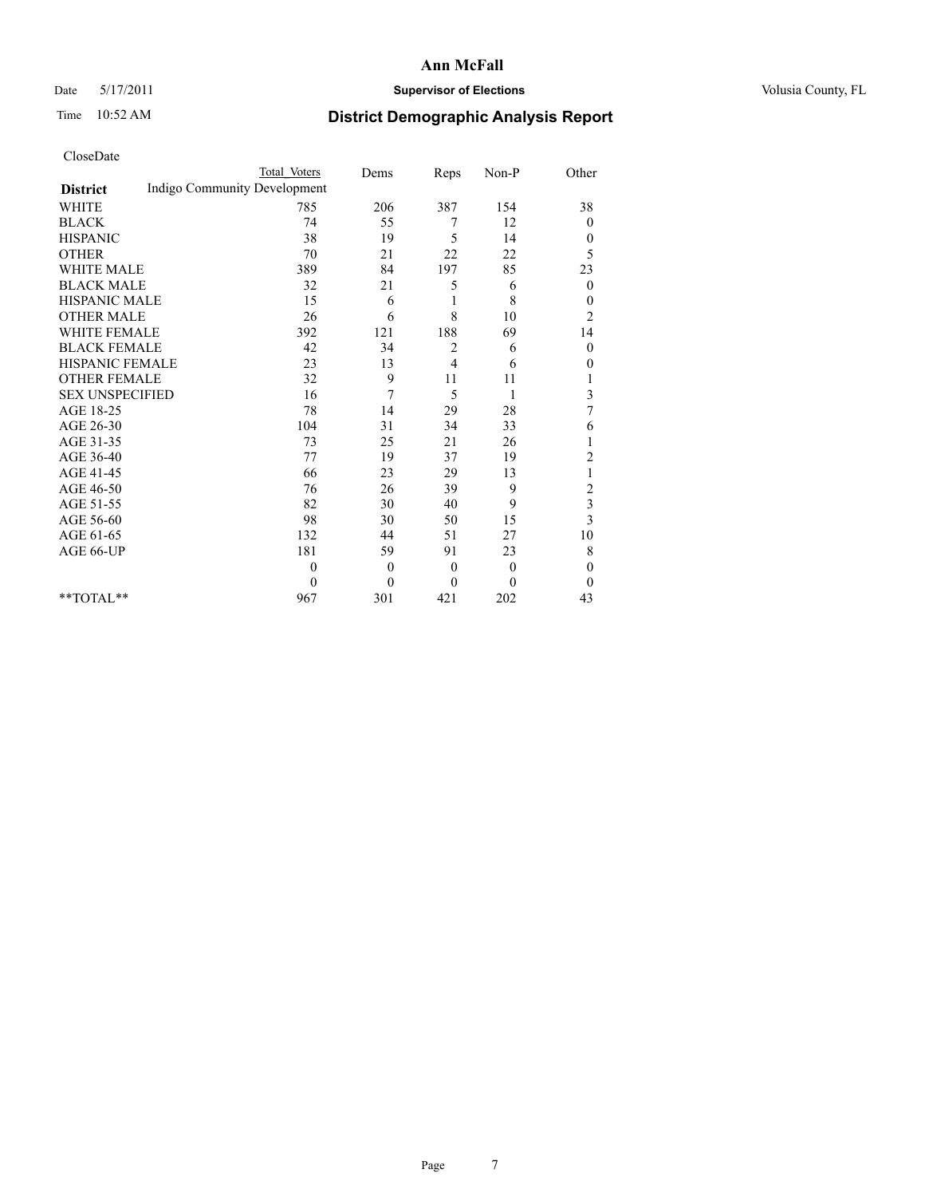# Ann McFall

Date 5/17/2011 **Supervisor of Elections** Volusia County, FL

Time 10:52 AM **District Demographic Analysis Report**

CloseDate

| **District** | Total Voters | Dems | Reps | Non-P | Other |
|---|---|---|---|---|---|
| Indigo Community Development | | | | | |
| WHITE | 785 | 206 | 387 | 154 | 38 |
| BLACK | 74 | 55 | 7 | 12 | 0 |
| HISPANIC | 38 | 19 | 5 | 14 | 0 |
| OTHER | 70 | 21 | 22 | 22 | 5 |
| WHITE MALE | 389 | 84 | 197 | 85 | 23 |
| BLACK MALE | 32 | 21 | 5 | 6 | 0 |
| HISPANIC MALE | 15 | 6 | 1 | 8 | 0 |
| OTHER MALE | 26 | 6 | 8 | 10 | 2 |
| WHITE FEMALE | 392 | 121 | 188 | 69 | 14 |
| BLACK FEMALE | 42 | 34 | 2 | 6 | 0 |
| HISPANIC FEMALE | 23 | 13 | 4 | 6 | 0 |
| OTHER FEMALE | 32 | 9 | 11 | 11 | 1 |
| SEX UNSPECIFIED | 16 | 7 | 5 | 1 | 3 |
| AGE 18-25 | 78 | 14 | 29 | 28 | 7 |
| AGE 26-30 | 104 | 31 | 34 | 33 | 6 |
| AGE 31-35 | 73 | 25 | 21 | 26 | 1 |
| AGE 36-40 | 77 | 19 | 37 | 19 | 2 |
| AGE 41-45 | 66 | 23 | 29 | 13 | 1 |
| AGE 46-50 | 76 | 26 | 39 | 9 | 2 |
| AGE 51-55 | 82 | 30 | 40 | 9 | 3 |
| AGE 56-60 | 98 | 30 | 50 | 15 | 3 |
| AGE 61-65 | 132 | 44 | 51 | 27 | 10 |
| AGE 66-UP | 181 | 59 | 91 | 23 | 8 |
| | 0 | 0 | 0 | 0 | 0 |
| | 0 | 0 | 0 | 0 | 0 |
| **TOTAL** | 967 | 301 | 421 | 202 | 43 |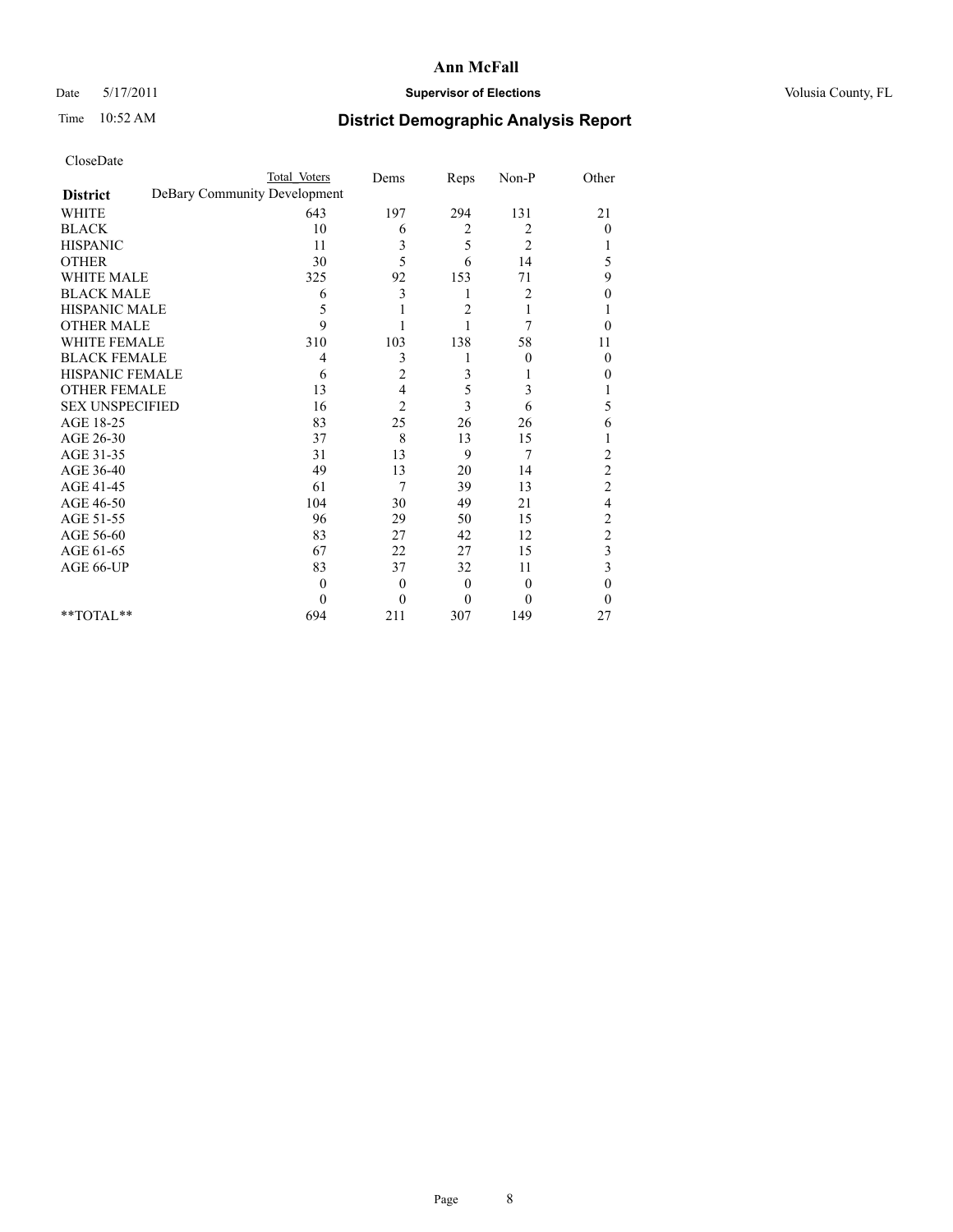# Ann McFall

Date 5/17/2011 **Supervisor of Elections** Volusia County, FL

Time 10:52 AM **District Demographic Analysis Report**

CloseDate

| **District** | Total Voters | Dems | Reps | Non-P | Other |
|---|---|---|---|---|---|
| DeBary Community Development | | | | | |
| WHITE | 643 | 197 | 294 | 131 | 21 |
| BLACK | 10 | 6 | 2 | 2 | 0 |
| HISPANIC | 11 | 3 | 5 | 2 | 1 |
| OTHER | 30 | 5 | 6 | 14 | 5 |
| WHITE MALE | 325 | 92 | 153 | 71 | 9 |
| BLACK MALE | 6 | 3 | 1 | 2 | 0 |
| HISPANIC MALE | 5 | 1 | 2 | 1 | 1 |
| OTHER MALE | 9 | 1 | 1 | 7 | 0 |
| WHITE FEMALE | 310 | 103 | 138 | 58 | 11 |
| BLACK FEMALE | 4 | 3 | 1 | 0 | 0 |
| HISPANIC FEMALE | 6 | 2 | 3 | 1 | 0 |
| OTHER FEMALE | 13 | 4 | 5 | 3 | 1 |
| SEX UNSPECIFIED | 16 | 2 | 3 | 6 | 5 |
| AGE 18-25 | 83 | 25 | 26 | 26 | 6 |
| AGE 26-30 | 37 | 8 | 13 | 15 | 1 |
| AGE 31-35 | 31 | 13 | 9 | 7 | 2 |
| AGE 36-40 | 49 | 13 | 20 | 14 | 2 |
| AGE 41-45 | 61 | 7 | 39 | 13 | 2 |
| AGE 46-50 | 104 | 30 | 49 | 21 | 4 |
| AGE 51-55 | 96 | 29 | 50 | 15 | 2 |
| AGE 56-60 | 83 | 27 | 42 | 12 | 2 |
| AGE 61-65 | 67 | 22 | 27 | 15 | 3 |
| AGE 66-UP | 83 | 37 | 32 | 11 | 3 |
| | 0 | 0 | 0 | 0 | 0 |
| | 0 | 0 | 0 | 0 | 0 |
| **TOTAL** | 694 | 211 | 307 | 149 | 27 |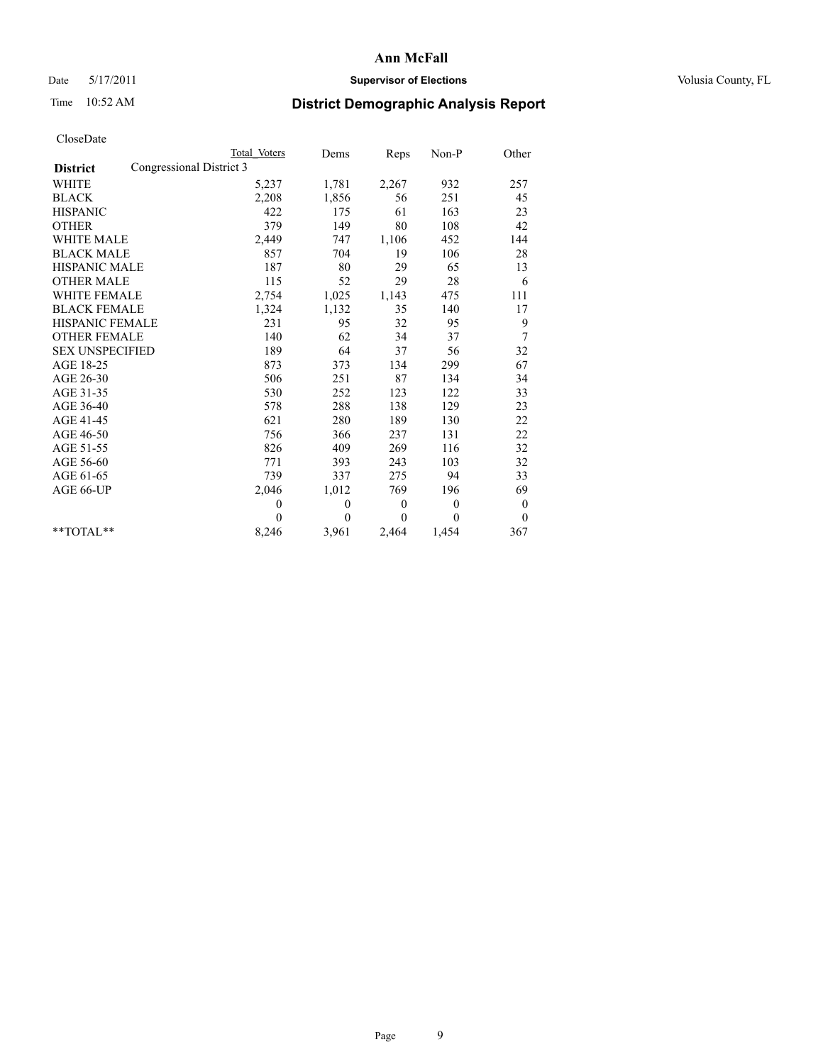# Ann McFall

Date 5/17/2011 **Supervisor of Elections** Volusia County, FL

Time 10:52 AM **District Demographic Analysis Report**

CloseDate

| **District** | Congressional District 3 | Total Voters | Dems | Reps | Non-P | Other |
|---|---|---|---|---|---|---|
| WHITE | | 5,237 | 1,781 | 2,267 | 932 | 257 |
| BLACK | | 2,208 | 1,856 | 56 | 251 | 45 |
| HISPANIC | | 422 | 175 | 61 | 163 | 23 |
| OTHER | | 379 | 149 | 80 | 108 | 42 |
| WHITE MALE | | 2,449 | 747 | 1,106 | 452 | 144 |
| BLACK MALE | | 857 | 704 | 19 | 106 | 28 |
| HISPANIC MALE | | 187 | 80 | 29 | 65 | 13 |
| OTHER MALE | | 115 | 52 | 29 | 28 | 6 |
| WHITE FEMALE | | 2,754 | 1,025 | 1,143 | 475 | 111 |
| BLACK FEMALE | | 1,324 | 1,132 | 35 | 140 | 17 |
| HISPANIC FEMALE | | 231 | 95 | 32 | 95 | 9 |
| OTHER FEMALE | | 140 | 62 | 34 | 37 | 7 |
| SEX UNSPECIFIED | | 189 | 64 | 37 | 56 | 32 |
| AGE 18-25 | | 873 | 373 | 134 | 299 | 67 |
| AGE 26-30 | | 506 | 251 | 87 | 134 | 34 |
| AGE 31-35 | | 530 | 252 | 123 | 122 | 33 |
| AGE 36-40 | | 578 | 288 | 138 | 129 | 23 |
| AGE 41-45 | | 621 | 280 | 189 | 130 | 22 |
| AGE 46-50 | | 756 | 366 | 237 | 131 | 22 |
| AGE 51-55 | | 826 | 409 | 269 | 116 | 32 |
| AGE 56-60 | | 771 | 393 | 243 | 103 | 32 |
| AGE 61-65 | | 739 | 337 | 275 | 94 | 33 |
| AGE 66-UP | | 2,046 | 1,012 | 769 | 196 | 69 |
| | | 0 | 0 | 0 | 0 | 0 |
| | | 0 | 0 | 0 | 0 | 0 |
| **TOTAL** | | 8,246 | 3,961 | 2,464 | 1,454 | 367 |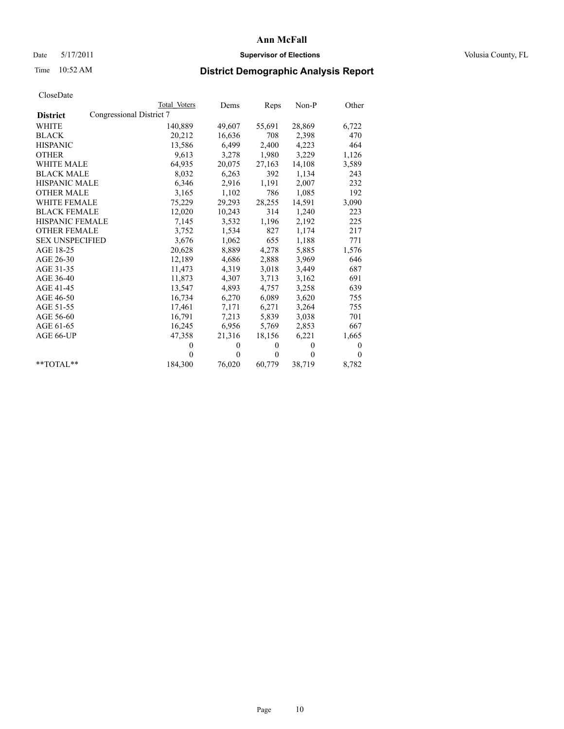**Ann McFall**

Date 5/17/2011 **Supervisor of Elections** Volusia County, FL

Time 10:52 AM

## District Demographic Analysis Report

CloseDate

| | Total Voters | Dems | Reps | Non-P | Other |
|---|---|---|---|---|---|
| **District** Congressional District 7 | | | | | |
| WHITE | 140,889 | 49,607 | 55,691 | 28,869 | 6,722 |
| BLACK | 20,212 | 16,636 | 708 | 2,398 | 470 |
| HISPANIC | 13,586 | 6,499 | 2,400 | 4,223 | 464 |
| OTHER | 9,613 | 3,278 | 1,980 | 3,229 | 1,126 |
| WHITE MALE | 64,935 | 20,075 | 27,163 | 14,108 | 3,589 |
| BLACK MALE | 8,032 | 6,263 | 392 | 1,134 | 243 |
| HISPANIC MALE | 6,346 | 2,916 | 1,191 | 2,007 | 232 |
| OTHER MALE | 3,165 | 1,102 | 786 | 1,085 | 192 |
| WHITE FEMALE | 75,229 | 29,293 | 28,255 | 14,591 | 3,090 |
| BLACK FEMALE | 12,020 | 10,243 | 314 | 1,240 | 223 |
| HISPANIC FEMALE | 7,145 | 3,532 | 1,196 | 2,192 | 225 |
| OTHER FEMALE | 3,752 | 1,534 | 827 | 1,174 | 217 |
| SEX UNSPECIFIED | 3,676 | 1,062 | 655 | 1,188 | 771 |
| AGE 18-25 | 20,628 | 8,889 | 4,278 | 5,885 | 1,576 |
| AGE 26-30 | 12,189 | 4,686 | 2,888 | 3,969 | 646 |
| AGE 31-35 | 11,473 | 4,319 | 3,018 | 3,449 | 687 |
| AGE 36-40 | 11,873 | 4,307 | 3,713 | 3,162 | 691 |
| AGE 41-45 | 13,547 | 4,893 | 4,757 | 3,258 | 639 |
| AGE 46-50 | 16,734 | 6,270 | 6,089 | 3,620 | 755 |
| AGE 51-55 | 17,461 | 7,171 | 6,271 | 3,264 | 755 |
| AGE 56-60 | 16,791 | 7,213 | 5,839 | 3,038 | 701 |
| AGE 61-65 | 16,245 | 6,956 | 5,769 | 2,853 | 667 |
| AGE 66-UP | 47,358 | 21,316 | 18,156 | 6,221 | 1,665 |
| | 0 | 0 | 0 | 0 | 0 |
| | 0 | 0 | 0 | 0 | 0 |
| **TOTAL** | 184,300 | 76,020 | 60,779 | 38,719 | 8,782 |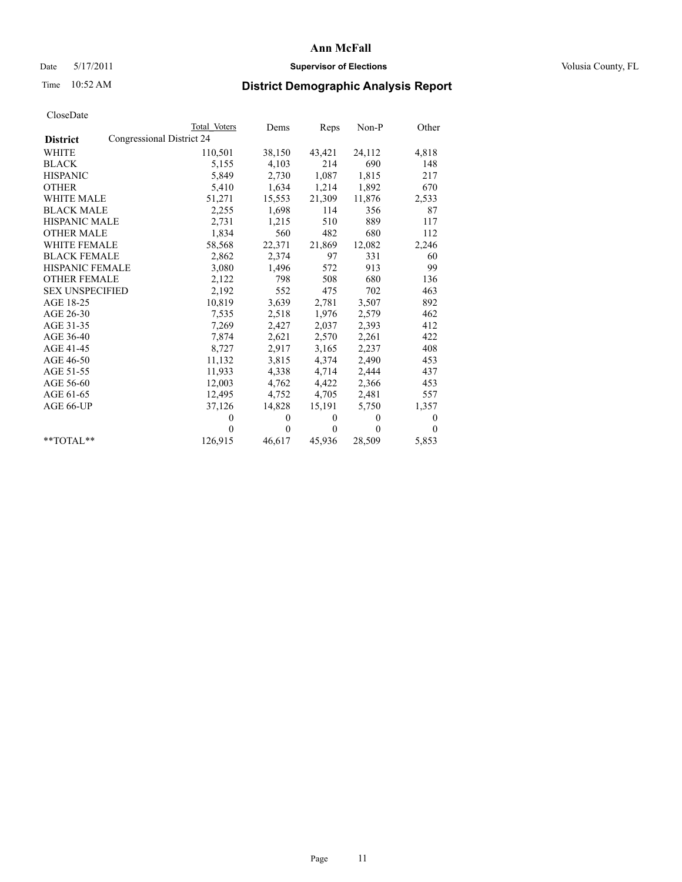# Ann McFall

Date 5/17/2011 **Supervisor of Elections** Volusia County, FL

Time 10:52 AM

## District Demographic Analysis Report

CloseDate

| District | Total Voters | Dems | Reps | Non-P | Other |
|---|---|---|---|---|---|
| **Congressional District 24** | | | | | |
| WHITE | 110,501 | 38,150 | 43,421 | 24,112 | 4,818 |
| BLACK | 5,155 | 4,103 | 214 | 690 | 148 |
| HISPANIC | 5,849 | 2,730 | 1,087 | 1,815 | 217 |
| OTHER | 5,410 | 1,634 | 1,214 | 1,892 | 670 |
| WHITE MALE | 51,271 | 15,553 | 21,309 | 11,876 | 2,533 |
| BLACK MALE | 2,255 | 1,698 | 114 | 356 | 87 |
| HISPANIC MALE | 2,731 | 1,215 | 510 | 889 | 117 |
| OTHER MALE | 1,834 | 560 | 482 | 680 | 112 |
| WHITE FEMALE | 58,568 | 22,371 | 21,869 | 12,082 | 2,246 |
| BLACK FEMALE | 2,862 | 2,374 | 97 | 331 | 60 |
| HISPANIC FEMALE | 3,080 | 1,496 | 572 | 913 | 99 |
| OTHER FEMALE | 2,122 | 798 | 508 | 680 | 136 |
| SEX UNSPECIFIED | 2,192 | 552 | 475 | 702 | 463 |
| AGE 18-25 | 10,819 | 3,639 | 2,781 | 3,507 | 892 |
| AGE 26-30 | 7,535 | 2,518 | 1,976 | 2,579 | 462 |
| AGE 31-35 | 7,269 | 2,427 | 2,037 | 2,393 | 412 |
| AGE 36-40 | 7,874 | 2,621 | 2,570 | 2,261 | 422 |
| AGE 41-45 | 8,727 | 2,917 | 3,165 | 2,237 | 408 |
| AGE 46-50 | 11,132 | 3,815 | 4,374 | 2,490 | 453 |
| AGE 51-55 | 11,933 | 4,338 | 4,714 | 2,444 | 437 |
| AGE 56-60 | 12,003 | 4,762 | 4,422 | 2,366 | 453 |
| AGE 61-65 | 12,495 | 4,752 | 4,705 | 2,481 | 557 |
| AGE 66-UP | 37,126 | 14,828 | 15,191 | 5,750 | 1,357 |
| | 0 | 0 | 0 | 0 | 0 |
| | 0 | 0 | 0 | 0 | 0 |
| **TOTAL** | 126,915 | 46,617 | 45,936 | 28,509 | 5,853 |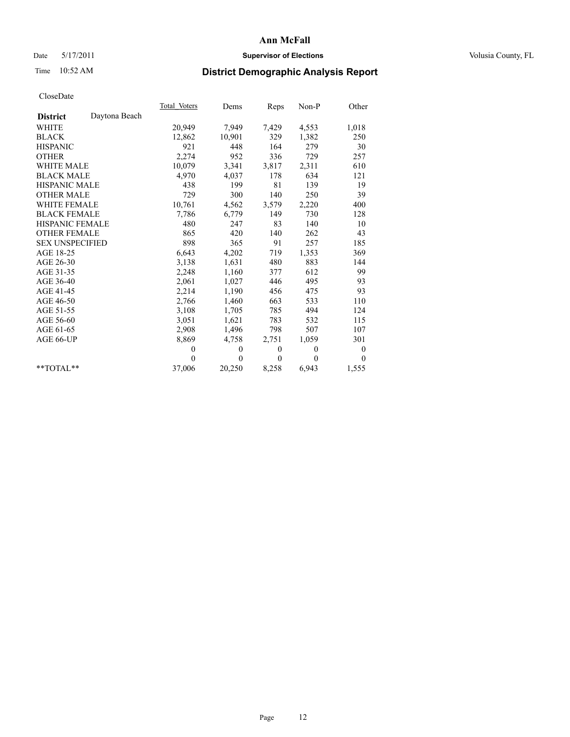**Ann McFall**

Date 5/17/2011 **Supervisor of Elections** Volusia County, FL

Time 10:52 AM **District Demographic Analysis Report**

CloseDate

| **District** Daytona Beach | Total Voters | Dems | Reps | Non-P | Other |
|---|---|---|---|---|---|
| WHITE | 20,949 | 7,949 | 7,429 | 4,553 | 1,018 |
| BLACK | 12,862 | 10,901 | 329 | 1,382 | 250 |
| HISPANIC | 921 | 448 | 164 | 279 | 30 |
| OTHER | 2,274 | 952 | 336 | 729 | 257 |
| WHITE MALE | 10,079 | 3,341 | 3,817 | 2,311 | 610 |
| BLACK MALE | 4,970 | 4,037 | 178 | 634 | 121 |
| HISPANIC MALE | 438 | 199 | 81 | 139 | 19 |
| OTHER MALE | 729 | 300 | 140 | 250 | 39 |
| WHITE FEMALE | 10,761 | 4,562 | 3,579 | 2,220 | 400 |
| BLACK FEMALE | 7,786 | 6,779 | 149 | 730 | 128 |
| HISPANIC FEMALE | 480 | 247 | 83 | 140 | 10 |
| OTHER FEMALE | 865 | 420 | 140 | 262 | 43 |
| SEX UNSPECIFIED | 898 | 365 | 91 | 257 | 185 |
| AGE 18-25 | 6,643 | 4,202 | 719 | 1,353 | 369 |
| AGE 26-30 | 3,138 | 1,631 | 480 | 883 | 144 |
| AGE 31-35 | 2,248 | 1,160 | 377 | 612 | 99 |
| AGE 36-40 | 2,061 | 1,027 | 446 | 495 | 93 |
| AGE 41-45 | 2,214 | 1,190 | 456 | 475 | 93 |
| AGE 46-50 | 2,766 | 1,460 | 663 | 533 | 110 |
| AGE 51-55 | 3,108 | 1,705 | 785 | 494 | 124 |
| AGE 56-60 | 3,051 | 1,621 | 783 | 532 | 115 |
| AGE 61-65 | 2,908 | 1,496 | 798 | 507 | 107 |
| AGE 66-UP | 8,869 | 4,758 | 2,751 | 1,059 | 301 |
| | 0 | 0 | 0 | 0 | 0 |
| | 0 | 0 | 0 | 0 | 0 |
| **TOTAL** | 37,006 | 20,250 | 8,258 | 6,943 | 1,555 |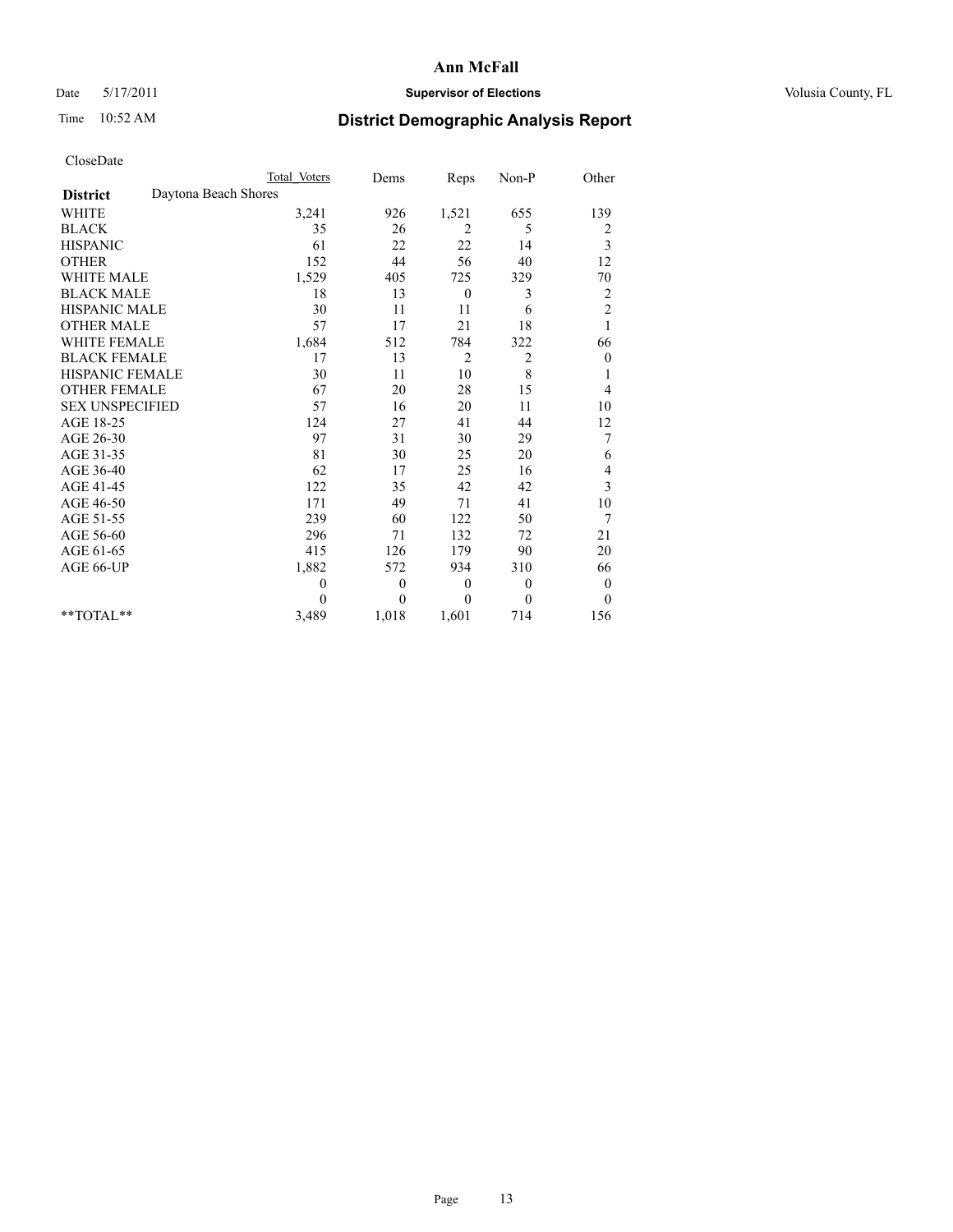# Ann McFall

Date 5/17/2011 **Supervisor of Elections** Volusia County, FL

Time 10:52 AM **District Demographic Analysis Report**

CloseDate

| | Total Voters | Dems | Reps | Non-P | Other |
|---|---|---|---|---|---|
| **District** Daytona Beach Shores | | | | | |
| WHITE | 3,241 | 926 | 1,521 | 655 | 139 |
| BLACK | 35 | 26 | 2 | 5 | 2 |
| HISPANIC | 61 | 22 | 22 | 14 | 3 |
| OTHER | 152 | 44 | 56 | 40 | 12 |
| WHITE MALE | 1,529 | 405 | 725 | 329 | 70 |
| BLACK MALE | 18 | 13 | 0 | 3 | 2 |
| HISPANIC MALE | 30 | 11 | 11 | 6 | 2 |
| OTHER MALE | 57 | 17 | 21 | 18 | 1 |
| WHITE FEMALE | 1,684 | 512 | 784 | 322 | 66 |
| BLACK FEMALE | 17 | 13 | 2 | 2 | 0 |
| HISPANIC FEMALE | 30 | 11 | 10 | 8 | 1 |
| OTHER FEMALE | 67 | 20 | 28 | 15 | 4 |
| SEX UNSPECIFIED | 57 | 16 | 20 | 11 | 10 |
| AGE 18-25 | 124 | 27 | 41 | 44 | 12 |
| AGE 26-30 | 97 | 31 | 30 | 29 | 7 |
| AGE 31-35 | 81 | 30 | 25 | 20 | 6 |
| AGE 36-40 | 62 | 17 | 25 | 16 | 4 |
| AGE 41-45 | 122 | 35 | 42 | 42 | 3 |
| AGE 46-50 | 171 | 49 | 71 | 41 | 10 |
| AGE 51-55 | 239 | 60 | 122 | 50 | 7 |
| AGE 56-60 | 296 | 71 | 132 | 72 | 21 |
| AGE 61-65 | 415 | 126 | 179 | 90 | 20 |
| AGE 66-UP | 1,882 | 572 | 934 | 310 | 66 |
| | 0 | 0 | 0 | 0 | 0 |
| | 0 | 0 | 0 | 0 | 0 |
| **TOTAL** | 3,489 | 1,018 | 1,601 | 714 | 156 |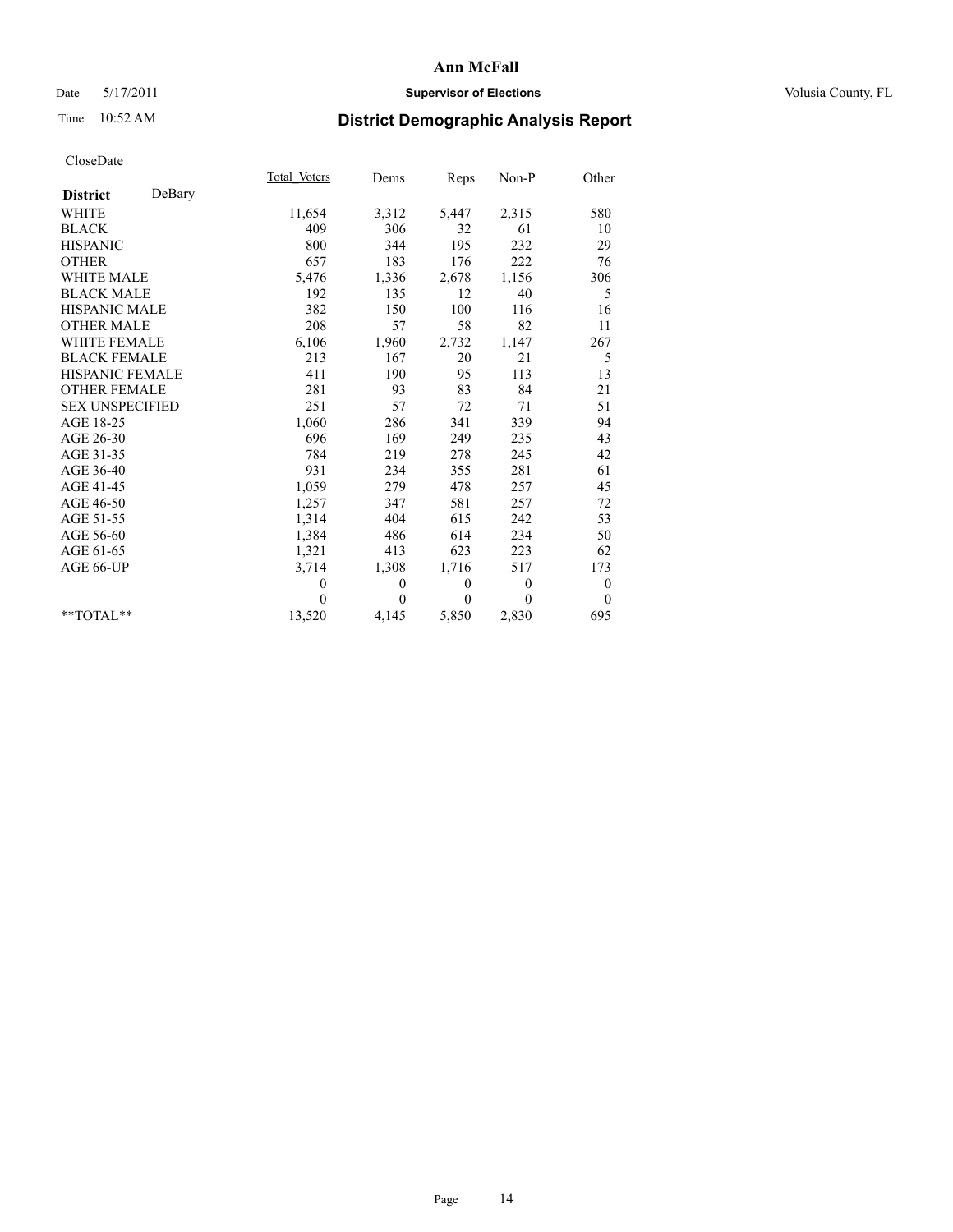**Ann McFall**

Date 5/17/2011 **Supervisor of Elections** Volusia County, FL

Time 10:52 AM

# District Demographic Analysis Report

CloseDate

| **District** DeBary | Total Voters | Dems | Reps | Non-P | Other |
|---|---|---|---|---|---|
| WHITE | 11,654 | 3,312 | 5,447 | 2,315 | 580 |
| BLACK | 409 | 306 | 32 | 61 | 10 |
| HISPANIC | 800 | 344 | 195 | 232 | 29 |
| OTHER | 657 | 183 | 176 | 222 | 76 |
| WHITE MALE | 5,476 | 1,336 | 2,678 | 1,156 | 306 |
| BLACK MALE | 192 | 135 | 12 | 40 | 5 |
| HISPANIC MALE | 382 | 150 | 100 | 116 | 16 |
| OTHER MALE | 208 | 57 | 58 | 82 | 11 |
| WHITE FEMALE | 6,106 | 1,960 | 2,732 | 1,147 | 267 |
| BLACK FEMALE | 213 | 167 | 20 | 21 | 5 |
| HISPANIC FEMALE | 411 | 190 | 95 | 113 | 13 |
| OTHER FEMALE | 281 | 93 | 83 | 84 | 21 |
| SEX UNSPECIFIED | 251 | 57 | 72 | 71 | 51 |
| AGE 18-25 | 1,060 | 286 | 341 | 339 | 94 |
| AGE 26-30 | 696 | 169 | 249 | 235 | 43 |
| AGE 31-35 | 784 | 219 | 278 | 245 | 42 |
| AGE 36-40 | 931 | 234 | 355 | 281 | 61 |
| AGE 41-45 | 1,059 | 279 | 478 | 257 | 45 |
| AGE 46-50 | 1,257 | 347 | 581 | 257 | 72 |
| AGE 51-55 | 1,314 | 404 | 615 | 242 | 53 |
| AGE 56-60 | 1,384 | 486 | 614 | 234 | 50 |
| AGE 61-65 | 1,321 | 413 | 623 | 223 | 62 |
| AGE 66-UP | 3,714 | 1,308 | 1,716 | 517 | 173 |
| | 0 | 0 | 0 | 0 | 0 |
| | 0 | 0 | 0 | 0 | 0 |
| **TOTAL** | 13,520 | 4,145 | 5,850 | 2,830 | 695 |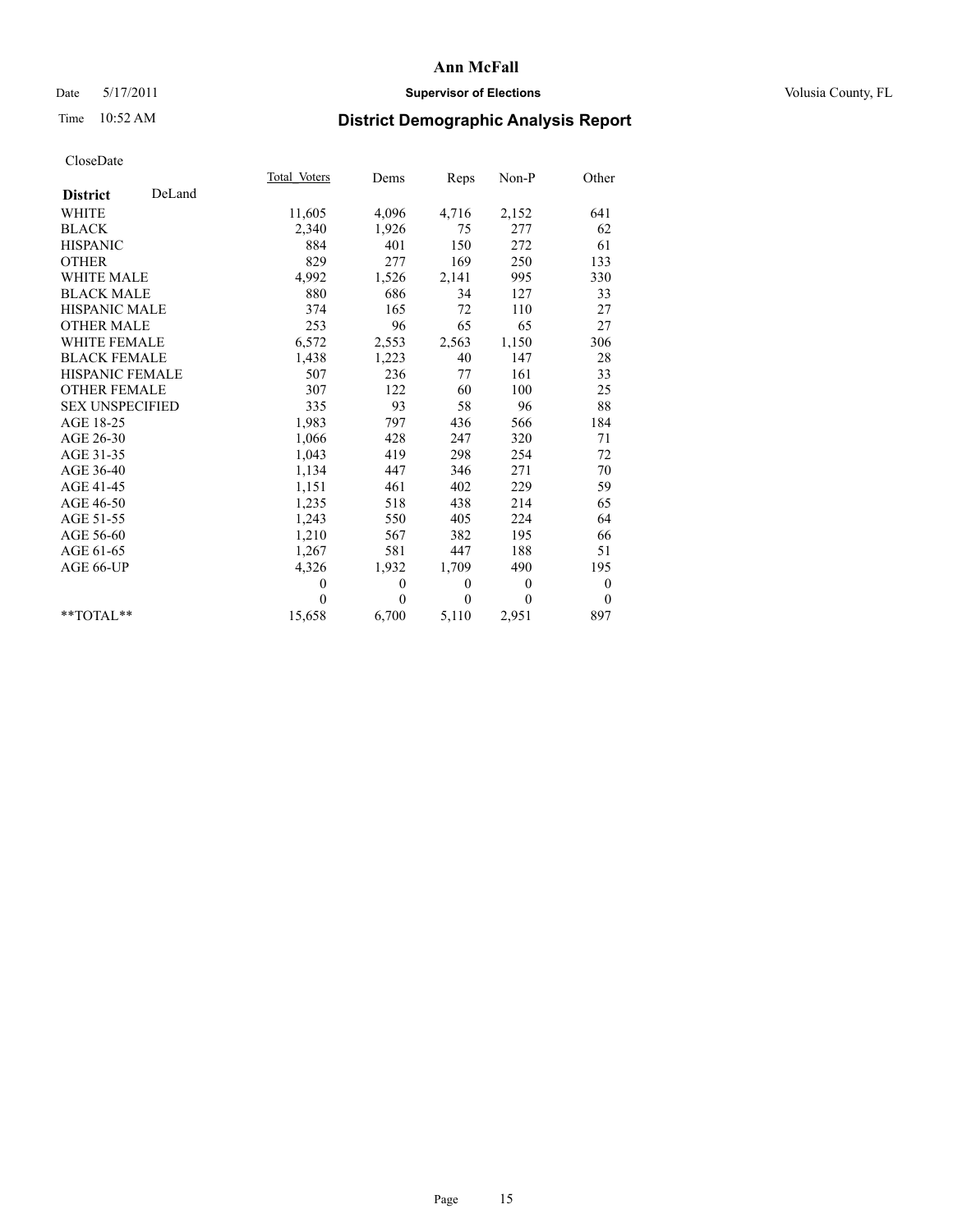# Ann McFall

Date 5/17/2011 **Supervisor of Elections** Volusia County, FL

Time 10:52 AM **District Demographic Analysis Report**

CloseDate

| **District** DeLand | Total Voters | Dems | Reps | Non-P | Other |
|---|---|---|---|---|---|
| WHITE | 11,605 | 4,096 | 4,716 | 2,152 | 641 |
| BLACK | 2,340 | 1,926 | 75 | 277 | 62 |
| HISPANIC | 884 | 401 | 150 | 272 | 61 |
| OTHER | 829 | 277 | 169 | 250 | 133 |
| WHITE MALE | 4,992 | 1,526 | 2,141 | 995 | 330 |
| BLACK MALE | 880 | 686 | 34 | 127 | 33 |
| HISPANIC MALE | 374 | 165 | 72 | 110 | 27 |
| OTHER MALE | 253 | 96 | 65 | 65 | 27 |
| WHITE FEMALE | 6,572 | 2,553 | 2,563 | 1,150 | 306 |
| BLACK FEMALE | 1,438 | 1,223 | 40 | 147 | 28 |
| HISPANIC FEMALE | 507 | 236 | 77 | 161 | 33 |
| OTHER FEMALE | 307 | 122 | 60 | 100 | 25 |
| SEX UNSPECIFIED | 335 | 93 | 58 | 96 | 88 |
| AGE 18-25 | 1,983 | 797 | 436 | 566 | 184 |
| AGE 26-30 | 1,066 | 428 | 247 | 320 | 71 |
| AGE 31-35 | 1,043 | 419 | 298 | 254 | 72 |
| AGE 36-40 | 1,134 | 447 | 346 | 271 | 70 |
| AGE 41-45 | 1,151 | 461 | 402 | 229 | 59 |
| AGE 46-50 | 1,235 | 518 | 438 | 214 | 65 |
| AGE 51-55 | 1,243 | 550 | 405 | 224 | 64 |
| AGE 56-60 | 1,210 | 567 | 382 | 195 | 66 |
| AGE 61-65 | 1,267 | 581 | 447 | 188 | 51 |
| AGE 66-UP | 4,326 | 1,932 | 1,709 | 490 | 195 |
| | 0 | 0 | 0 | 0 | 0 |
| | 0 | 0 | 0 | 0 | 0 |
| **TOTAL** | 15,658 | 6,700 | 5,110 | 2,951 | 897 |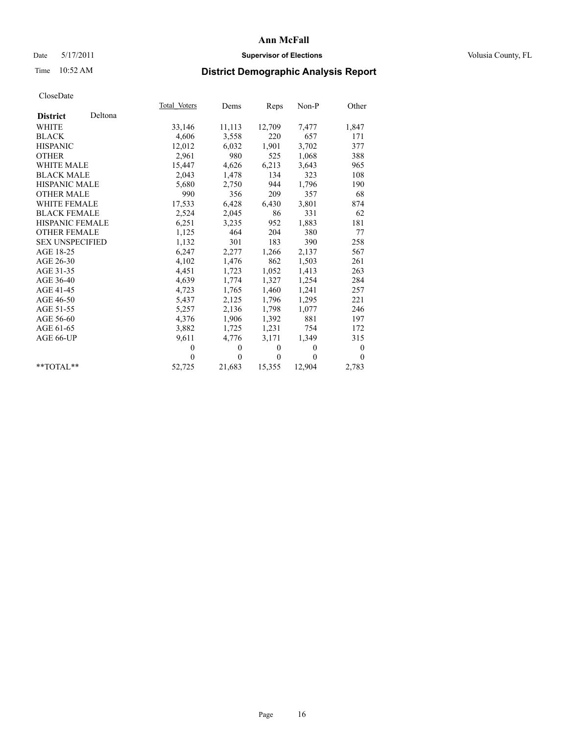# Ann McFall

Date 5/17/2011 **Supervisor of Elections** Volusia County, FL

Time 10:52 AM **District Demographic Analysis Report**

CloseDate

| **District** Deltona | Total_Voters | Dems | Reps | Non-P | Other |
|---|---|---|---|---|---|
| WHITE | 33,146 | 11,113 | 12,709 | 7,477 | 1,847 |
| BLACK | 4,606 | 3,558 | 220 | 657 | 171 |
| HISPANIC | 12,012 | 6,032 | 1,901 | 3,702 | 377 |
| OTHER | 2,961 | 980 | 525 | 1,068 | 388 |
| WHITE MALE | 15,447 | 4,626 | 6,213 | 3,643 | 965 |
| BLACK MALE | 2,043 | 1,478 | 134 | 323 | 108 |
| HISPANIC MALE | 5,680 | 2,750 | 944 | 1,796 | 190 |
| OTHER MALE | 990 | 356 | 209 | 357 | 68 |
| WHITE FEMALE | 17,533 | 6,428 | 6,430 | 3,801 | 874 |
| BLACK FEMALE | 2,524 | 2,045 | 86 | 331 | 62 |
| HISPANIC FEMALE | 6,251 | 3,235 | 952 | 1,883 | 181 |
| OTHER FEMALE | 1,125 | 464 | 204 | 380 | 77 |
| SEX UNSPECIFIED | 1,132 | 301 | 183 | 390 | 258 |
| AGE 18-25 | 6,247 | 2,277 | 1,266 | 2,137 | 567 |
| AGE 26-30 | 4,102 | 1,476 | 862 | 1,503 | 261 |
| AGE 31-35 | 4,451 | 1,723 | 1,052 | 1,413 | 263 |
| AGE 36-40 | 4,639 | 1,774 | 1,327 | 1,254 | 284 |
| AGE 41-45 | 4,723 | 1,765 | 1,460 | 1,241 | 257 |
| AGE 46-50 | 5,437 | 2,125 | 1,796 | 1,295 | 221 |
| AGE 51-55 | 5,257 | 2,136 | 1,798 | 1,077 | 246 |
| AGE 56-60 | 4,376 | 1,906 | 1,392 | 881 | 197 |
| AGE 61-65 | 3,882 | 1,725 | 1,231 | 754 | 172 |
| AGE 66-UP | 9,611 | 4,776 | 3,171 | 1,349 | 315 |
| | 0 | 0 | 0 | 0 | 0 |
| | 0 | 0 | 0 | 0 | 0 |
| **TOTAL** | 52,725 | 21,683 | 15,355 | 12,904 | 2,783 |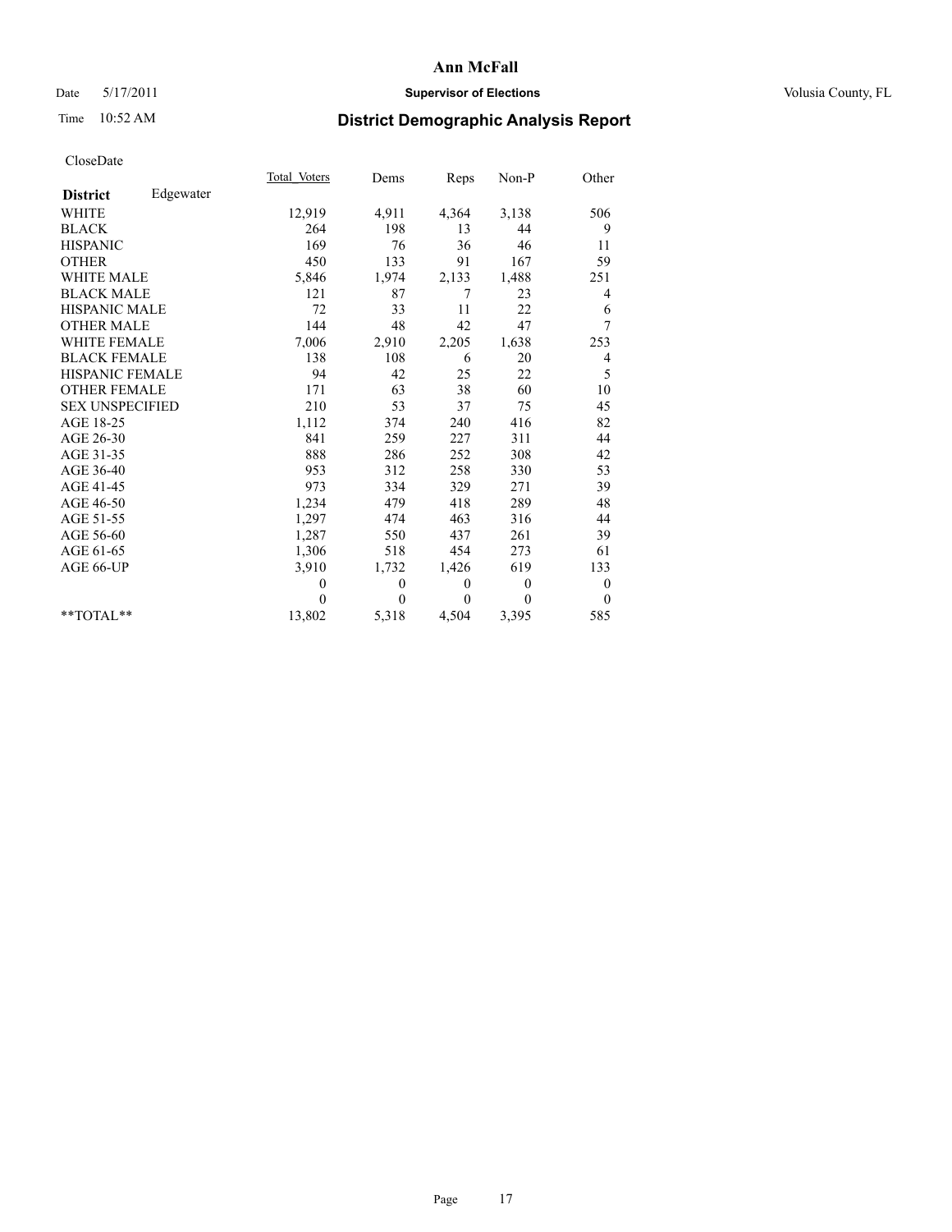# Ann McFall

Date 5/17/2011 **Supervisor of Elections** Volusia County, FL

Time 10:52 AM **District Demographic Analysis Report**

CloseDate

| | Total Voters | Dems | Reps | Non-P | Other |
|---|---|---|---|---|---|
| **District** Edgewater | | | | | |
| WHITE | 12,919 | 4,911 | 4,364 | 3,138 | 506 |
| BLACK | 264 | 198 | 13 | 44 | 9 |
| HISPANIC | 169 | 76 | 36 | 46 | 11 |
| OTHER | 450 | 133 | 91 | 167 | 59 |
| WHITE MALE | 5,846 | 1,974 | 2,133 | 1,488 | 251 |
| BLACK MALE | 121 | 87 | 7 | 23 | 4 |
| HISPANIC MALE | 72 | 33 | 11 | 22 | 6 |
| OTHER MALE | 144 | 48 | 42 | 47 | 7 |
| WHITE FEMALE | 7,006 | 2,910 | 2,205 | 1,638 | 253 |
| BLACK FEMALE | 138 | 108 | 6 | 20 | 4 |
| HISPANIC FEMALE | 94 | 42 | 25 | 22 | 5 |
| OTHER FEMALE | 171 | 63 | 38 | 60 | 10 |
| SEX UNSPECIFIED | 210 | 53 | 37 | 75 | 45 |
| AGE 18-25 | 1,112 | 374 | 240 | 416 | 82 |
| AGE 26-30 | 841 | 259 | 227 | 311 | 44 |
| AGE 31-35 | 888 | 286 | 252 | 308 | 42 |
| AGE 36-40 | 953 | 312 | 258 | 330 | 53 |
| AGE 41-45 | 973 | 334 | 329 | 271 | 39 |
| AGE 46-50 | 1,234 | 479 | 418 | 289 | 48 |
| AGE 51-55 | 1,297 | 474 | 463 | 316 | 44 |
| AGE 56-60 | 1,287 | 550 | 437 | 261 | 39 |
| AGE 61-65 | 1,306 | 518 | 454 | 273 | 61 |
| AGE 66-UP | 3,910 | 1,732 | 1,426 | 619 | 133 |
| | 0 | 0 | 0 | 0 | 0 |
| | 0 | 0 | 0 | 0 | 0 |
| **TOTAL** | 13,802 | 5,318 | 4,504 | 3,395 | 585 |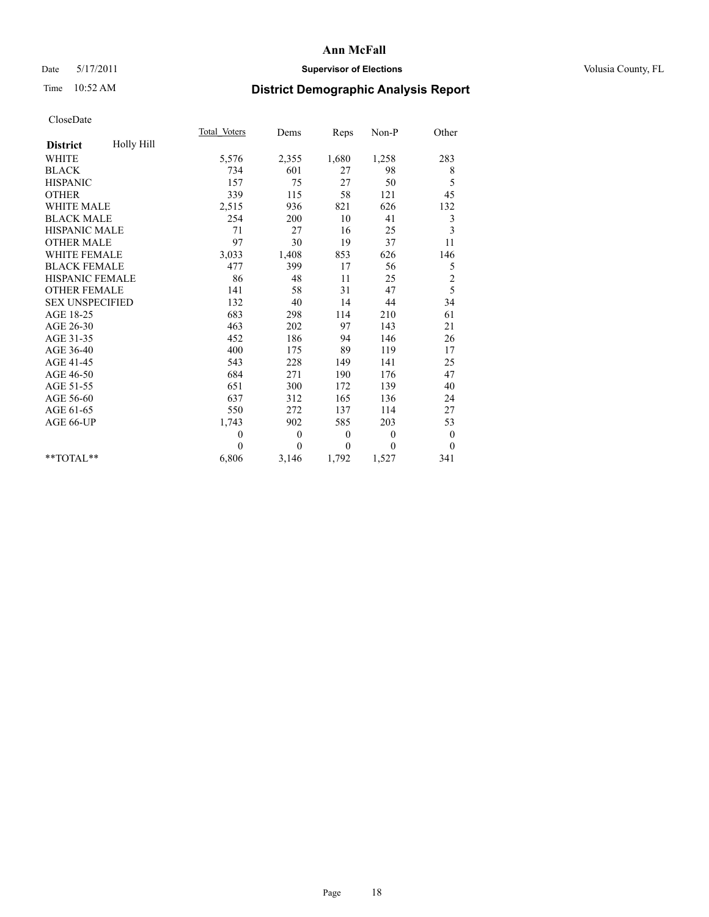# Ann McFall

Date 5/17/2011 **Supervisor of Elections** Volusia County, FL

Time 10:52 AM **District Demographic Analysis Report**

CloseDate

| **District** Holly Hill | Total Voters | Dems | Reps | Non-P | Other |
|---|---|---|---|---|---|
| WHITE | 5,576 | 2,355 | 1,680 | 1,258 | 283 |
| BLACK | 734 | 601 | 27 | 98 | 8 |
| HISPANIC | 157 | 75 | 27 | 50 | 5 |
| OTHER | 339 | 115 | 58 | 121 | 45 |
| WHITE MALE | 2,515 | 936 | 821 | 626 | 132 |
| BLACK MALE | 254 | 200 | 10 | 41 | 3 |
| HISPANIC MALE | 71 | 27 | 16 | 25 | 3 |
| OTHER MALE | 97 | 30 | 19 | 37 | 11 |
| WHITE FEMALE | 3,033 | 1,408 | 853 | 626 | 146 |
| BLACK FEMALE | 477 | 399 | 17 | 56 | 5 |
| HISPANIC FEMALE | 86 | 48 | 11 | 25 | 2 |
| OTHER FEMALE | 141 | 58 | 31 | 47 | 5 |
| SEX UNSPECIFIED | 132 | 40 | 14 | 44 | 34 |
| AGE 18-25 | 683 | 298 | 114 | 210 | 61 |
| AGE 26-30 | 463 | 202 | 97 | 143 | 21 |
| AGE 31-35 | 452 | 186 | 94 | 146 | 26 |
| AGE 36-40 | 400 | 175 | 89 | 119 | 17 |
| AGE 41-45 | 543 | 228 | 149 | 141 | 25 |
| AGE 46-50 | 684 | 271 | 190 | 176 | 47 |
| AGE 51-55 | 651 | 300 | 172 | 139 | 40 |
| AGE 56-60 | 637 | 312 | 165 | 136 | 24 |
| AGE 61-65 | 550 | 272 | 137 | 114 | 27 |
| AGE 66-UP | 1,743 | 902 | 585 | 203 | 53 |
| | 0 | 0 | 0 | 0 | 0 |
| | 0 | 0 | 0 | 0 | 0 |
| **TOTAL** | 6,806 | 3,146 | 1,792 | 1,527 | 341 |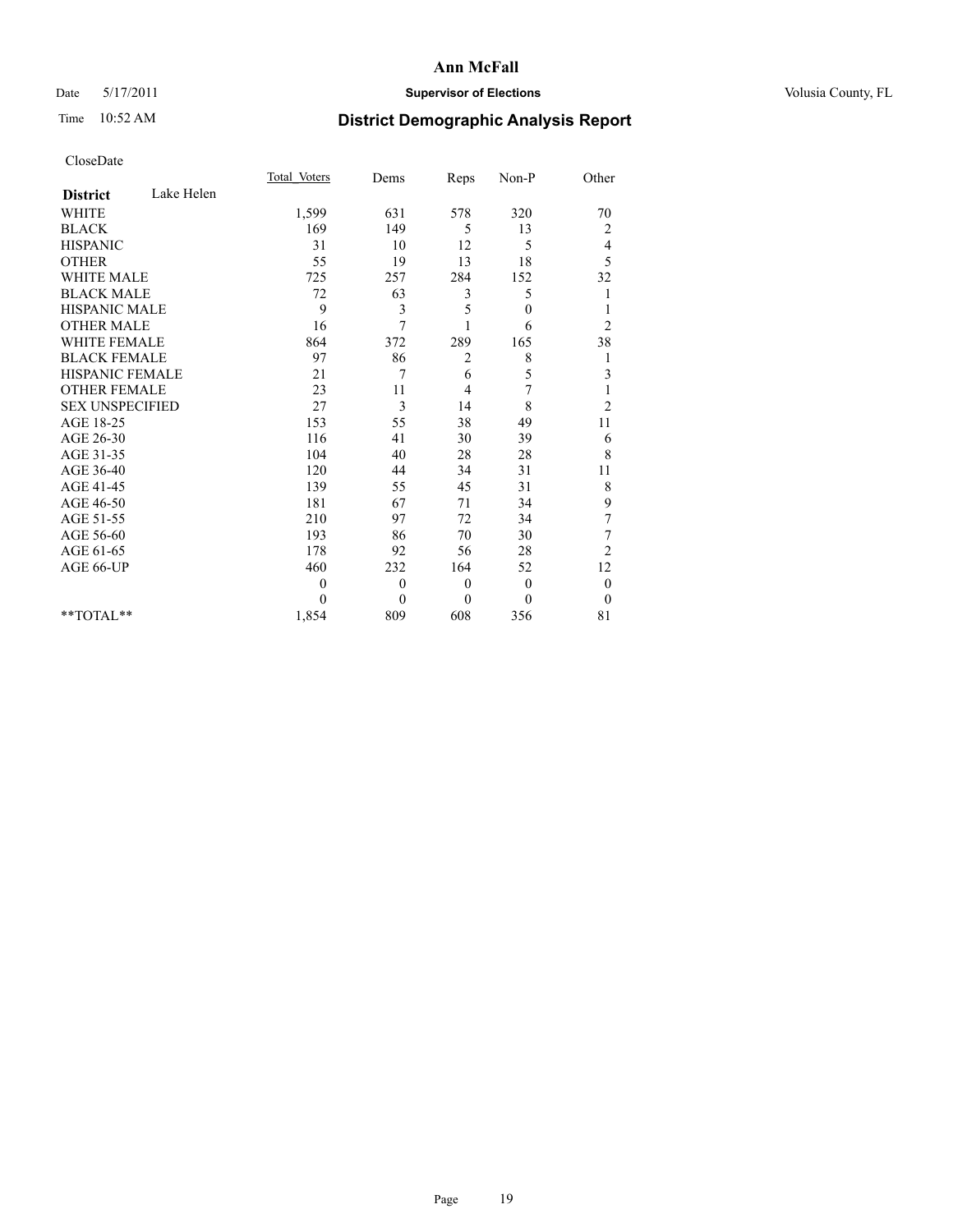# Ann McFall

Date 5/17/2011 **Supervisor of Elections** Volusia County, FL

Time 10:52 AM **District Demographic Analysis Report**

CloseDate

| **District** Lake Helen | Total_Voters | Dems | Reps | Non-P | Other |
|---|---|---|---|---|---|
| WHITE | 1,599 | 631 | 578 | 320 | 70 |
| BLACK | 169 | 149 | 5 | 13 | 2 |
| HISPANIC | 31 | 10 | 12 | 5 | 4 |
| OTHER | 55 | 19 | 13 | 18 | 5 |
| WHITE MALE | 725 | 257 | 284 | 152 | 32 |
| BLACK MALE | 72 | 63 | 3 | 5 | 1 |
| HISPANIC MALE | 9 | 3 | 5 | 0 | 1 |
| OTHER MALE | 16 | 7 | 1 | 6 | 2 |
| WHITE FEMALE | 864 | 372 | 289 | 165 | 38 |
| BLACK FEMALE | 97 | 86 | 2 | 8 | 1 |
| HISPANIC FEMALE | 21 | 7 | 6 | 5 | 3 |
| OTHER FEMALE | 23 | 11 | 4 | 7 | 1 |
| SEX UNSPECIFIED | 27 | 3 | 14 | 8 | 2 |
| AGE 18-25 | 153 | 55 | 38 | 49 | 11 |
| AGE 26-30 | 116 | 41 | 30 | 39 | 6 |
| AGE 31-35 | 104 | 40 | 28 | 28 | 8 |
| AGE 36-40 | 120 | 44 | 34 | 31 | 11 |
| AGE 41-45 | 139 | 55 | 45 | 31 | 8 |
| AGE 46-50 | 181 | 67 | 71 | 34 | 9 |
| AGE 51-55 | 210 | 97 | 72 | 34 | 7 |
| AGE 56-60 | 193 | 86 | 70 | 30 | 7 |
| AGE 61-65 | 178 | 92 | 56 | 28 | 2 |
| AGE 66-UP | 460 | 232 | 164 | 52 | 12 |
| | 0 | 0 | 0 | 0 | 0 |
| | 0 | 0 | 0 | 0 | 0 |
| **TOTAL** | 1,854 | 809 | 608 | 356 | 81 |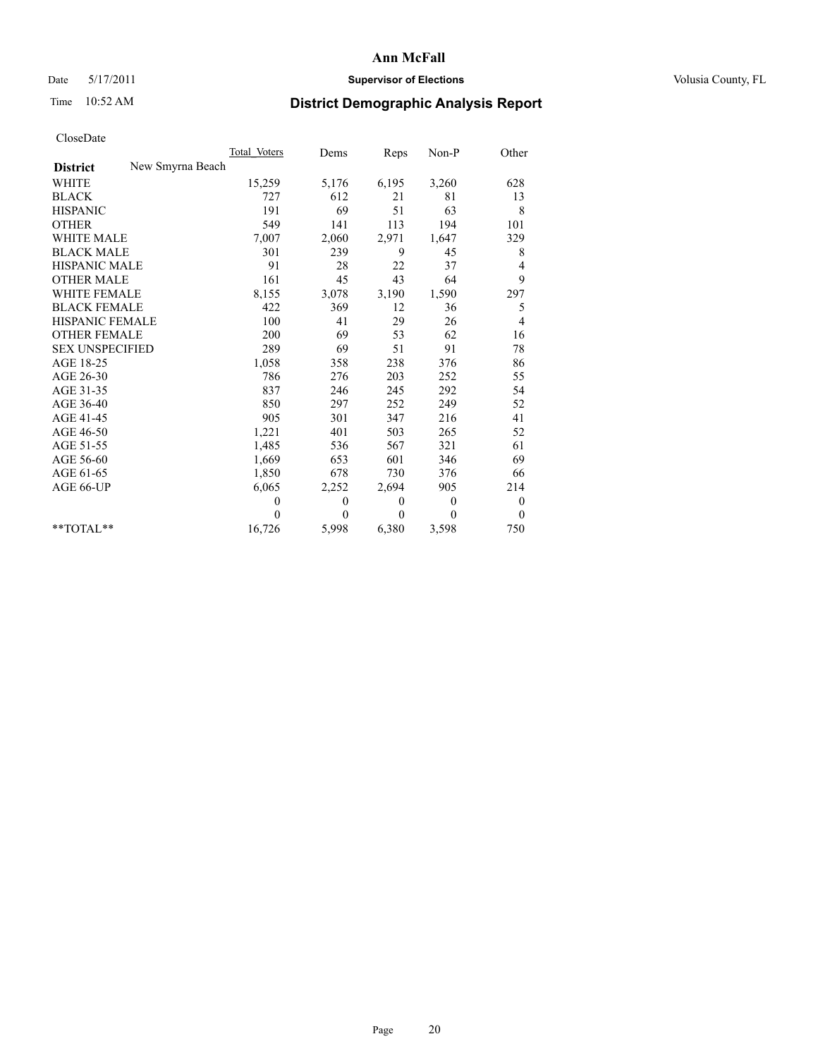# Ann McFall

Date 5/17/2011 **Supervisor of Elections** Volusia County, FL

Time 10:52 AM **District Demographic Analysis Report**

CloseDate

| | Total_Voters | Dems | Reps | Non-P | Other |
|---|---|---|---|---|---|
| **District** New Smyrna Beach | | | | | |
| WHITE | 15,259 | 5,176 | 6,195 | 3,260 | 628 |
| BLACK | 727 | 612 | 21 | 81 | 13 |
| HISPANIC | 191 | 69 | 51 | 63 | 8 |
| OTHER | 549 | 141 | 113 | 194 | 101 |
| WHITE MALE | 7,007 | 2,060 | 2,971 | 1,647 | 329 |
| BLACK MALE | 301 | 239 | 9 | 45 | 8 |
| HISPANIC MALE | 91 | 28 | 22 | 37 | 4 |
| OTHER MALE | 161 | 45 | 43 | 64 | 9 |
| WHITE FEMALE | 8,155 | 3,078 | 3,190 | 1,590 | 297 |
| BLACK FEMALE | 422 | 369 | 12 | 36 | 5 |
| HISPANIC FEMALE | 100 | 41 | 29 | 26 | 4 |
| OTHER FEMALE | 200 | 69 | 53 | 62 | 16 |
| SEX UNSPECIFIED | 289 | 69 | 51 | 91 | 78 |
| AGE 18-25 | 1,058 | 358 | 238 | 376 | 86 |
| AGE 26-30 | 786 | 276 | 203 | 252 | 55 |
| AGE 31-35 | 837 | 246 | 245 | 292 | 54 |
| AGE 36-40 | 850 | 297 | 252 | 249 | 52 |
| AGE 41-45 | 905 | 301 | 347 | 216 | 41 |
| AGE 46-50 | 1,221 | 401 | 503 | 265 | 52 |
| AGE 51-55 | 1,485 | 536 | 567 | 321 | 61 |
| AGE 56-60 | 1,669 | 653 | 601 | 346 | 69 |
| AGE 61-65 | 1,850 | 678 | 730 | 376 | 66 |
| AGE 66-UP | 6,065 | 2,252 | 2,694 | 905 | 214 |
| | 0 | 0 | 0 | 0 | 0 |
| | 0 | 0 | 0 | 0 | 0 |
| **TOTAL** | 16,726 | 5,998 | 6,380 | 3,598 | 750 |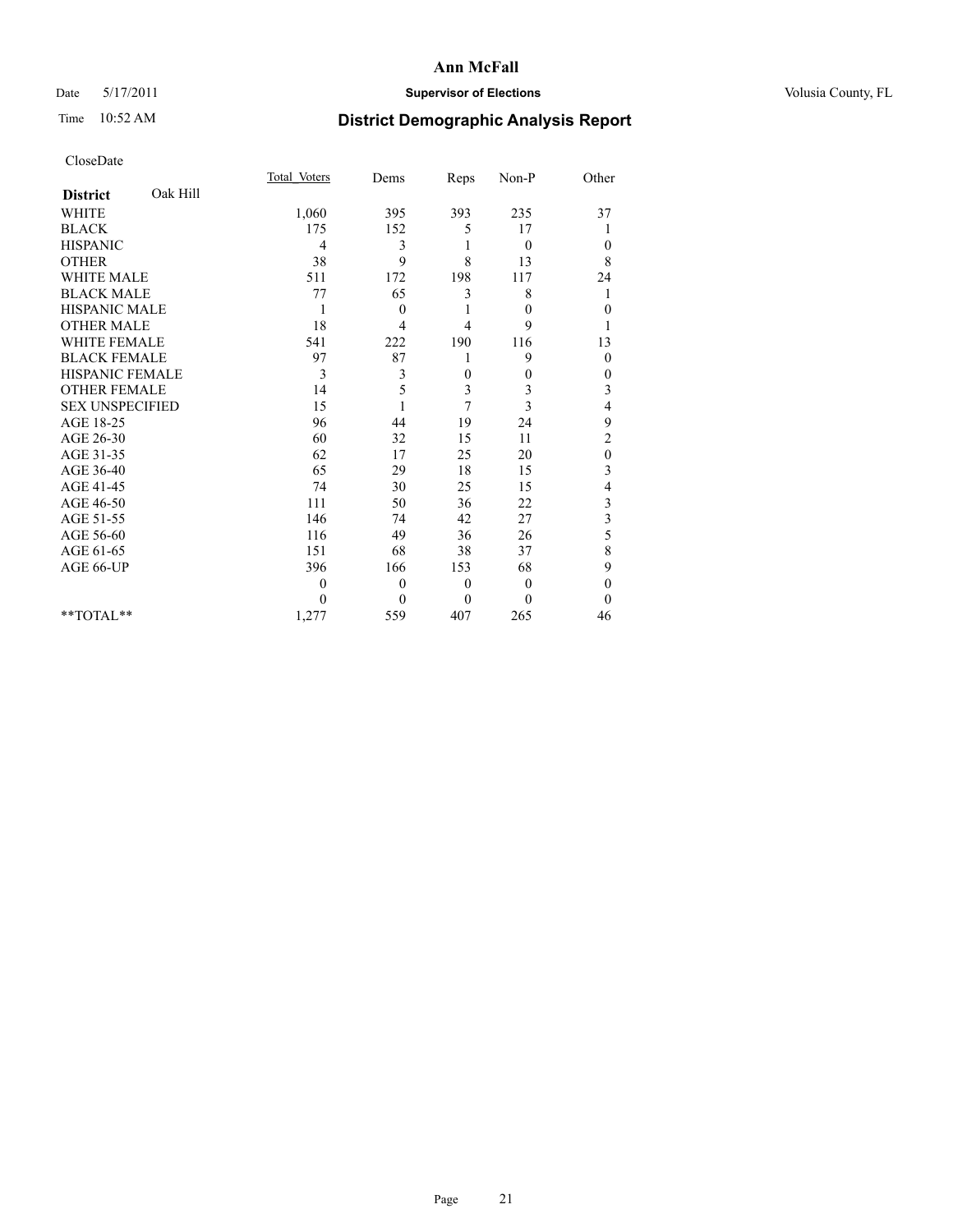**Ann McFall**

Date 5/17/2011 **Supervisor of Elections** Volusia County, FL

Time 10:52 AM **District Demographic Analysis Report**

CloseDate

| **District** Oak Hill | Total Voters | Dems | Reps | Non-P | Other |
|---|---|---|---|---|---|
| WHITE | 1,060 | 395 | 393 | 235 | 37 |
| BLACK | 175 | 152 | 5 | 17 | 1 |
| HISPANIC | 4 | 3 | 1 | 0 | 0 |
| OTHER | 38 | 9 | 8 | 13 | 8 |
| WHITE MALE | 511 | 172 | 198 | 117 | 24 |
| BLACK MALE | 77 | 65 | 3 | 8 | 1 |
| HISPANIC MALE | 1 | 0 | 1 | 0 | 0 |
| OTHER MALE | 18 | 4 | 4 | 9 | 1 |
| WHITE FEMALE | 541 | 222 | 190 | 116 | 13 |
| BLACK FEMALE | 97 | 87 | 1 | 9 | 0 |
| HISPANIC FEMALE | 3 | 3 | 0 | 0 | 0 |
| OTHER FEMALE | 14 | 5 | 3 | 3 | 3 |
| SEX UNSPECIFIED | 15 | 1 | 7 | 3 | 4 |
| AGE 18-25 | 96 | 44 | 19 | 24 | 9 |
| AGE 26-30 | 60 | 32 | 15 | 11 | 2 |
| AGE 31-35 | 62 | 17 | 25 | 20 | 0 |
| AGE 36-40 | 65 | 29 | 18 | 15 | 3 |
| AGE 41-45 | 74 | 30 | 25 | 15 | 4 |
| AGE 46-50 | 111 | 50 | 36 | 22 | 3 |
| AGE 51-55 | 146 | 74 | 42 | 27 | 3 |
| AGE 56-60 | 116 | 49 | 36 | 26 | 5 |
| AGE 61-65 | 151 | 68 | 38 | 37 | 8 |
| AGE 66-UP | 396 | 166 | 153 | 68 | 9 |
| | 0 | 0 | 0 | 0 | 0 |
| | 0 | 0 | 0 | 0 | 0 |
| **TOTAL** | 1,277 | 559 | 407 | 265 | 46 |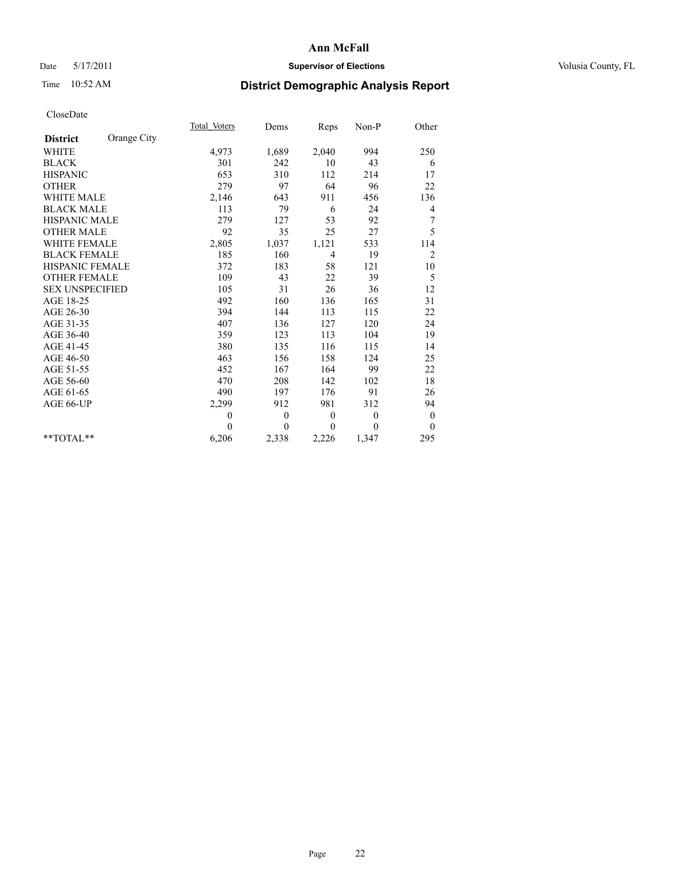# Ann McFall

Date 5/17/2011 **Supervisor of Elections** Volusia County, FL

Time 10:52 AM **District Demographic Analysis Report**

CloseDate

| **District** Orange City | Total Voters | Dems | Reps | Non-P | Other |
|---|---|---|---|---|---|
| WHITE | 4,973 | 1,689 | 2,040 | 994 | 250 |
| BLACK | 301 | 242 | 10 | 43 | 6 |
| HISPANIC | 653 | 310 | 112 | 214 | 17 |
| OTHER | 279 | 97 | 64 | 96 | 22 |
| WHITE MALE | 2,146 | 643 | 911 | 456 | 136 |
| BLACK MALE | 113 | 79 | 6 | 24 | 4 |
| HISPANIC MALE | 279 | 127 | 53 | 92 | 7 |
| OTHER MALE | 92 | 35 | 25 | 27 | 5 |
| WHITE FEMALE | 2,805 | 1,037 | 1,121 | 533 | 114 |
| BLACK FEMALE | 185 | 160 | 4 | 19 | 2 |
| HISPANIC FEMALE | 372 | 183 | 58 | 121 | 10 |
| OTHER FEMALE | 109 | 43 | 22 | 39 | 5 |
| SEX UNSPECIFIED | 105 | 31 | 26 | 36 | 12 |
| AGE 18-25 | 492 | 160 | 136 | 165 | 31 |
| AGE 26-30 | 394 | 144 | 113 | 115 | 22 |
| AGE 31-35 | 407 | 136 | 127 | 120 | 24 |
| AGE 36-40 | 359 | 123 | 113 | 104 | 19 |
| AGE 41-45 | 380 | 135 | 116 | 115 | 14 |
| AGE 46-50 | 463 | 156 | 158 | 124 | 25 |
| AGE 51-55 | 452 | 167 | 164 | 99 | 22 |
| AGE 56-60 | 470 | 208 | 142 | 102 | 18 |
| AGE 61-65 | 490 | 197 | 176 | 91 | 26 |
| AGE 66-UP | 2,299 | 912 | 981 | 312 | 94 |
| | 0 | 0 | 0 | 0 | 0 |
| | 0 | 0 | 0 | 0 | 0 |
| **TOTAL** | 6,206 | 2,338 | 2,226 | 1,347 | 295 |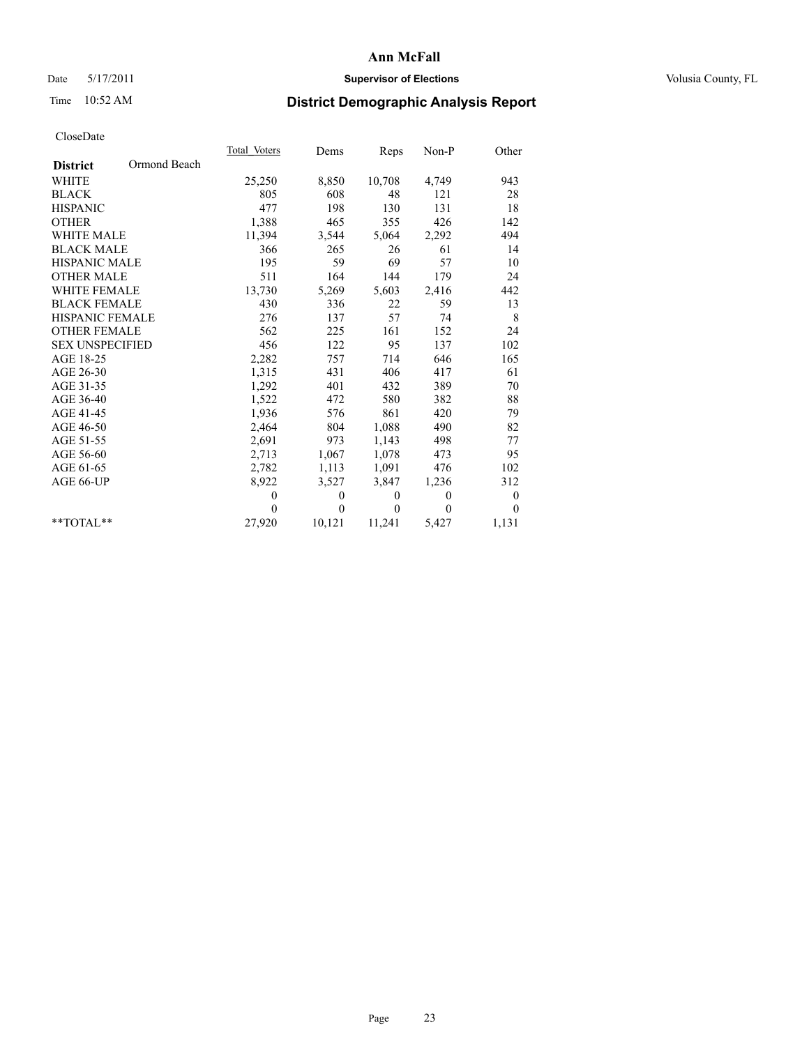# Ann McFall

Date 5/17/2011 **Supervisor of Elections** Volusia County, FL

Time 10:52 AM **District Demographic Analysis Report**

CloseDate

| **District** Ormond Beach | Total Voters | Dems | Reps | Non-P | Other |
|---|---|---|---|---|---|
| WHITE | 25,250 | 8,850 | 10,708 | 4,749 | 943 |
| BLACK | 805 | 608 | 48 | 121 | 28 |
| HISPANIC | 477 | 198 | 130 | 131 | 18 |
| OTHER | 1,388 | 465 | 355 | 426 | 142 |
| WHITE MALE | 11,394 | 3,544 | 5,064 | 2,292 | 494 |
| BLACK MALE | 366 | 265 | 26 | 61 | 14 |
| HISPANIC MALE | 195 | 59 | 69 | 57 | 10 |
| OTHER MALE | 511 | 164 | 144 | 179 | 24 |
| WHITE FEMALE | 13,730 | 5,269 | 5,603 | 2,416 | 442 |
| BLACK FEMALE | 430 | 336 | 22 | 59 | 13 |
| HISPANIC FEMALE | 276 | 137 | 57 | 74 | 8 |
| OTHER FEMALE | 562 | 225 | 161 | 152 | 24 |
| SEX UNSPECIFIED | 456 | 122 | 95 | 137 | 102 |
| AGE 18-25 | 2,282 | 757 | 714 | 646 | 165 |
| AGE 26-30 | 1,315 | 431 | 406 | 417 | 61 |
| AGE 31-35 | 1,292 | 401 | 432 | 389 | 70 |
| AGE 36-40 | 1,522 | 472 | 580 | 382 | 88 |
| AGE 41-45 | 1,936 | 576 | 861 | 420 | 79 |
| AGE 46-50 | 2,464 | 804 | 1,088 | 490 | 82 |
| AGE 51-55 | 2,691 | 973 | 1,143 | 498 | 77 |
| AGE 56-60 | 2,713 | 1,067 | 1,078 | 473 | 95 |
| AGE 61-65 | 2,782 | 1,113 | 1,091 | 476 | 102 |
| AGE 66-UP | 8,922 | 3,527 | 3,847 | 1,236 | 312 |
| | 0 | 0 | 0 | 0 | 0 |
| | 0 | 0 | 0 | 0 | 0 |
| **TOTAL** | 27,920 | 10,121 | 11,241 | 5,427 | 1,131 |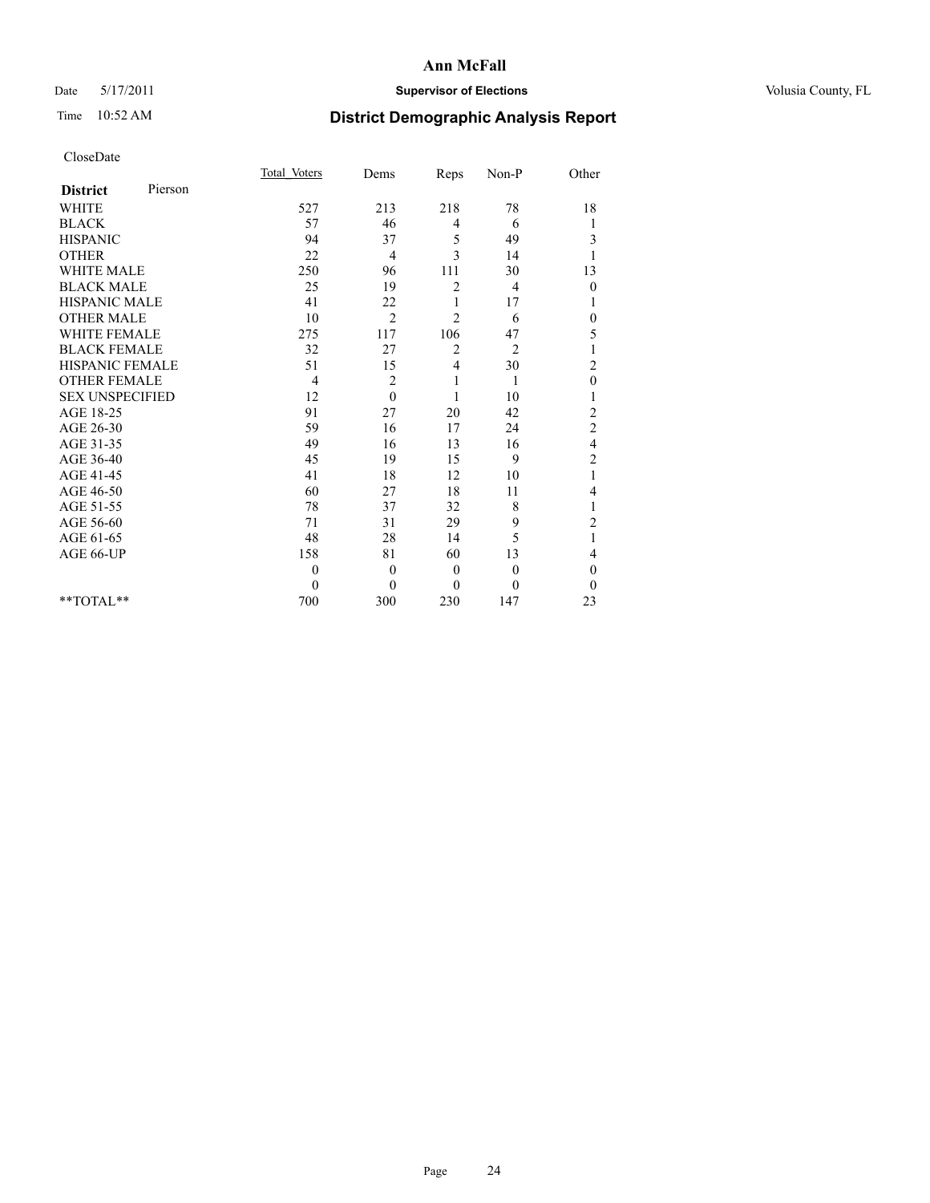**Ann McFall**

Date 5/17/2011 **Supervisor of Elections** Volusia County, FL

Time 10:52 AM

## District Demographic Analysis Report

CloseDate

| **District** Pierson | Total Voters | Dems | Reps | Non-P | Other |
|---|---|---|---|---|---|
| WHITE | 527 | 213 | 218 | 78 | 18 |
| BLACK | 57 | 46 | 4 | 6 | 1 |
| HISPANIC | 94 | 37 | 5 | 49 | 3 |
| OTHER | 22 | 4 | 3 | 14 | 1 |
| WHITE MALE | 250 | 96 | 111 | 30 | 13 |
| BLACK MALE | 25 | 19 | 2 | 4 | 0 |
| HISPANIC MALE | 41 | 22 | 1 | 17 | 1 |
| OTHER MALE | 10 | 2 | 2 | 6 | 0 |
| WHITE FEMALE | 275 | 117 | 106 | 47 | 5 |
| BLACK FEMALE | 32 | 27 | 2 | 2 | 1 |
| HISPANIC FEMALE | 51 | 15 | 4 | 30 | 2 |
| OTHER FEMALE | 4 | 2 | 1 | 1 | 0 |
| SEX UNSPECIFIED | 12 | 0 | 1 | 10 | 1 |
| AGE 18-25 | 91 | 27 | 20 | 42 | 2 |
| AGE 26-30 | 59 | 16 | 17 | 24 | 2 |
| AGE 31-35 | 49 | 16 | 13 | 16 | 4 |
| AGE 36-40 | 45 | 19 | 15 | 9 | 2 |
| AGE 41-45 | 41 | 18 | 12 | 10 | 1 |
| AGE 46-50 | 60 | 27 | 18 | 11 | 4 |
| AGE 51-55 | 78 | 37 | 32 | 8 | 1 |
| AGE 56-60 | 71 | 31 | 29 | 9 | 2 |
| AGE 61-65 | 48 | 28 | 14 | 5 | 1 |
| AGE 66-UP | 158 | 81 | 60 | 13 | 4 |
| | 0 | 0 | 0 | 0 | 0 |
| | 0 | 0 | 0 | 0 | 0 |
| **TOTAL** | 700 | 300 | 230 | 147 | 23 |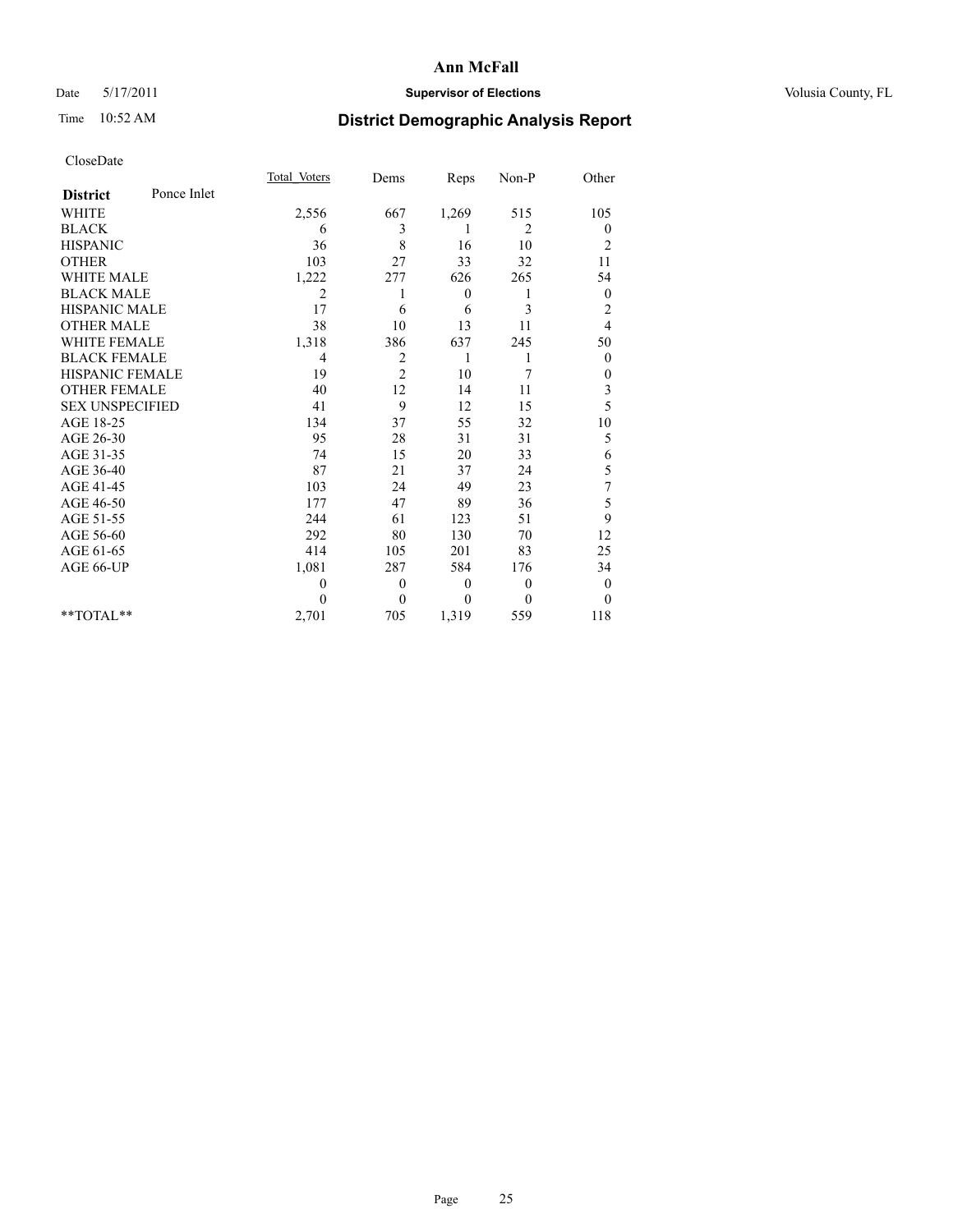# Ann McFall

Date 5/17/2011 **Supervisor of Elections** Volusia County, FL

Time 10:52 AM **District Demographic Analysis Report**

CloseDate

| **District** Ponce Inlet | Total_Voters | Dems | Reps | Non-P | Other |
|---|---|---|---|---|---|
| WHITE | 2,556 | 667 | 1,269 | 515 | 105 |
| BLACK | 6 | 3 | 1 | 2 | 0 |
| HISPANIC | 36 | 8 | 16 | 10 | 2 |
| OTHER | 103 | 27 | 33 | 32 | 11 |
| WHITE MALE | 1,222 | 277 | 626 | 265 | 54 |
| BLACK MALE | 2 | 1 | 0 | 1 | 0 |
| HISPANIC MALE | 17 | 6 | 6 | 3 | 2 |
| OTHER MALE | 38 | 10 | 13 | 11 | 4 |
| WHITE FEMALE | 1,318 | 386 | 637 | 245 | 50 |
| BLACK FEMALE | 4 | 2 | 1 | 1 | 0 |
| HISPANIC FEMALE | 19 | 2 | 10 | 7 | 0 |
| OTHER FEMALE | 40 | 12 | 14 | 11 | 3 |
| SEX UNSPECIFIED | 41 | 9 | 12 | 15 | 5 |
| AGE 18-25 | 134 | 37 | 55 | 32 | 10 |
| AGE 26-30 | 95 | 28 | 31 | 31 | 5 |
| AGE 31-35 | 74 | 15 | 20 | 33 | 6 |
| AGE 36-40 | 87 | 21 | 37 | 24 | 5 |
| AGE 41-45 | 103 | 24 | 49 | 23 | 7 |
| AGE 46-50 | 177 | 47 | 89 | 36 | 5 |
| AGE 51-55 | 244 | 61 | 123 | 51 | 9 |
| AGE 56-60 | 292 | 80 | 130 | 70 | 12 |
| AGE 61-65 | 414 | 105 | 201 | 83 | 25 |
| AGE 66-UP | 1,081 | 287 | 584 | 176 | 34 |
| | 0 | 0 | 0 | 0 | 0 |
| | 0 | 0 | 0 | 0 | 0 |
| **TOTAL** | 2,701 | 705 | 1,319 | 559 | 118 |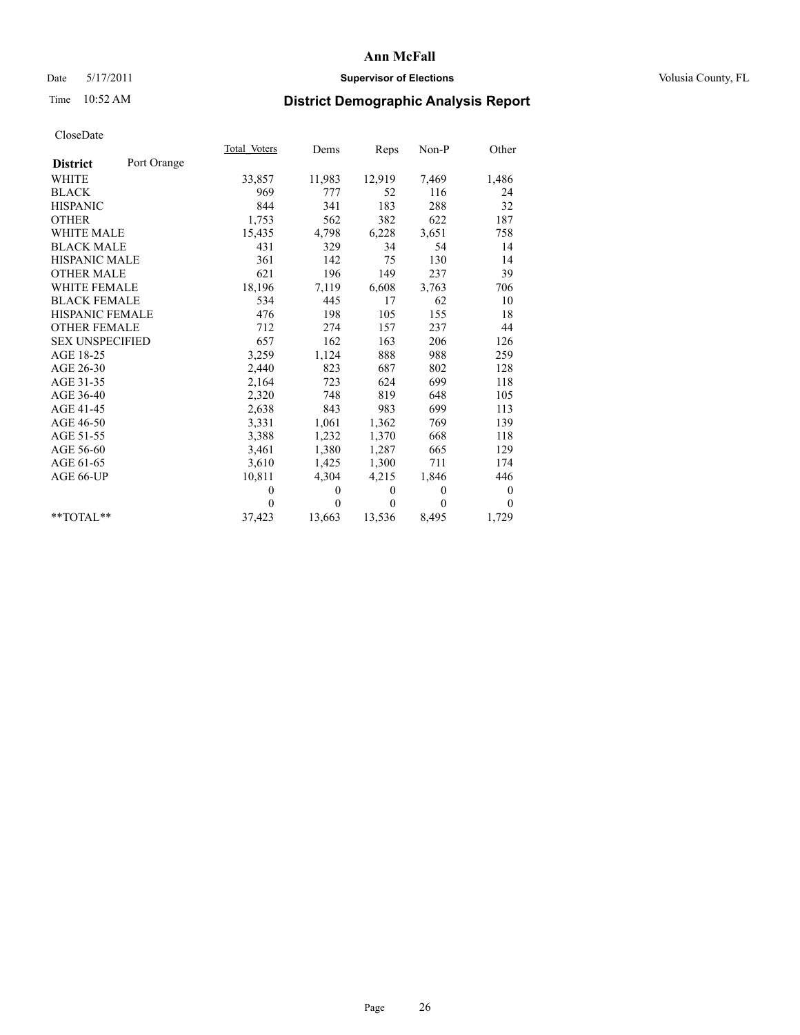**Ann McFall**

Date 5/17/2011 **Supervisor of Elections** Volusia County, FL

Time 10:52 AM **District Demographic Analysis Report**

CloseDate

| **District** Port Orange | Total Voters | Dems | Reps | Non-P | Other |
|---|---|---|---|---|---|
| WHITE | 33,857 | 11,983 | 12,919 | 7,469 | 1,486 |
| BLACK | 969 | 777 | 52 | 116 | 24 |
| HISPANIC | 844 | 341 | 183 | 288 | 32 |
| OTHER | 1,753 | 562 | 382 | 622 | 187 |
| WHITE MALE | 15,435 | 4,798 | 6,228 | 3,651 | 758 |
| BLACK MALE | 431 | 329 | 34 | 54 | 14 |
| HISPANIC MALE | 361 | 142 | 75 | 130 | 14 |
| OTHER MALE | 621 | 196 | 149 | 237 | 39 |
| WHITE FEMALE | 18,196 | 7,119 | 6,608 | 3,763 | 706 |
| BLACK FEMALE | 534 | 445 | 17 | 62 | 10 |
| HISPANIC FEMALE | 476 | 198 | 105 | 155 | 18 |
| OTHER FEMALE | 712 | 274 | 157 | 237 | 44 |
| SEX UNSPECIFIED | 657 | 162 | 163 | 206 | 126 |
| AGE 18-25 | 3,259 | 1,124 | 888 | 988 | 259 |
| AGE 26-30 | 2,440 | 823 | 687 | 802 | 128 |
| AGE 31-35 | 2,164 | 723 | 624 | 699 | 118 |
| AGE 36-40 | 2,320 | 748 | 819 | 648 | 105 |
| AGE 41-45 | 2,638 | 843 | 983 | 699 | 113 |
| AGE 46-50 | 3,331 | 1,061 | 1,362 | 769 | 139 |
| AGE 51-55 | 3,388 | 1,232 | 1,370 | 668 | 118 |
| AGE 56-60 | 3,461 | 1,380 | 1,287 | 665 | 129 |
| AGE 61-65 | 3,610 | 1,425 | 1,300 | 711 | 174 |
| AGE 66-UP | 10,811 | 4,304 | 4,215 | 1,846 | 446 |
| | 0 | 0 | 0 | 0 | 0 |
| | 0 | 0 | 0 | 0 | 0 |
| **TOTAL** | 37,423 | 13,663 | 13,536 | 8,495 | 1,729 |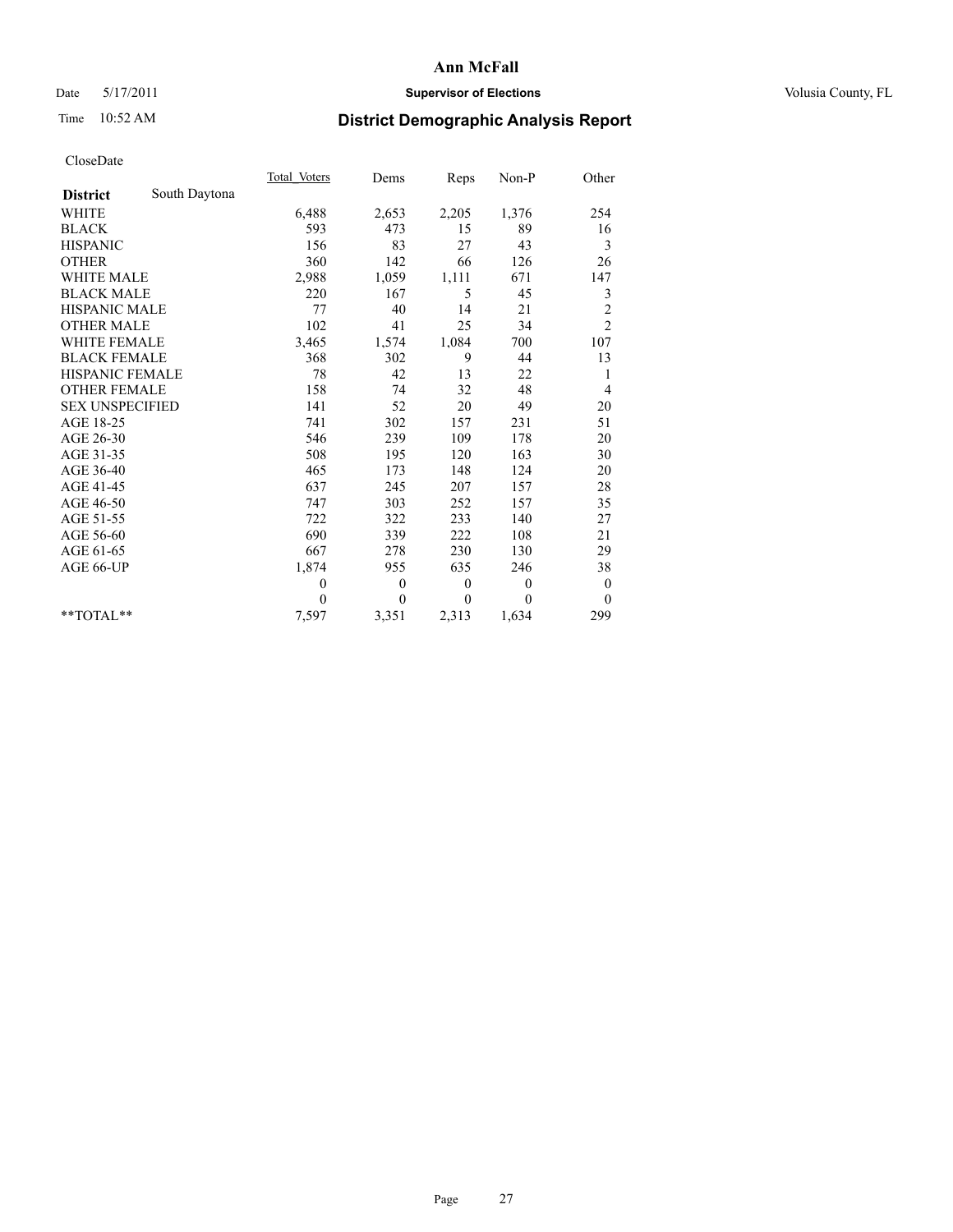**Ann McFall**

Date 5/17/2011 **Supervisor of Elections** Volusia County, FL

Time 10:52 AM **District Demographic Analysis Report**

CloseDate

| | Total_Voters | Dems | Reps | Non-P | Other |
|---|---|---|---|---|---|
| **District** South Daytona | | | | | |
| WHITE | 6,488 | 2,653 | 2,205 | 1,376 | 254 |
| BLACK | 593 | 473 | 15 | 89 | 16 |
| HISPANIC | 156 | 83 | 27 | 43 | 3 |
| OTHER | 360 | 142 | 66 | 126 | 26 |
| WHITE MALE | 2,988 | 1,059 | 1,111 | 671 | 147 |
| BLACK MALE | 220 | 167 | 5 | 45 | 3 |
| HISPANIC MALE | 77 | 40 | 14 | 21 | 2 |
| OTHER MALE | 102 | 41 | 25 | 34 | 2 |
| WHITE FEMALE | 3,465 | 1,574 | 1,084 | 700 | 107 |
| BLACK FEMALE | 368 | 302 | 9 | 44 | 13 |
| HISPANIC FEMALE | 78 | 42 | 13 | 22 | 1 |
| OTHER FEMALE | 158 | 74 | 32 | 48 | 4 |
| SEX UNSPECIFIED | 141 | 52 | 20 | 49 | 20 |
| AGE 18-25 | 741 | 302 | 157 | 231 | 51 |
| AGE 26-30 | 546 | 239 | 109 | 178 | 20 |
| AGE 31-35 | 508 | 195 | 120 | 163 | 30 |
| AGE 36-40 | 465 | 173 | 148 | 124 | 20 |
| AGE 41-45 | 637 | 245 | 207 | 157 | 28 |
| AGE 46-50 | 747 | 303 | 252 | 157 | 35 |
| AGE 51-55 | 722 | 322 | 233 | 140 | 27 |
| AGE 56-60 | 690 | 339 | 222 | 108 | 21 |
| AGE 61-65 | 667 | 278 | 230 | 130 | 29 |
| AGE 66-UP | 1,874 | 955 | 635 | 246 | 38 |
| | 0 | 0 | 0 | 0 | 0 |
| | 0 | 0 | 0 | 0 | 0 |
| **TOTAL** | 7,597 | 3,351 | 2,313 | 1,634 | 299 |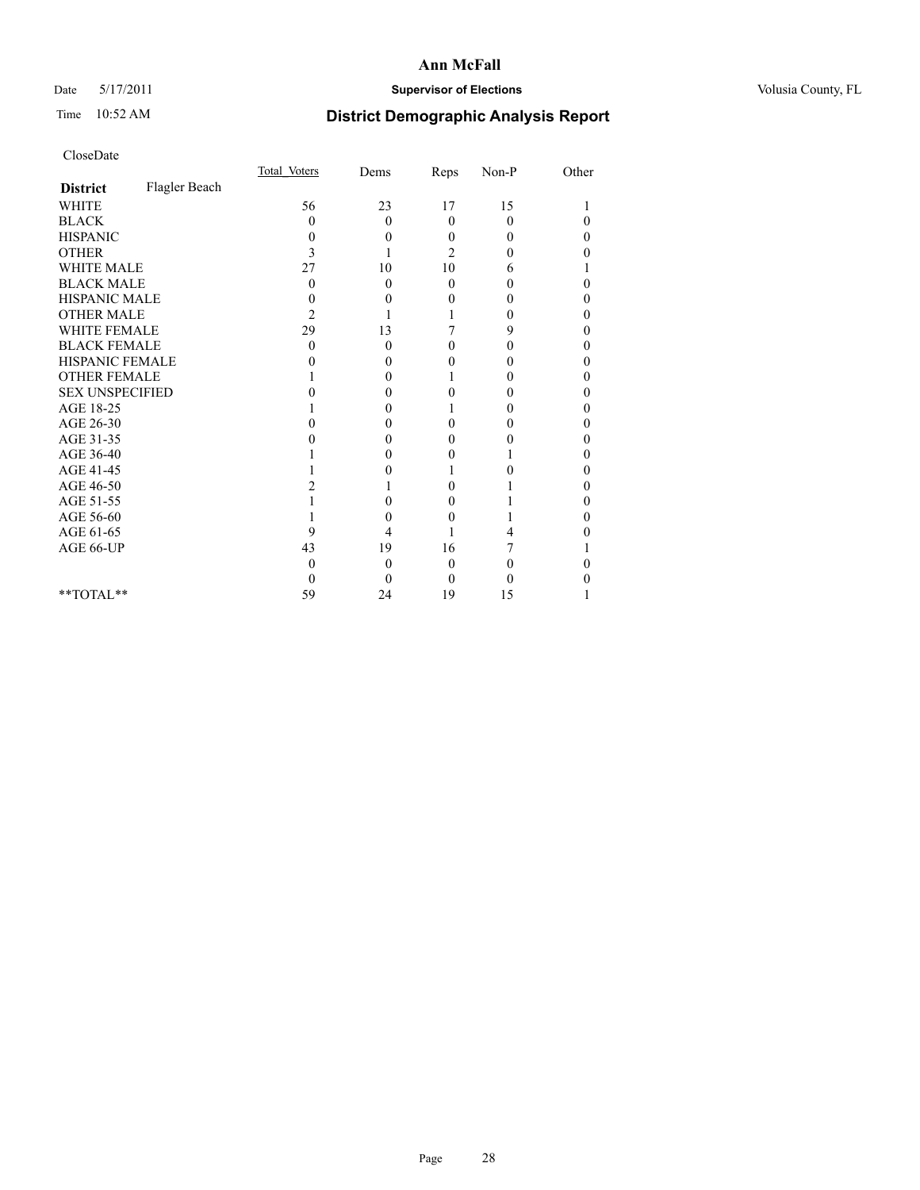# Ann McFall

Date 5/17/2011 **Supervisor of Elections** Volusia County, FL

Time 10:52 AM **District Demographic Analysis Report**

CloseDate

| | Total_Voters | Dems | Reps | Non-P | Other |
|---|---|---|---|---|---|
| **District** Flagler Beach | | | | | |
| WHITE | 56 | 23 | 17 | 15 | 1 |
| BLACK | 0 | 0 | 0 | 0 | 0 |
| HISPANIC | 0 | 0 | 0 | 0 | 0 |
| OTHER | 3 | 1 | 2 | 0 | 0 |
| WHITE MALE | 27 | 10 | 10 | 6 | 1 |
| BLACK MALE | 0 | 0 | 0 | 0 | 0 |
| HISPANIC MALE | 0 | 0 | 0 | 0 | 0 |
| OTHER MALE | 2 | 1 | 1 | 0 | 0 |
| WHITE FEMALE | 29 | 13 | 7 | 9 | 0 |
| BLACK FEMALE | 0 | 0 | 0 | 0 | 0 |
| HISPANIC FEMALE | 0 | 0 | 0 | 0 | 0 |
| OTHER FEMALE | 1 | 0 | 1 | 0 | 0 |
| SEX UNSPECIFIED | 0 | 0 | 0 | 0 | 0 |
| AGE 18-25 | 1 | 0 | 1 | 0 | 0 |
| AGE 26-30 | 0 | 0 | 0 | 0 | 0 |
| AGE 31-35 | 0 | 0 | 0 | 0 | 0 |
| AGE 36-40 | 1 | 0 | 0 | 1 | 0 |
| AGE 41-45 | 1 | 0 | 1 | 0 | 0 |
| AGE 46-50 | 2 | 1 | 0 | 1 | 0 |
| AGE 51-55 | 1 | 0 | 0 | 1 | 0 |
| AGE 56-60 | 1 | 0 | 0 | 1 | 0 |
| AGE 61-65 | 9 | 4 | 1 | 4 | 0 |
| AGE 66-UP | 43 | 19 | 16 | 7 | 1 |
| | 0 | 0 | 0 | 0 | 0 |
| | 0 | 0 | 0 | 0 | 0 |
| **TOTAL** | 59 | 24 | 19 | 15 | 1 |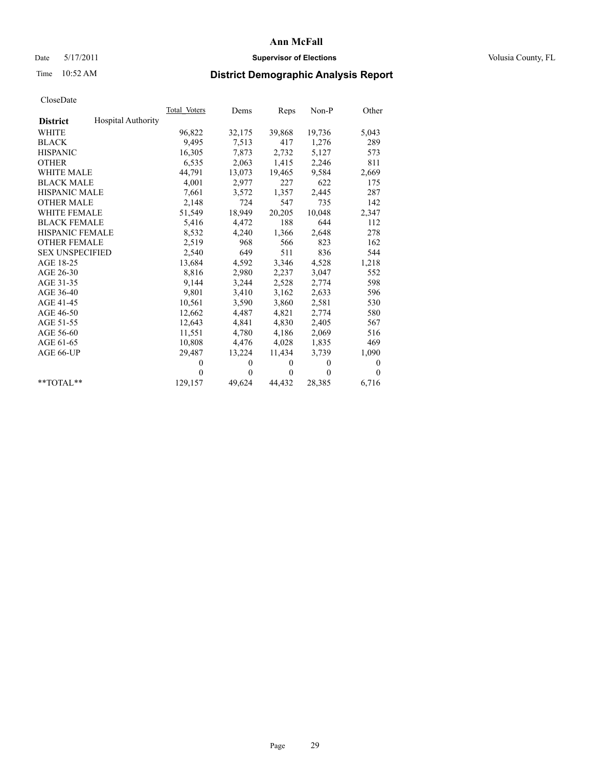# Ann McFall

Date 5/17/2011 **Supervisor of Elections** Volusia County, FL

Time 10:52 AM **District Demographic Analysis Report**

CloseDate

| **District** Hospital Authority | Total Voters | Dems | Reps | Non-P | Other |
|---|---|---|---|---|---|
| WHITE | 96,822 | 32,175 | 39,868 | 19,736 | 5,043 |
| BLACK | 9,495 | 7,513 | 417 | 1,276 | 289 |
| HISPANIC | 16,305 | 7,873 | 2,732 | 5,127 | 573 |
| OTHER | 6,535 | 2,063 | 1,415 | 2,246 | 811 |
| WHITE MALE | 44,791 | 13,073 | 19,465 | 9,584 | 2,669 |
| BLACK MALE | 4,001 | 2,977 | 227 | 622 | 175 |
| HISPANIC MALE | 7,661 | 3,572 | 1,357 | 2,445 | 287 |
| OTHER MALE | 2,148 | 724 | 547 | 735 | 142 |
| WHITE FEMALE | 51,549 | 18,949 | 20,205 | 10,048 | 2,347 |
| BLACK FEMALE | 5,416 | 4,472 | 188 | 644 | 112 |
| HISPANIC FEMALE | 8,532 | 4,240 | 1,366 | 2,648 | 278 |
| OTHER FEMALE | 2,519 | 968 | 566 | 823 | 162 |
| SEX UNSPECIFIED | 2,540 | 649 | 511 | 836 | 544 |
| AGE 18-25 | 13,684 | 4,592 | 3,346 | 4,528 | 1,218 |
| AGE 26-30 | 8,816 | 2,980 | 2,237 | 3,047 | 552 |
| AGE 31-35 | 9,144 | 3,244 | 2,528 | 2,774 | 598 |
| AGE 36-40 | 9,801 | 3,410 | 3,162 | 2,633 | 596 |
| AGE 41-45 | 10,561 | 3,590 | 3,860 | 2,581 | 530 |
| AGE 46-50 | 12,662 | 4,487 | 4,821 | 2,774 | 580 |
| AGE 51-55 | 12,643 | 4,841 | 4,830 | 2,405 | 567 |
| AGE 56-60 | 11,551 | 4,780 | 4,186 | 2,069 | 516 |
| AGE 61-65 | 10,808 | 4,476 | 4,028 | 1,835 | 469 |
| AGE 66-UP | 29,487 | 13,224 | 11,434 | 3,739 | 1,090 |
| | 0 | 0 | 0 | 0 | 0 |
| | 0 | 0 | 0 | 0 | 0 |
| **TOTAL** | 129,157 | 49,624 | 44,432 | 28,385 | 6,716 |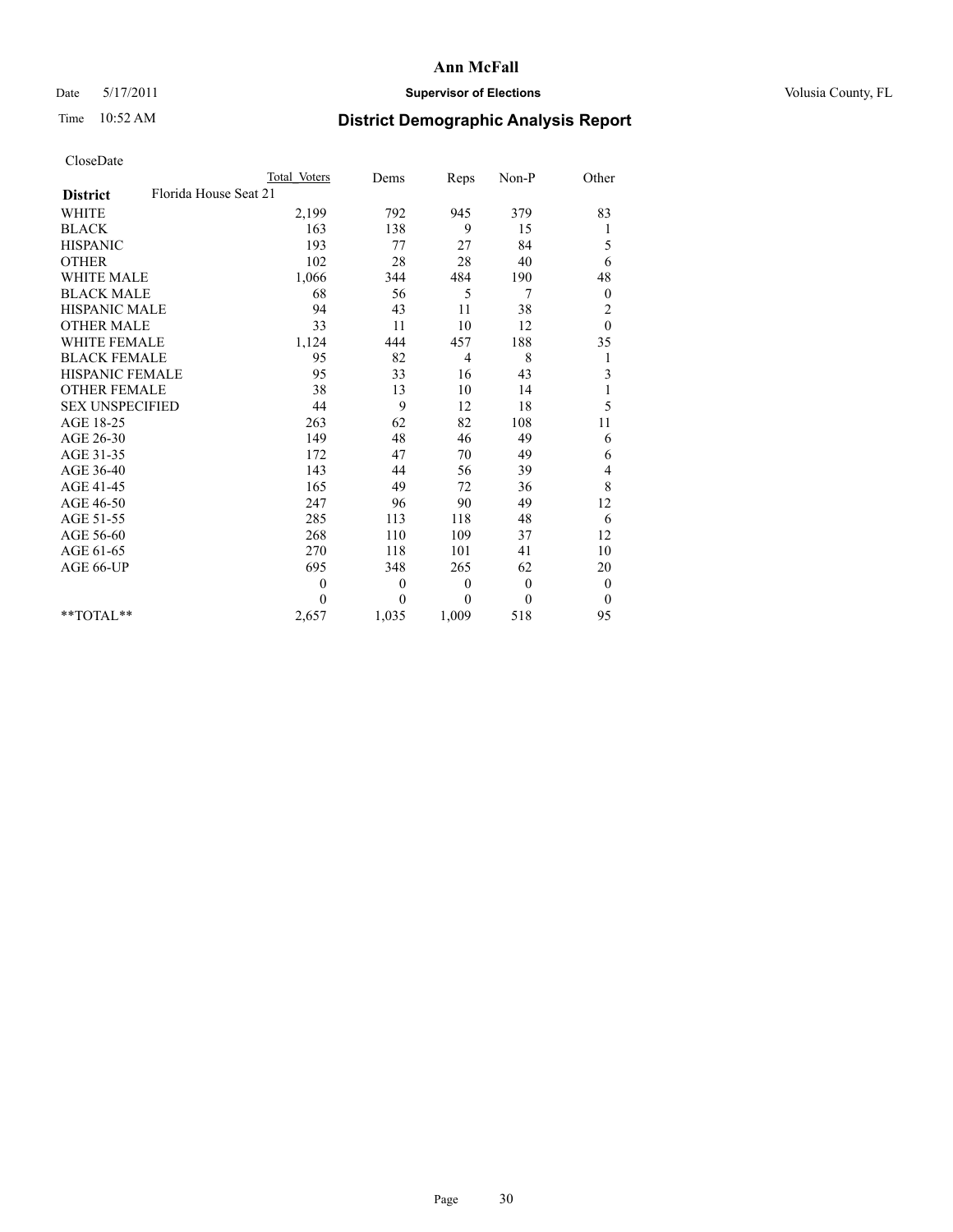# Ann McFall

Date 5/17/2011 **Supervisor of Elections** Volusia County, FL

Time 10:52 AM **District Demographic Analysis Report**

CloseDate

| | Total Voters | Dems | Reps | Non-P | Other |
|---|---|---|---|---|---|
| **District** Florida House Seat 21 | | | | | |
| WHITE | 2,199 | 792 | 945 | 379 | 83 |
| BLACK | 163 | 138 | 9 | 15 | 1 |
| HISPANIC | 193 | 77 | 27 | 84 | 5 |
| OTHER | 102 | 28 | 28 | 40 | 6 |
| WHITE MALE | 1,066 | 344 | 484 | 190 | 48 |
| BLACK MALE | 68 | 56 | 5 | 7 | 0 |
| HISPANIC MALE | 94 | 43 | 11 | 38 | 2 |
| OTHER MALE | 33 | 11 | 10 | 12 | 0 |
| WHITE FEMALE | 1,124 | 444 | 457 | 188 | 35 |
| BLACK FEMALE | 95 | 82 | 4 | 8 | 1 |
| HISPANIC FEMALE | 95 | 33 | 16 | 43 | 3 |
| OTHER FEMALE | 38 | 13 | 10 | 14 | 1 |
| SEX UNSPECIFIED | 44 | 9 | 12 | 18 | 5 |
| AGE 18-25 | 263 | 62 | 82 | 108 | 11 |
| AGE 26-30 | 149 | 48 | 46 | 49 | 6 |
| AGE 31-35 | 172 | 47 | 70 | 49 | 6 |
| AGE 36-40 | 143 | 44 | 56 | 39 | 4 |
| AGE 41-45 | 165 | 49 | 72 | 36 | 8 |
| AGE 46-50 | 247 | 96 | 90 | 49 | 12 |
| AGE 51-55 | 285 | 113 | 118 | 48 | 6 |
| AGE 56-60 | 268 | 110 | 109 | 37 | 12 |
| AGE 61-65 | 270 | 118 | 101 | 41 | 10 |
| AGE 66-UP | 695 | 348 | 265 | 62 | 20 |
| | 0 | 0 | 0 | 0 | 0 |
| | 0 | 0 | 0 | 0 | 0 |
| **TOTAL** | 2,657 | 1,035 | 1,009 | 518 | 95 |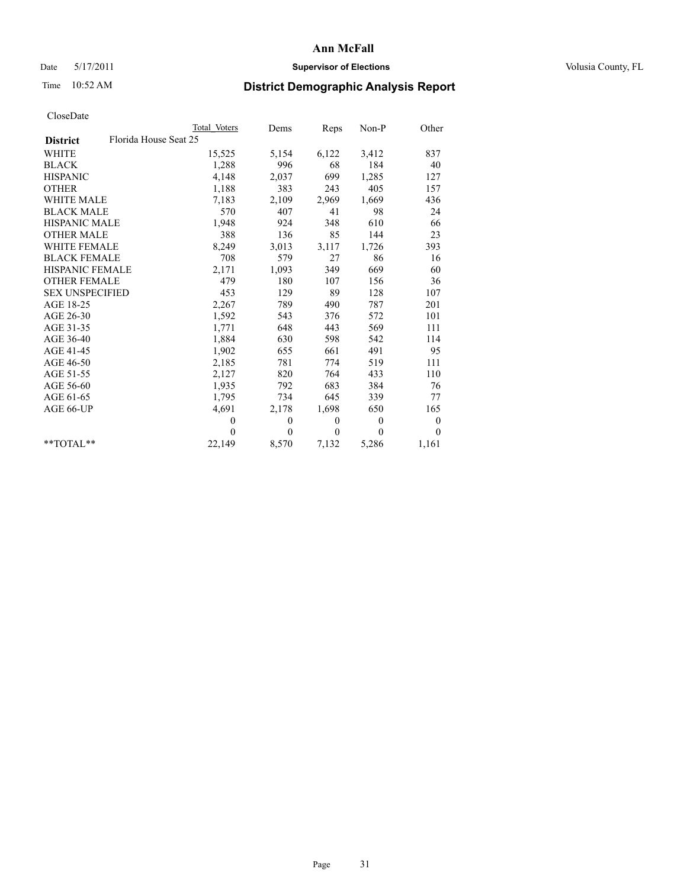# Ann McFall

Date 5/17/2011 **Supervisor of Elections** Volusia County, FL

Time 10:52 AM **District Demographic Analysis Report**

CloseDate

| | Total Voters | Dems | Reps | Non-P | Other |
|---|---|---|---|---|---|
| **District** Florida House Seat 25 | | | | | |
| WHITE | 15,525 | 5,154 | 6,122 | 3,412 | 837 |
| BLACK | 1,288 | 996 | 68 | 184 | 40 |
| HISPANIC | 4,148 | 2,037 | 699 | 1,285 | 127 |
| OTHER | 1,188 | 383 | 243 | 405 | 157 |
| WHITE MALE | 7,183 | 2,109 | 2,969 | 1,669 | 436 |
| BLACK MALE | 570 | 407 | 41 | 98 | 24 |
| HISPANIC MALE | 1,948 | 924 | 348 | 610 | 66 |
| OTHER MALE | 388 | 136 | 85 | 144 | 23 |
| WHITE FEMALE | 8,249 | 3,013 | 3,117 | 1,726 | 393 |
| BLACK FEMALE | 708 | 579 | 27 | 86 | 16 |
| HISPANIC FEMALE | 2,171 | 1,093 | 349 | 669 | 60 |
| OTHER FEMALE | 479 | 180 | 107 | 156 | 36 |
| SEX UNSPECIFIED | 453 | 129 | 89 | 128 | 107 |
| AGE 18-25 | 2,267 | 789 | 490 | 787 | 201 |
| AGE 26-30 | 1,592 | 543 | 376 | 572 | 101 |
| AGE 31-35 | 1,771 | 648 | 443 | 569 | 111 |
| AGE 36-40 | 1,884 | 630 | 598 | 542 | 114 |
| AGE 41-45 | 1,902 | 655 | 661 | 491 | 95 |
| AGE 46-50 | 2,185 | 781 | 774 | 519 | 111 |
| AGE 51-55 | 2,127 | 820 | 764 | 433 | 110 |
| AGE 56-60 | 1,935 | 792 | 683 | 384 | 76 |
| AGE 61-65 | 1,795 | 734 | 645 | 339 | 77 |
| AGE 66-UP | 4,691 | 2,178 | 1,698 | 650 | 165 |
| | 0 | 0 | 0 | 0 | 0 |
| | 0 | 0 | 0 | 0 | 0 |
| **TOTAL** | 22,149 | 8,570 | 7,132 | 5,286 | 1,161 |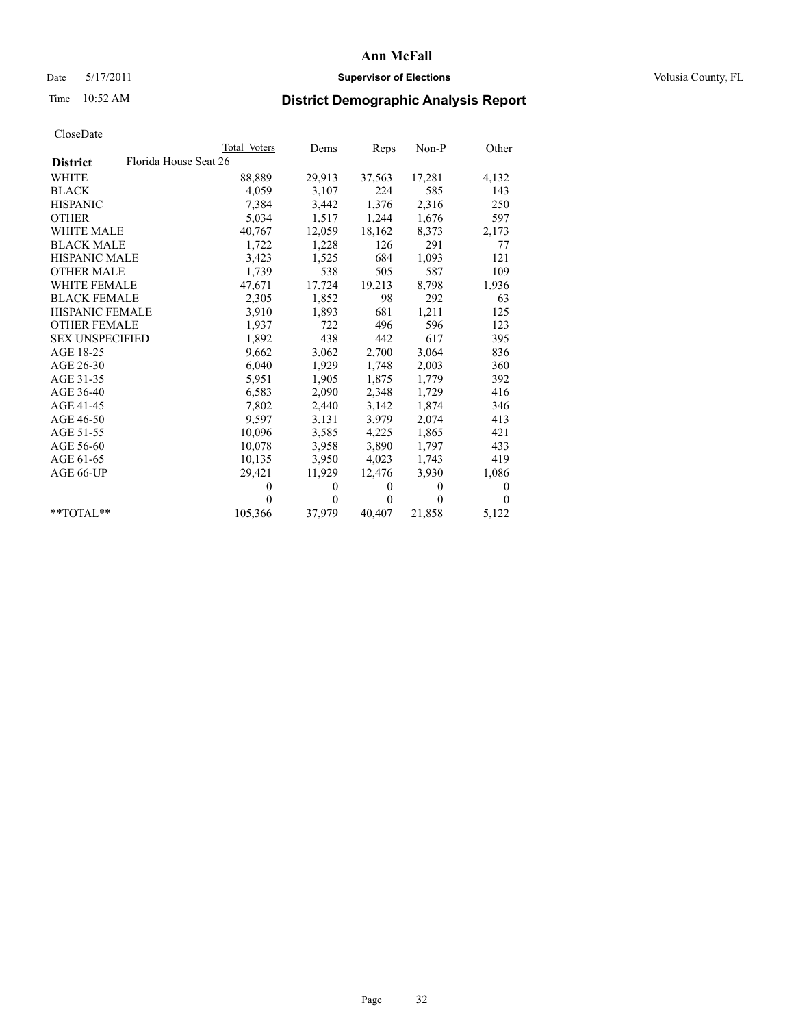Ann McFall

Date 5/17/2011 **Supervisor of Elections** Volusia County, FL

Time 10:52 AM

## District Demographic Analysis Report

CloseDate

| | Total Voters | Dems | Reps | Non-P | Other |
|---|---|---|---|---|---|
| **District** Florida House Seat 26 | | | | | |
| WHITE | 88,889 | 29,913 | 37,563 | 17,281 | 4,132 |
| BLACK | 4,059 | 3,107 | 224 | 585 | 143 |
| HISPANIC | 7,384 | 3,442 | 1,376 | 2,316 | 250 |
| OTHER | 5,034 | 1,517 | 1,244 | 1,676 | 597 |
| WHITE MALE | 40,767 | 12,059 | 18,162 | 8,373 | 2,173 |
| BLACK MALE | 1,722 | 1,228 | 126 | 291 | 77 |
| HISPANIC MALE | 3,423 | 1,525 | 684 | 1,093 | 121 |
| OTHER MALE | 1,739 | 538 | 505 | 587 | 109 |
| WHITE FEMALE | 47,671 | 17,724 | 19,213 | 8,798 | 1,936 |
| BLACK FEMALE | 2,305 | 1,852 | 98 | 292 | 63 |
| HISPANIC FEMALE | 3,910 | 1,893 | 681 | 1,211 | 125 |
| OTHER FEMALE | 1,937 | 722 | 496 | 596 | 123 |
| SEX UNSPECIFIED | 1,892 | 438 | 442 | 617 | 395 |
| AGE 18-25 | 9,662 | 3,062 | 2,700 | 3,064 | 836 |
| AGE 26-30 | 6,040 | 1,929 | 1,748 | 2,003 | 360 |
| AGE 31-35 | 5,951 | 1,905 | 1,875 | 1,779 | 392 |
| AGE 36-40 | 6,583 | 2,090 | 2,348 | 1,729 | 416 |
| AGE 41-45 | 7,802 | 2,440 | 3,142 | 1,874 | 346 |
| AGE 46-50 | 9,597 | 3,131 | 3,979 | 2,074 | 413 |
| AGE 51-55 | 10,096 | 3,585 | 4,225 | 1,865 | 421 |
| AGE 56-60 | 10,078 | 3,958 | 3,890 | 1,797 | 433 |
| AGE 61-65 | 10,135 | 3,950 | 4,023 | 1,743 | 419 |
| AGE 66-UP | 29,421 | 11,929 | 12,476 | 3,930 | 1,086 |
| | 0 | 0 | 0 | 0 | 0 |
| | 0 | 0 | 0 | 0 | 0 |
| **TOTAL** | 105,366 | 37,979 | 40,407 | 21,858 | 5,122 |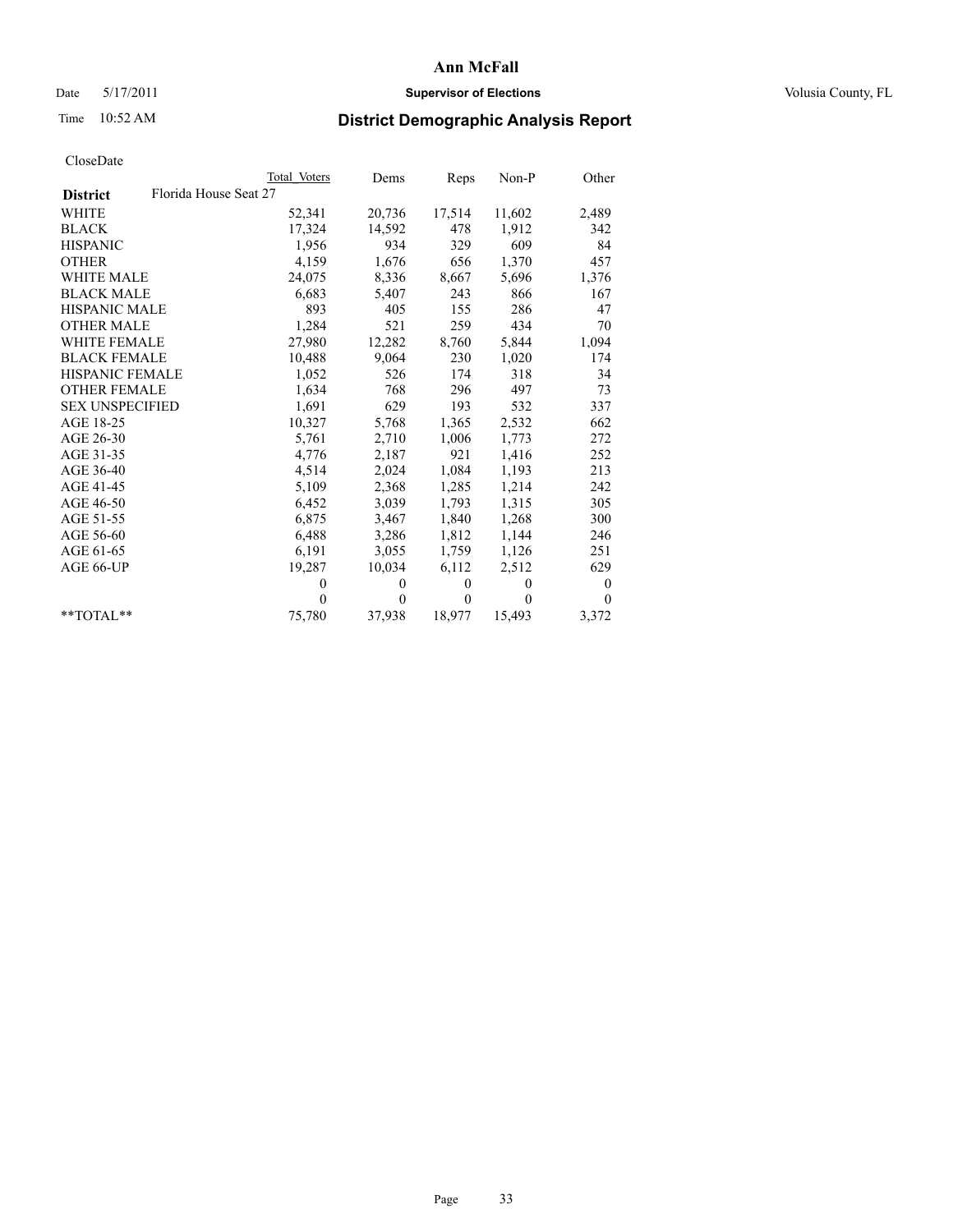# Ann McFall

Date 5/17/2011 **Supervisor of Elections** Volusia County, FL

Time 10:52 AM **District Demographic Analysis Report**

CloseDate

| | Total Voters | Dems | Reps | Non-P | Other |
|---|---|---|---|---|---|
| **District** Florida House Seat 27 | | | | | |
| WHITE | 52,341 | 20,736 | 17,514 | 11,602 | 2,489 |
| BLACK | 17,324 | 14,592 | 478 | 1,912 | 342 |
| HISPANIC | 1,956 | 934 | 329 | 609 | 84 |
| OTHER | 4,159 | 1,676 | 656 | 1,370 | 457 |
| WHITE MALE | 24,075 | 8,336 | 8,667 | 5,696 | 1,376 |
| BLACK MALE | 6,683 | 5,407 | 243 | 866 | 167 |
| HISPANIC MALE | 893 | 405 | 155 | 286 | 47 |
| OTHER MALE | 1,284 | 521 | 259 | 434 | 70 |
| WHITE FEMALE | 27,980 | 12,282 | 8,760 | 5,844 | 1,094 |
| BLACK FEMALE | 10,488 | 9,064 | 230 | 1,020 | 174 |
| HISPANIC FEMALE | 1,052 | 526 | 174 | 318 | 34 |
| OTHER FEMALE | 1,634 | 768 | 296 | 497 | 73 |
| SEX UNSPECIFIED | 1,691 | 629 | 193 | 532 | 337 |
| AGE 18-25 | 10,327 | 5,768 | 1,365 | 2,532 | 662 |
| AGE 26-30 | 5,761 | 2,710 | 1,006 | 1,773 | 272 |
| AGE 31-35 | 4,776 | 2,187 | 921 | 1,416 | 252 |
| AGE 36-40 | 4,514 | 2,024 | 1,084 | 1,193 | 213 |
| AGE 41-45 | 5,109 | 2,368 | 1,285 | 1,214 | 242 |
| AGE 46-50 | 6,452 | 3,039 | 1,793 | 1,315 | 305 |
| AGE 51-55 | 6,875 | 3,467 | 1,840 | 1,268 | 300 |
| AGE 56-60 | 6,488 | 3,286 | 1,812 | 1,144 | 246 |
| AGE 61-65 | 6,191 | 3,055 | 1,759 | 1,126 | 251 |
| AGE 66-UP | 19,287 | 10,034 | 6,112 | 2,512 | 629 |
| | 0 | 0 | 0 | 0 | 0 |
| | 0 | 0 | 0 | 0 | 0 |
| **TOTAL** | 75,780 | 37,938 | 18,977 | 15,493 | 3,372 |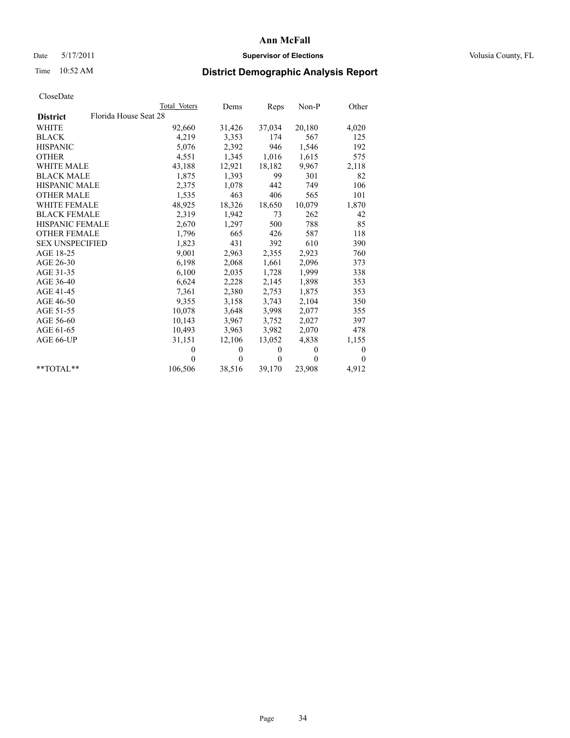# Ann McFall

Date 5/17/2011 **Supervisor of Elections** Volusia County, FL

Time 10:52 AM **District Demographic Analysis Report**

CloseDate

| | Total Voters | Dems | Reps | Non-P | Other |
|---|---|---|---|---|---|
| **District** Florida House Seat 28 | | | | | |
| WHITE | 92,660 | 31,426 | 37,034 | 20,180 | 4,020 |
| BLACK | 4,219 | 3,353 | 174 | 567 | 125 |
| HISPANIC | 5,076 | 2,392 | 946 | 1,546 | 192 |
| OTHER | 4,551 | 1,345 | 1,016 | 1,615 | 575 |
| WHITE MALE | 43,188 | 12,921 | 18,182 | 9,967 | 2,118 |
| BLACK MALE | 1,875 | 1,393 | 99 | 301 | 82 |
| HISPANIC MALE | 2,375 | 1,078 | 442 | 749 | 106 |
| OTHER MALE | 1,535 | 463 | 406 | 565 | 101 |
| WHITE FEMALE | 48,925 | 18,326 | 18,650 | 10,079 | 1,870 |
| BLACK FEMALE | 2,319 | 1,942 | 73 | 262 | 42 |
| HISPANIC FEMALE | 2,670 | 1,297 | 500 | 788 | 85 |
| OTHER FEMALE | 1,796 | 665 | 426 | 587 | 118 |
| SEX UNSPECIFIED | 1,823 | 431 | 392 | 610 | 390 |
| AGE 18-25 | 9,001 | 2,963 | 2,355 | 2,923 | 760 |
| AGE 26-30 | 6,198 | 2,068 | 1,661 | 2,096 | 373 |
| AGE 31-35 | 6,100 | 2,035 | 1,728 | 1,999 | 338 |
| AGE 36-40 | 6,624 | 2,228 | 2,145 | 1,898 | 353 |
| AGE 41-45 | 7,361 | 2,380 | 2,753 | 1,875 | 353 |
| AGE 46-50 | 9,355 | 3,158 | 3,743 | 2,104 | 350 |
| AGE 51-55 | 10,078 | 3,648 | 3,998 | 2,077 | 355 |
| AGE 56-60 | 10,143 | 3,967 | 3,752 | 2,027 | 397 |
| AGE 61-65 | 10,493 | 3,963 | 3,982 | 2,070 | 478 |
| AGE 66-UP | 31,151 | 12,106 | 13,052 | 4,838 | 1,155 |
| | 0 | 0 | 0 | 0 | 0 |
| | 0 | 0 | 0 | 0 | 0 |
| **TOTAL** | 106,506 | 38,516 | 39,170 | 23,908 | 4,912 |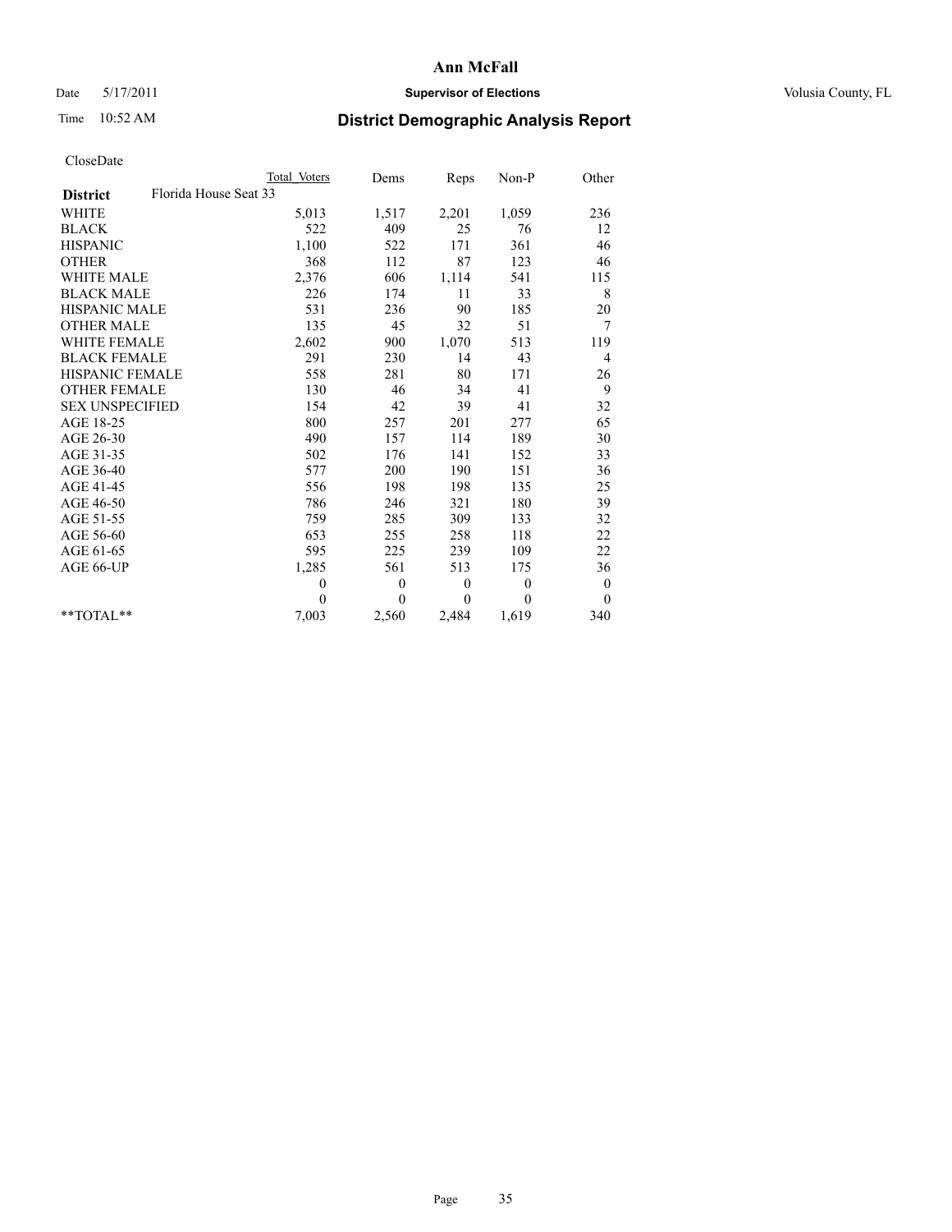**Ann McFall**

Date 5/17/2011 **Supervisor of Elections** Volusia County, FL

Time 10:52 AM

## District Demographic Analysis Report

CloseDate

| | Total Voters | Dems | Reps | Non-P | Other |
|---|---|---|---|---|---|
| **District** Florida House Seat 33 | | | | | |
| WHITE | 5,013 | 1,517 | 2,201 | 1,059 | 236 |
| BLACK | 522 | 409 | 25 | 76 | 12 |
| HISPANIC | 1,100 | 522 | 171 | 361 | 46 |
| OTHER | 368 | 112 | 87 | 123 | 46 |
| WHITE MALE | 2,376 | 606 | 1,114 | 541 | 115 |
| BLACK MALE | 226 | 174 | 11 | 33 | 8 |
| HISPANIC MALE | 531 | 236 | 90 | 185 | 20 |
| OTHER MALE | 135 | 45 | 32 | 51 | 7 |
| WHITE FEMALE | 2,602 | 900 | 1,070 | 513 | 119 |
| BLACK FEMALE | 291 | 230 | 14 | 43 | 4 |
| HISPANIC FEMALE | 558 | 281 | 80 | 171 | 26 |
| OTHER FEMALE | 130 | 46 | 34 | 41 | 9 |
| SEX UNSPECIFIED | 154 | 42 | 39 | 41 | 32 |
| AGE 18-25 | 800 | 257 | 201 | 277 | 65 |
| AGE 26-30 | 490 | 157 | 114 | 189 | 30 |
| AGE 31-35 | 502 | 176 | 141 | 152 | 33 |
| AGE 36-40 | 577 | 200 | 190 | 151 | 36 |
| AGE 41-45 | 556 | 198 | 198 | 135 | 25 |
| AGE 46-50 | 786 | 246 | 321 | 180 | 39 |
| AGE 51-55 | 759 | 285 | 309 | 133 | 32 |
| AGE 56-60 | 653 | 255 | 258 | 118 | 22 |
| AGE 61-65 | 595 | 225 | 239 | 109 | 22 |
| AGE 66-UP | 1,285 | 561 | 513 | 175 | 36 |
| | 0 | 0 | 0 | 0 | 0 |
| | 0 | 0 | 0 | 0 | 0 |
| **TOTAL** | 7,003 | 2,560 | 2,484 | 1,619 | 340 |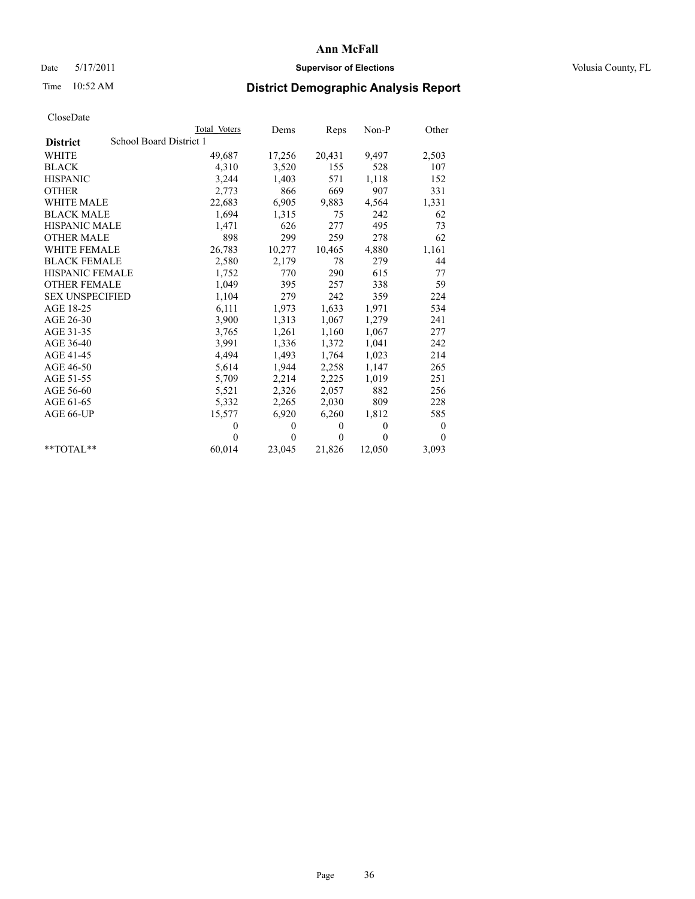# Ann McFall

Date 5/17/2011 **Supervisor of Elections** Volusia County, FL

Time 10:52 AM **District Demographic Analysis Report**

CloseDate

| District | School Board District 1 Total Voters | Dems | Reps | Non-P | Other |
|---|---|---|---|---|---|
| WHITE | 49,687 | 17,256 | 20,431 | 9,497 | 2,503 |
| BLACK | 4,310 | 3,520 | 155 | 528 | 107 |
| HISPANIC | 3,244 | 1,403 | 571 | 1,118 | 152 |
| OTHER | 2,773 | 866 | 669 | 907 | 331 |
| WHITE MALE | 22,683 | 6,905 | 9,883 | 4,564 | 1,331 |
| BLACK MALE | 1,694 | 1,315 | 75 | 242 | 62 |
| HISPANIC MALE | 1,471 | 626 | 277 | 495 | 73 |
| OTHER MALE | 898 | 299 | 259 | 278 | 62 |
| WHITE FEMALE | 26,783 | 10,277 | 10,465 | 4,880 | 1,161 |
| BLACK FEMALE | 2,580 | 2,179 | 78 | 279 | 44 |
| HISPANIC FEMALE | 1,752 | 770 | 290 | 615 | 77 |
| OTHER FEMALE | 1,049 | 395 | 257 | 338 | 59 |
| SEX UNSPECIFIED | 1,104 | 279 | 242 | 359 | 224 |
| AGE 18-25 | 6,111 | 1,973 | 1,633 | 1,971 | 534 |
| AGE 26-30 | 3,900 | 1,313 | 1,067 | 1,279 | 241 |
| AGE 31-35 | 3,765 | 1,261 | 1,160 | 1,067 | 277 |
| AGE 36-40 | 3,991 | 1,336 | 1,372 | 1,041 | 242 |
| AGE 41-45 | 4,494 | 1,493 | 1,764 | 1,023 | 214 |
| AGE 46-50 | 5,614 | 1,944 | 2,258 | 1,147 | 265 |
| AGE 51-55 | 5,709 | 2,214 | 2,225 | 1,019 | 251 |
| AGE 56-60 | 5,521 | 2,326 | 2,057 | 882 | 256 |
| AGE 61-65 | 5,332 | 2,265 | 2,030 | 809 | 228 |
| AGE 66-UP | 15,577 | 6,920 | 6,260 | 1,812 | 585 |
| | 0 | 0 | 0 | 0 | 0 |
| | 0 | 0 | 0 | 0 | 0 |
| **TOTAL** | 60,014 | 23,045 | 21,826 | 12,050 | 3,093 |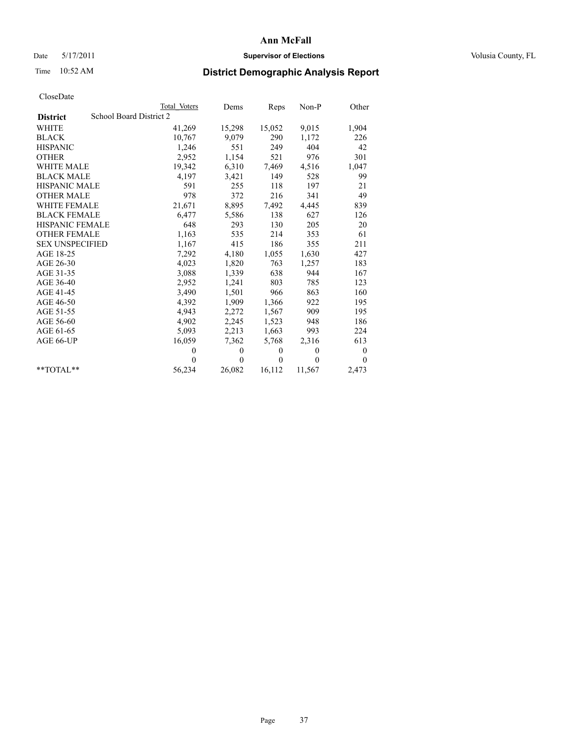# Ann McFall

Date 5/17/2011 **Supervisor of Elections** Volusia County, FL

Time 10:52 AM **District Demographic Analysis Report**

CloseDate

| | Total Voters | Dems | Reps | Non-P | Other |
|---|---|---|---|---|---|
| **District** School Board District 2 | | | | | |
| WHITE | 41,269 | 15,298 | 15,052 | 9,015 | 1,904 |
| BLACK | 10,767 | 9,079 | 290 | 1,172 | 226 |
| HISPANIC | 1,246 | 551 | 249 | 404 | 42 |
| OTHER | 2,952 | 1,154 | 521 | 976 | 301 |
| WHITE MALE | 19,342 | 6,310 | 7,469 | 4,516 | 1,047 |
| BLACK MALE | 4,197 | 3,421 | 149 | 528 | 99 |
| HISPANIC MALE | 591 | 255 | 118 | 197 | 21 |
| OTHER MALE | 978 | 372 | 216 | 341 | 49 |
| WHITE FEMALE | 21,671 | 8,895 | 7,492 | 4,445 | 839 |
| BLACK FEMALE | 6,477 | 5,586 | 138 | 627 | 126 |
| HISPANIC FEMALE | 648 | 293 | 130 | 205 | 20 |
| OTHER FEMALE | 1,163 | 535 | 214 | 353 | 61 |
| SEX UNSPECIFIED | 1,167 | 415 | 186 | 355 | 211 |
| AGE 18-25 | 7,292 | 4,180 | 1,055 | 1,630 | 427 |
| AGE 26-30 | 4,023 | 1,820 | 763 | 1,257 | 183 |
| AGE 31-35 | 3,088 | 1,339 | 638 | 944 | 167 |
| AGE 36-40 | 2,952 | 1,241 | 803 | 785 | 123 |
| AGE 41-45 | 3,490 | 1,501 | 966 | 863 | 160 |
| AGE 46-50 | 4,392 | 1,909 | 1,366 | 922 | 195 |
| AGE 51-55 | 4,943 | 2,272 | 1,567 | 909 | 195 |
| AGE 56-60 | 4,902 | 2,245 | 1,523 | 948 | 186 |
| AGE 61-65 | 5,093 | 2,213 | 1,663 | 993 | 224 |
| AGE 66-UP | 16,059 | 7,362 | 5,768 | 2,316 | 613 |
| | 0 | 0 | 0 | 0 | 0 |
| | 0 | 0 | 0 | 0 | 0 |
| **TOTAL** | 56,234 | 26,082 | 16,112 | 11,567 | 2,473 |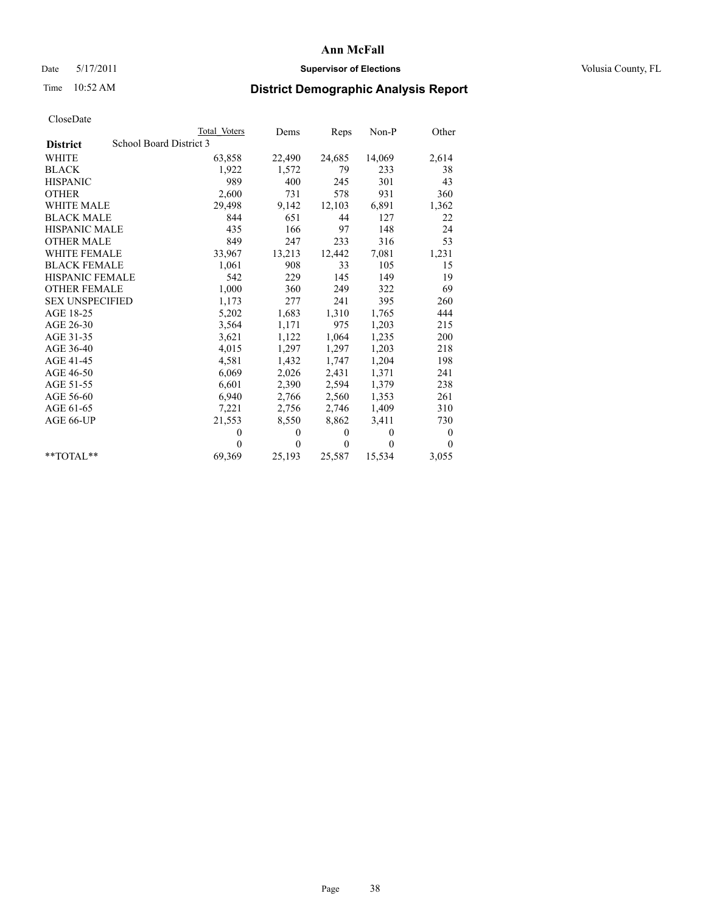# Ann McFall

Date 5/17/2011 **Supervisor of Elections** Volusia County, FL

Time 10:52 AM **District Demographic Analysis Report**

CloseDate

| **District** School Board District 3 | Total Voters | Dems | Reps | Non-P | Other |
|---|---|---|---|---|---|
| WHITE | 63,858 | 22,490 | 24,685 | 14,069 | 2,614 |
| BLACK | 1,922 | 1,572 | 79 | 233 | 38 |
| HISPANIC | 989 | 400 | 245 | 301 | 43 |
| OTHER | 2,600 | 731 | 578 | 931 | 360 |
| WHITE MALE | 29,498 | 9,142 | 12,103 | 6,891 | 1,362 |
| BLACK MALE | 844 | 651 | 44 | 127 | 22 |
| HISPANIC MALE | 435 | 166 | 97 | 148 | 24 |
| OTHER MALE | 849 | 247 | 233 | 316 | 53 |
| WHITE FEMALE | 33,967 | 13,213 | 12,442 | 7,081 | 1,231 |
| BLACK FEMALE | 1,061 | 908 | 33 | 105 | 15 |
| HISPANIC FEMALE | 542 | 229 | 145 | 149 | 19 |
| OTHER FEMALE | 1,000 | 360 | 249 | 322 | 69 |
| SEX UNSPECIFIED | 1,173 | 277 | 241 | 395 | 260 |
| AGE 18-25 | 5,202 | 1,683 | 1,310 | 1,765 | 444 |
| AGE 26-30 | 3,564 | 1,171 | 975 | 1,203 | 215 |
| AGE 31-35 | 3,621 | 1,122 | 1,064 | 1,235 | 200 |
| AGE 36-40 | 4,015 | 1,297 | 1,297 | 1,203 | 218 |
| AGE 41-45 | 4,581 | 1,432 | 1,747 | 1,204 | 198 |
| AGE 46-50 | 6,069 | 2,026 | 2,431 | 1,371 | 241 |
| AGE 51-55 | 6,601 | 2,390 | 2,594 | 1,379 | 238 |
| AGE 56-60 | 6,940 | 2,766 | 2,560 | 1,353 | 261 |
| AGE 61-65 | 7,221 | 2,756 | 2,746 | 1,409 | 310 |
| AGE 66-UP | 21,553 | 8,550 | 8,862 | 3,411 | 730 |
| | 0 | 0 | 0 | 0 | 0 |
| | 0 | 0 | 0 | 0 | 0 |
| **TOTAL** | 69,369 | 25,193 | 25,587 | 15,534 | 3,055 |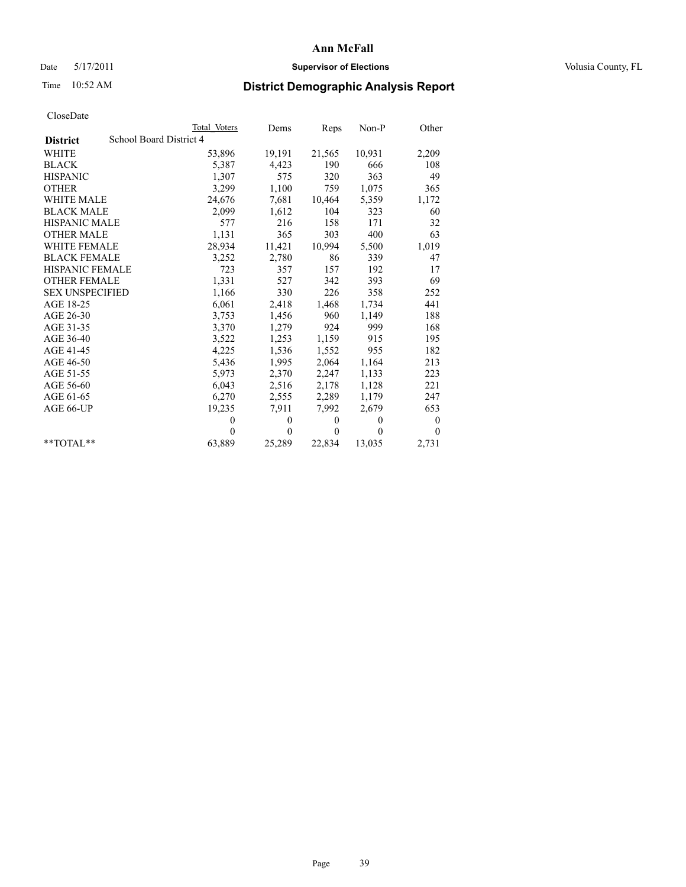# Ann McFall

Date 5/17/2011 **Supervisor of Elections** Volusia County, FL

Time 10:52 AM **District Demographic Analysis Report**

CloseDate

| | Total Voters | Dems | Reps | Non-P | Other |
|---|---|---|---|---|---|
| **District** School Board District 4 | | | | | |
| WHITE | 53,896 | 19,191 | 21,565 | 10,931 | 2,209 |
| BLACK | 5,387 | 4,423 | 190 | 666 | 108 |
| HISPANIC | 1,307 | 575 | 320 | 363 | 49 |
| OTHER | 3,299 | 1,100 | 759 | 1,075 | 365 |
| WHITE MALE | 24,676 | 7,681 | 10,464 | 5,359 | 1,172 |
| BLACK MALE | 2,099 | 1,612 | 104 | 323 | 60 |
| HISPANIC MALE | 577 | 216 | 158 | 171 | 32 |
| OTHER MALE | 1,131 | 365 | 303 | 400 | 63 |
| WHITE FEMALE | 28,934 | 11,421 | 10,994 | 5,500 | 1,019 |
| BLACK FEMALE | 3,252 | 2,780 | 86 | 339 | 47 |
| HISPANIC FEMALE | 723 | 357 | 157 | 192 | 17 |
| OTHER FEMALE | 1,331 | 527 | 342 | 393 | 69 |
| SEX UNSPECIFIED | 1,166 | 330 | 226 | 358 | 252 |
| AGE 18-25 | 6,061 | 2,418 | 1,468 | 1,734 | 441 |
| AGE 26-30 | 3,753 | 1,456 | 960 | 1,149 | 188 |
| AGE 31-35 | 3,370 | 1,279 | 924 | 999 | 168 |
| AGE 36-40 | 3,522 | 1,253 | 1,159 | 915 | 195 |
| AGE 41-45 | 4,225 | 1,536 | 1,552 | 955 | 182 |
| AGE 46-50 | 5,436 | 1,995 | 2,064 | 1,164 | 213 |
| AGE 51-55 | 5,973 | 2,370 | 2,247 | 1,133 | 223 |
| AGE 56-60 | 6,043 | 2,516 | 2,178 | 1,128 | 221 |
| AGE 61-65 | 6,270 | 2,555 | 2,289 | 1,179 | 247 |
| AGE 66-UP | 19,235 | 7,911 | 7,992 | 2,679 | 653 |
| | 0 | 0 | 0 | 0 | 0 |
| | 0 | 0 | 0 | 0 | 0 |
| **TOTAL** | 63,889 | 25,289 | 22,834 | 13,035 | 2,731 |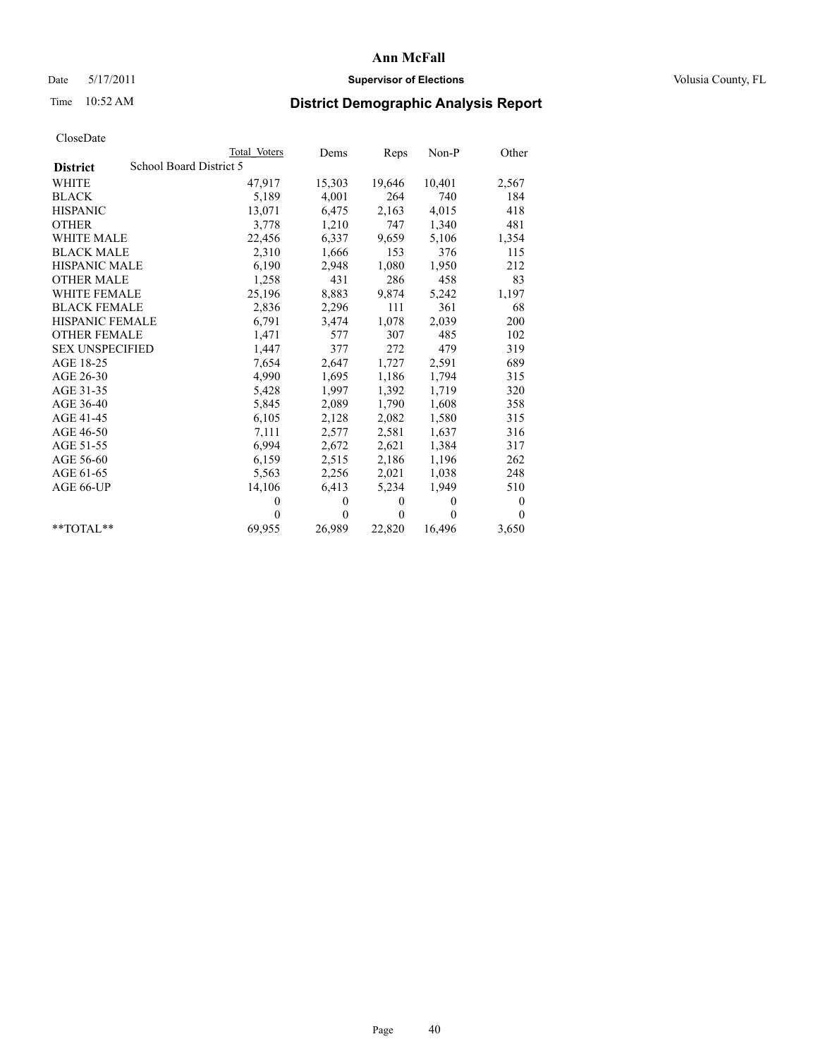# Ann McFall

Date 5/17/2011 **Supervisor of Elections** Volusia County, FL

Time 10:52 AM **District Demographic Analysis Report**

CloseDate

| | Total Voters | Dems | Reps | Non-P | Other |
|---|---|---|---|---|---|
| **District** School Board District 5 | | | | | |
| WHITE | 47,917 | 15,303 | 19,646 | 10,401 | 2,567 |
| BLACK | 5,189 | 4,001 | 264 | 740 | 184 |
| HISPANIC | 13,071 | 6,475 | 2,163 | 4,015 | 418 |
| OTHER | 3,778 | 1,210 | 747 | 1,340 | 481 |
| WHITE MALE | 22,456 | 6,337 | 9,659 | 5,106 | 1,354 |
| BLACK MALE | 2,310 | 1,666 | 153 | 376 | 115 |
| HISPANIC MALE | 6,190 | 2,948 | 1,080 | 1,950 | 212 |
| OTHER MALE | 1,258 | 431 | 286 | 458 | 83 |
| WHITE FEMALE | 25,196 | 8,883 | 9,874 | 5,242 | 1,197 |
| BLACK FEMALE | 2,836 | 2,296 | 111 | 361 | 68 |
| HISPANIC FEMALE | 6,791 | 3,474 | 1,078 | 2,039 | 200 |
| OTHER FEMALE | 1,471 | 577 | 307 | 485 | 102 |
| SEX UNSPECIFIED | 1,447 | 377 | 272 | 479 | 319 |
| AGE 18-25 | 7,654 | 2,647 | 1,727 | 2,591 | 689 |
| AGE 26-30 | 4,990 | 1,695 | 1,186 | 1,794 | 315 |
| AGE 31-35 | 5,428 | 1,997 | 1,392 | 1,719 | 320 |
| AGE 36-40 | 5,845 | 2,089 | 1,790 | 1,608 | 358 |
| AGE 41-45 | 6,105 | 2,128 | 2,082 | 1,580 | 315 |
| AGE 46-50 | 7,111 | 2,577 | 2,581 | 1,637 | 316 |
| AGE 51-55 | 6,994 | 2,672 | 2,621 | 1,384 | 317 |
| AGE 56-60 | 6,159 | 2,515 | 2,186 | 1,196 | 262 |
| AGE 61-65 | 5,563 | 2,256 | 2,021 | 1,038 | 248 |
| AGE 66-UP | 14,106 | 6,413 | 5,234 | 1,949 | 510 |
| | 0 | 0 | 0 | 0 | 0 |
| | 0 | 0 | 0 | 0 | 0 |
| **TOTAL** | 69,955 | 26,989 | 22,820 | 16,496 | 3,650 |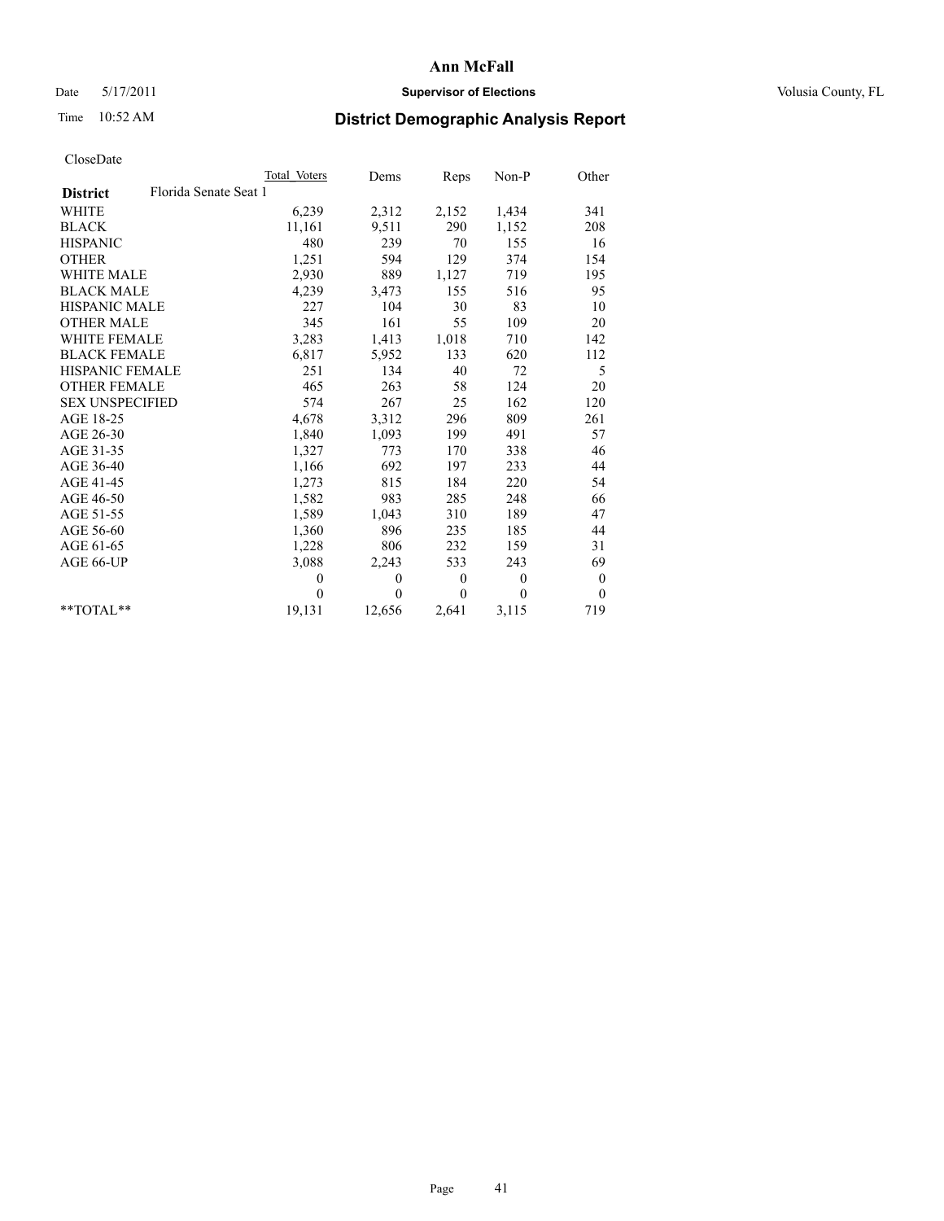**Ann McFall**

Date 5/17/2011 **Supervisor of Elections** Volusia County, FL

Time 10:52 AM

## District Demographic Analysis Report

CloseDate

| | Total Voters | Dems | Reps | Non-P | Other |
|---|---|---|---|---|---|
| **District** Florida Senate Seat 1 | | | | | |
| WHITE | 6,239 | 2,312 | 2,152 | 1,434 | 341 |
| BLACK | 11,161 | 9,511 | 290 | 1,152 | 208 |
| HISPANIC | 480 | 239 | 70 | 155 | 16 |
| OTHER | 1,251 | 594 | 129 | 374 | 154 |
| WHITE MALE | 2,930 | 889 | 1,127 | 719 | 195 |
| BLACK MALE | 4,239 | 3,473 | 155 | 516 | 95 |
| HISPANIC MALE | 227 | 104 | 30 | 83 | 10 |
| OTHER MALE | 345 | 161 | 55 | 109 | 20 |
| WHITE FEMALE | 3,283 | 1,413 | 1,018 | 710 | 142 |
| BLACK FEMALE | 6,817 | 5,952 | 133 | 620 | 112 |
| HISPANIC FEMALE | 251 | 134 | 40 | 72 | 5 |
| OTHER FEMALE | 465 | 263 | 58 | 124 | 20 |
| SEX UNSPECIFIED | 574 | 267 | 25 | 162 | 120 |
| AGE 18-25 | 4,678 | 3,312 | 296 | 809 | 261 |
| AGE 26-30 | 1,840 | 1,093 | 199 | 491 | 57 |
| AGE 31-35 | 1,327 | 773 | 170 | 338 | 46 |
| AGE 36-40 | 1,166 | 692 | 197 | 233 | 44 |
| AGE 41-45 | 1,273 | 815 | 184 | 220 | 54 |
| AGE 46-50 | 1,582 | 983 | 285 | 248 | 66 |
| AGE 51-55 | 1,589 | 1,043 | 310 | 189 | 47 |
| AGE 56-60 | 1,360 | 896 | 235 | 185 | 44 |
| AGE 61-65 | 1,228 | 806 | 232 | 159 | 31 |
| AGE 66-UP | 3,088 | 2,243 | 533 | 243 | 69 |
| | 0 | 0 | 0 | 0 | 0 |
| | 0 | 0 | 0 | 0 | 0 |
| **TOTAL** | 19,131 | 12,656 | 2,641 | 3,115 | 719 |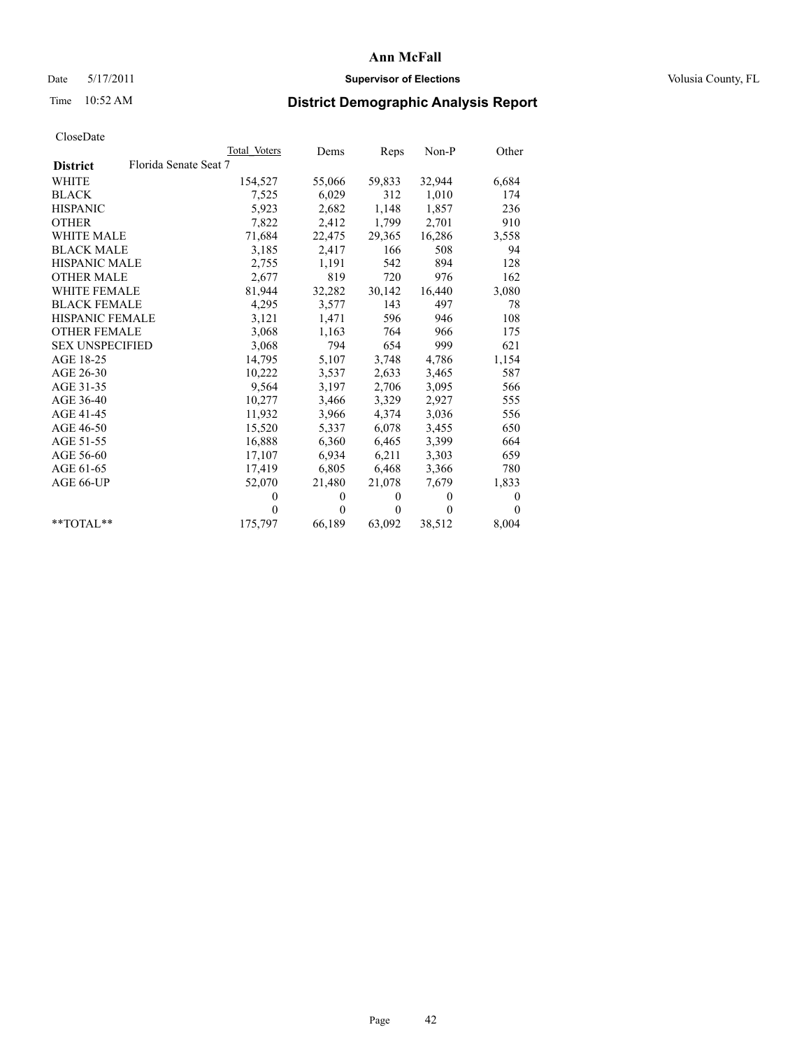# Ann McFall

Date 5/17/2011 **Supervisor of Elections** Volusia County, FL

Time 10:52 AM

## District Demographic Analysis Report

CloseDate

| | Total Voters | Dems | Reps | Non-P | Other |
|---|---|---|---|---|---|
| **District** Florida Senate Seat 7 | | | | | |
| WHITE | 154,527 | 55,066 | 59,833 | 32,944 | 6,684 |
| BLACK | 7,525 | 6,029 | 312 | 1,010 | 174 |
| HISPANIC | 5,923 | 2,682 | 1,148 | 1,857 | 236 |
| OTHER | 7,822 | 2,412 | 1,799 | 2,701 | 910 |
| WHITE MALE | 71,684 | 22,475 | 29,365 | 16,286 | 3,558 |
| BLACK MALE | 3,185 | 2,417 | 166 | 508 | 94 |
| HISPANIC MALE | 2,755 | 1,191 | 542 | 894 | 128 |
| OTHER MALE | 2,677 | 819 | 720 | 976 | 162 |
| WHITE FEMALE | 81,944 | 32,282 | 30,142 | 16,440 | 3,080 |
| BLACK FEMALE | 4,295 | 3,577 | 143 | 497 | 78 |
| HISPANIC FEMALE | 3,121 | 1,471 | 596 | 946 | 108 |
| OTHER FEMALE | 3,068 | 1,163 | 764 | 966 | 175 |
| SEX UNSPECIFIED | 3,068 | 794 | 654 | 999 | 621 |
| AGE 18-25 | 14,795 | 5,107 | 3,748 | 4,786 | 1,154 |
| AGE 26-30 | 10,222 | 3,537 | 2,633 | 3,465 | 587 |
| AGE 31-35 | 9,564 | 3,197 | 2,706 | 3,095 | 566 |
| AGE 36-40 | 10,277 | 3,466 | 3,329 | 2,927 | 555 |
| AGE 41-45 | 11,932 | 3,966 | 4,374 | 3,036 | 556 |
| AGE 46-50 | 15,520 | 5,337 | 6,078 | 3,455 | 650 |
| AGE 51-55 | 16,888 | 6,360 | 6,465 | 3,399 | 664 |
| AGE 56-60 | 17,107 | 6,934 | 6,211 | 3,303 | 659 |
| AGE 61-65 | 17,419 | 6,805 | 6,468 | 3,366 | 780 |
| AGE 66-UP | 52,070 | 21,480 | 21,078 | 7,679 | 1,833 |
| | 0 | 0 | 0 | 0 | 0 |
| | 0 | 0 | 0 | 0 | 0 |
| **TOTAL** | 175,797 | 66,189 | 63,092 | 38,512 | 8,004 |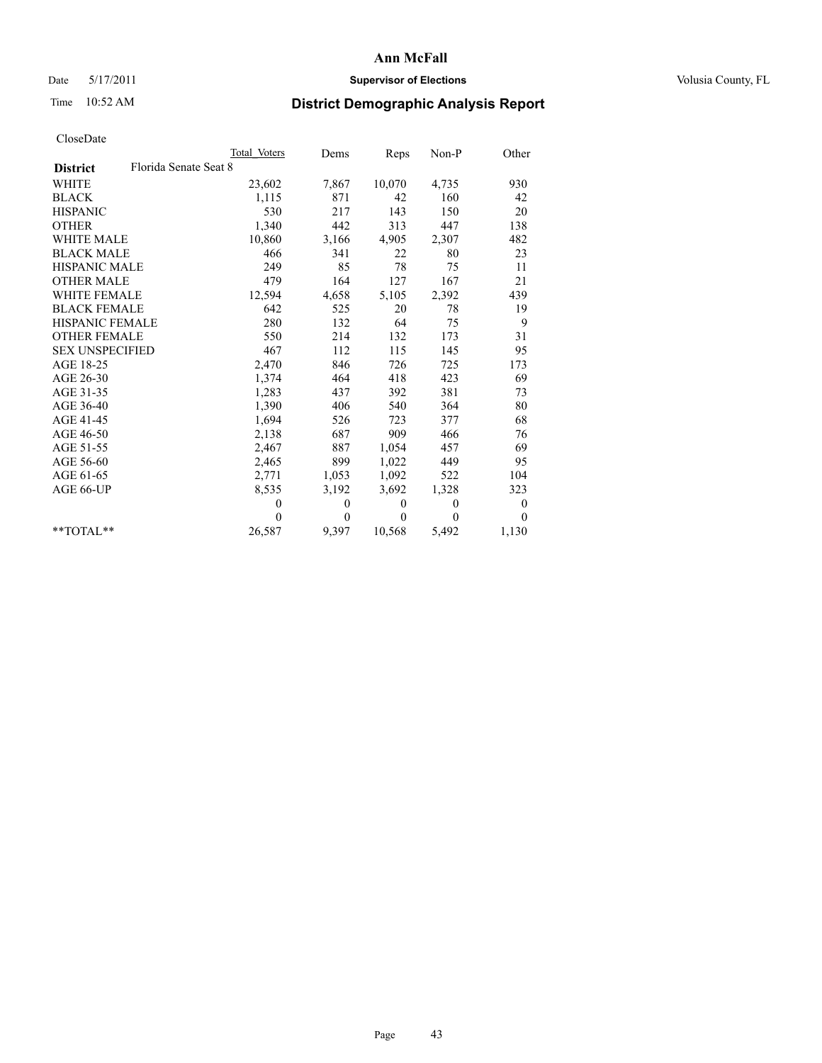**Ann McFall**

Date 5/17/2011 **Supervisor of Elections** Volusia County, FL

Time 10:52 AM **District Demographic Analysis Report**

CloseDate

| | Total Voters | Dems | Reps | Non-P | Other |
|---|---|---|---|---|---|
| **District** Florida Senate Seat 8 | | | | | |
| WHITE | 23,602 | 7,867 | 10,070 | 4,735 | 930 |
| BLACK | 1,115 | 871 | 42 | 160 | 42 |
| HISPANIC | 530 | 217 | 143 | 150 | 20 |
| OTHER | 1,340 | 442 | 313 | 447 | 138 |
| WHITE MALE | 10,860 | 3,166 | 4,905 | 2,307 | 482 |
| BLACK MALE | 466 | 341 | 22 | 80 | 23 |
| HISPANIC MALE | 249 | 85 | 78 | 75 | 11 |
| OTHER MALE | 479 | 164 | 127 | 167 | 21 |
| WHITE FEMALE | 12,594 | 4,658 | 5,105 | 2,392 | 439 |
| BLACK FEMALE | 642 | 525 | 20 | 78 | 19 |
| HISPANIC FEMALE | 280 | 132 | 64 | 75 | 9 |
| OTHER FEMALE | 550 | 214 | 132 | 173 | 31 |
| SEX UNSPECIFIED | 467 | 112 | 115 | 145 | 95 |
| AGE 18-25 | 2,470 | 846 | 726 | 725 | 173 |
| AGE 26-30 | 1,374 | 464 | 418 | 423 | 69 |
| AGE 31-35 | 1,283 | 437 | 392 | 381 | 73 |
| AGE 36-40 | 1,390 | 406 | 540 | 364 | 80 |
| AGE 41-45 | 1,694 | 526 | 723 | 377 | 68 |
| AGE 46-50 | 2,138 | 687 | 909 | 466 | 76 |
| AGE 51-55 | 2,467 | 887 | 1,054 | 457 | 69 |
| AGE 56-60 | 2,465 | 899 | 1,022 | 449 | 95 |
| AGE 61-65 | 2,771 | 1,053 | 1,092 | 522 | 104 |
| AGE 66-UP | 8,535 | 3,192 | 3,692 | 1,328 | 323 |
| | 0 | 0 | 0 | 0 | 0 |
| | 0 | 0 | 0 | 0 | 0 |
| **TOTAL** | 26,587 | 9,397 | 10,568 | 5,492 | 1,130 |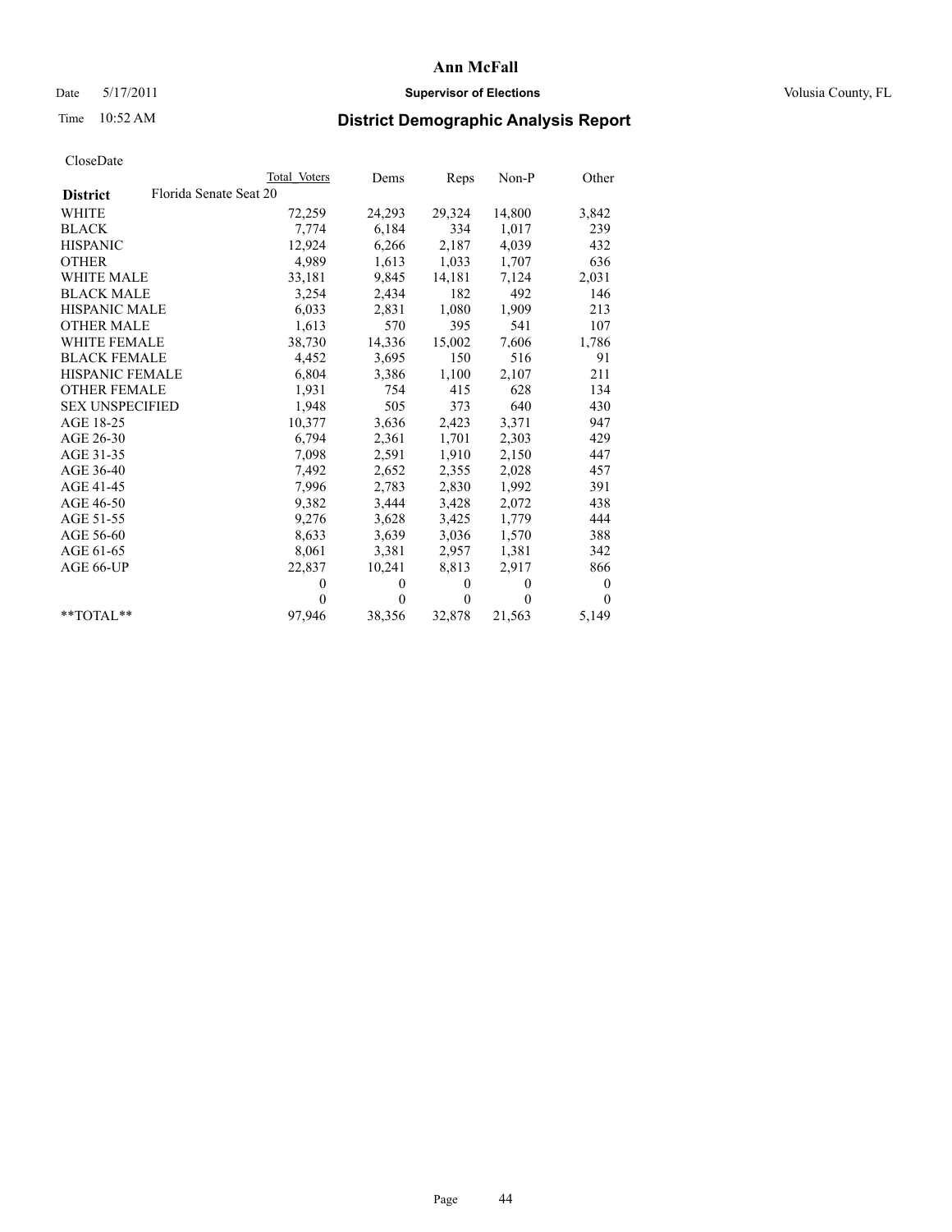# Ann McFall

Date 5/17/2011 **Supervisor of Elections** Volusia County, FL

Time 10:52 AM **District Demographic Analysis Report**

CloseDate

| **District** | Florida Senate Seat 20 | Total Voters | Dems | Reps | Non-P | Other |
|---|---|---|---|---|---|---|
| WHITE | | 72,259 | 24,293 | 29,324 | 14,800 | 3,842 |
| BLACK | | 7,774 | 6,184 | 334 | 1,017 | 239 |
| HISPANIC | | 12,924 | 6,266 | 2,187 | 4,039 | 432 |
| OTHER | | 4,989 | 1,613 | 1,033 | 1,707 | 636 |
| WHITE MALE | | 33,181 | 9,845 | 14,181 | 7,124 | 2,031 |
| BLACK MALE | | 3,254 | 2,434 | 182 | 492 | 146 |
| HISPANIC MALE | | 6,033 | 2,831 | 1,080 | 1,909 | 213 |
| OTHER MALE | | 1,613 | 570 | 395 | 541 | 107 |
| WHITE FEMALE | | 38,730 | 14,336 | 15,002 | 7,606 | 1,786 |
| BLACK FEMALE | | 4,452 | 3,695 | 150 | 516 | 91 |
| HISPANIC FEMALE | | 6,804 | 3,386 | 1,100 | 2,107 | 211 |
| OTHER FEMALE | | 1,931 | 754 | 415 | 628 | 134 |
| SEX UNSPECIFIED | | 1,948 | 505 | 373 | 640 | 430 |
| AGE 18-25 | | 10,377 | 3,636 | 2,423 | 3,371 | 947 |
| AGE 26-30 | | 6,794 | 2,361 | 1,701 | 2,303 | 429 |
| AGE 31-35 | | 7,098 | 2,591 | 1,910 | 2,150 | 447 |
| AGE 36-40 | | 7,492 | 2,652 | 2,355 | 2,028 | 457 |
| AGE 41-45 | | 7,996 | 2,783 | 2,830 | 1,992 | 391 |
| AGE 46-50 | | 9,382 | 3,444 | 3,428 | 2,072 | 438 |
| AGE 51-55 | | 9,276 | 3,628 | 3,425 | 1,779 | 444 |
| AGE 56-60 | | 8,633 | 3,639 | 3,036 | 1,570 | 388 |
| AGE 61-65 | | 8,061 | 3,381 | 2,957 | 1,381 | 342 |
| AGE 66-UP | | 22,837 | 10,241 | 8,813 | 2,917 | 866 |
| | | 0 | 0 | 0 | 0 | 0 |
| | | 0 | 0 | 0 | 0 | 0 |
| **TOTAL** | | 97,946 | 38,356 | 32,878 | 21,563 | 5,149 |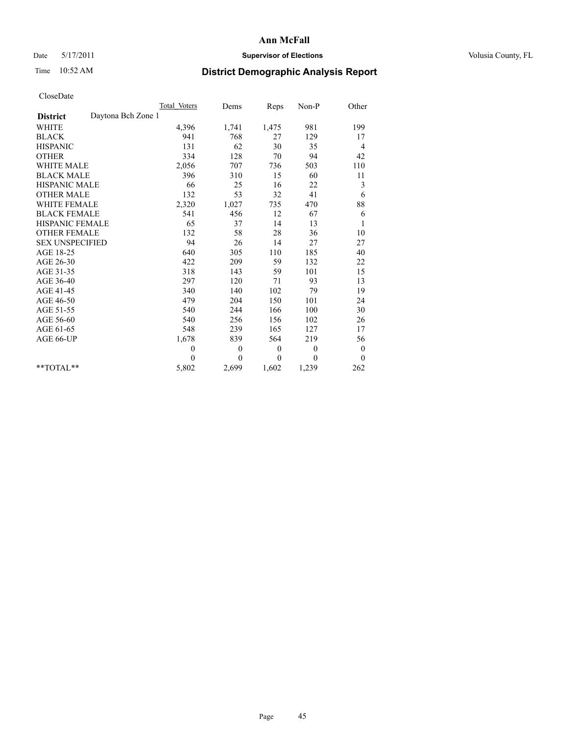# Ann McFall

Date 5/17/2011 **Supervisor of Elections** Volusia County, FL

Time 10:52 AM **District Demographic Analysis Report**

CloseDate

| **District** Daytona Bch Zone 1 | Total Voters | Dems | Reps | Non-P | Other |
|---|---|---|---|---|---|
| WHITE | 4,396 | 1,741 | 1,475 | 981 | 199 |
| BLACK | 941 | 768 | 27 | 129 | 17 |
| HISPANIC | 131 | 62 | 30 | 35 | 4 |
| OTHER | 334 | 128 | 70 | 94 | 42 |
| WHITE MALE | 2,056 | 707 | 736 | 503 | 110 |
| BLACK MALE | 396 | 310 | 15 | 60 | 11 |
| HISPANIC MALE | 66 | 25 | 16 | 22 | 3 |
| OTHER MALE | 132 | 53 | 32 | 41 | 6 |
| WHITE FEMALE | 2,320 | 1,027 | 735 | 470 | 88 |
| BLACK FEMALE | 541 | 456 | 12 | 67 | 6 |
| HISPANIC FEMALE | 65 | 37 | 14 | 13 | 1 |
| OTHER FEMALE | 132 | 58 | 28 | 36 | 10 |
| SEX UNSPECIFIED | 94 | 26 | 14 | 27 | 27 |
| AGE 18-25 | 640 | 305 | 110 | 185 | 40 |
| AGE 26-30 | 422 | 209 | 59 | 132 | 22 |
| AGE 31-35 | 318 | 143 | 59 | 101 | 15 |
| AGE 36-40 | 297 | 120 | 71 | 93 | 13 |
| AGE 41-45 | 340 | 140 | 102 | 79 | 19 |
| AGE 46-50 | 479 | 204 | 150 | 101 | 24 |
| AGE 51-55 | 540 | 244 | 166 | 100 | 30 |
| AGE 56-60 | 540 | 256 | 156 | 102 | 26 |
| AGE 61-65 | 548 | 239 | 165 | 127 | 17 |
| AGE 66-UP | 1,678 | 839 | 564 | 219 | 56 |
| | 0 | 0 | 0 | 0 | 0 |
| | 0 | 0 | 0 | 0 | 0 |
| **TOTAL** | 5,802 | 2,699 | 1,602 | 1,239 | 262 |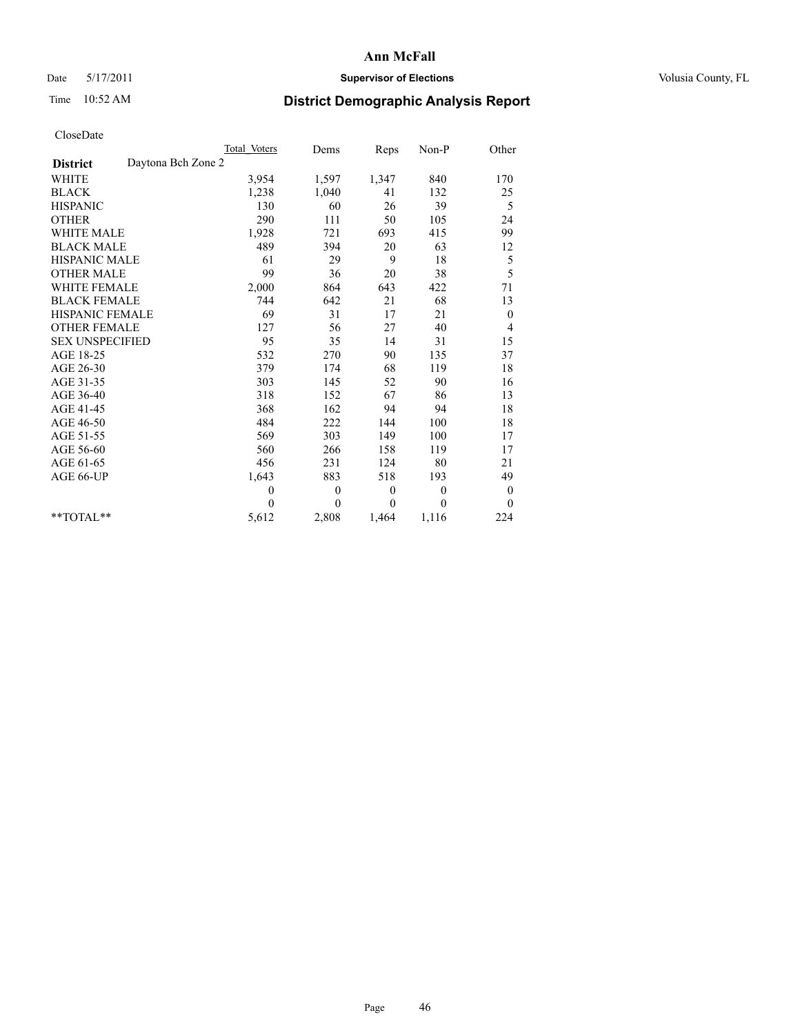# Ann McFall

Date 5/17/2011 **Supervisor of Elections** Volusia County, FL

Time 10:52 AM **District Demographic Analysis Report**

CloseDate

| | Total Voters | Dems | Reps | Non-P | Other |
|---|---|---|---|---|---|
| **District** Daytona Bch Zone 2 | | | | | |
| WHITE | 3,954 | 1,597 | 1,347 | 840 | 170 |
| BLACK | 1,238 | 1,040 | 41 | 132 | 25 |
| HISPANIC | 130 | 60 | 26 | 39 | 5 |
| OTHER | 290 | 111 | 50 | 105 | 24 |
| WHITE MALE | 1,928 | 721 | 693 | 415 | 99 |
| BLACK MALE | 489 | 394 | 20 | 63 | 12 |
| HISPANIC MALE | 61 | 29 | 9 | 18 | 5 |
| OTHER MALE | 99 | 36 | 20 | 38 | 5 |
| WHITE FEMALE | 2,000 | 864 | 643 | 422 | 71 |
| BLACK FEMALE | 744 | 642 | 21 | 68 | 13 |
| HISPANIC FEMALE | 69 | 31 | 17 | 21 | 0 |
| OTHER FEMALE | 127 | 56 | 27 | 40 | 4 |
| SEX UNSPECIFIED | 95 | 35 | 14 | 31 | 15 |
| AGE 18-25 | 532 | 270 | 90 | 135 | 37 |
| AGE 26-30 | 379 | 174 | 68 | 119 | 18 |
| AGE 31-35 | 303 | 145 | 52 | 90 | 16 |
| AGE 36-40 | 318 | 152 | 67 | 86 | 13 |
| AGE 41-45 | 368 | 162 | 94 | 94 | 18 |
| AGE 46-50 | 484 | 222 | 144 | 100 | 18 |
| AGE 51-55 | 569 | 303 | 149 | 100 | 17 |
| AGE 56-60 | 560 | 266 | 158 | 119 | 17 |
| AGE 61-65 | 456 | 231 | 124 | 80 | 21 |
| AGE 66-UP | 1,643 | 883 | 518 | 193 | 49 |
| | 0 | 0 | 0 | 0 | 0 |
| | 0 | 0 | 0 | 0 | 0 |
| **TOTAL** | 5,612 | 2,808 | 1,464 | 1,116 | 224 |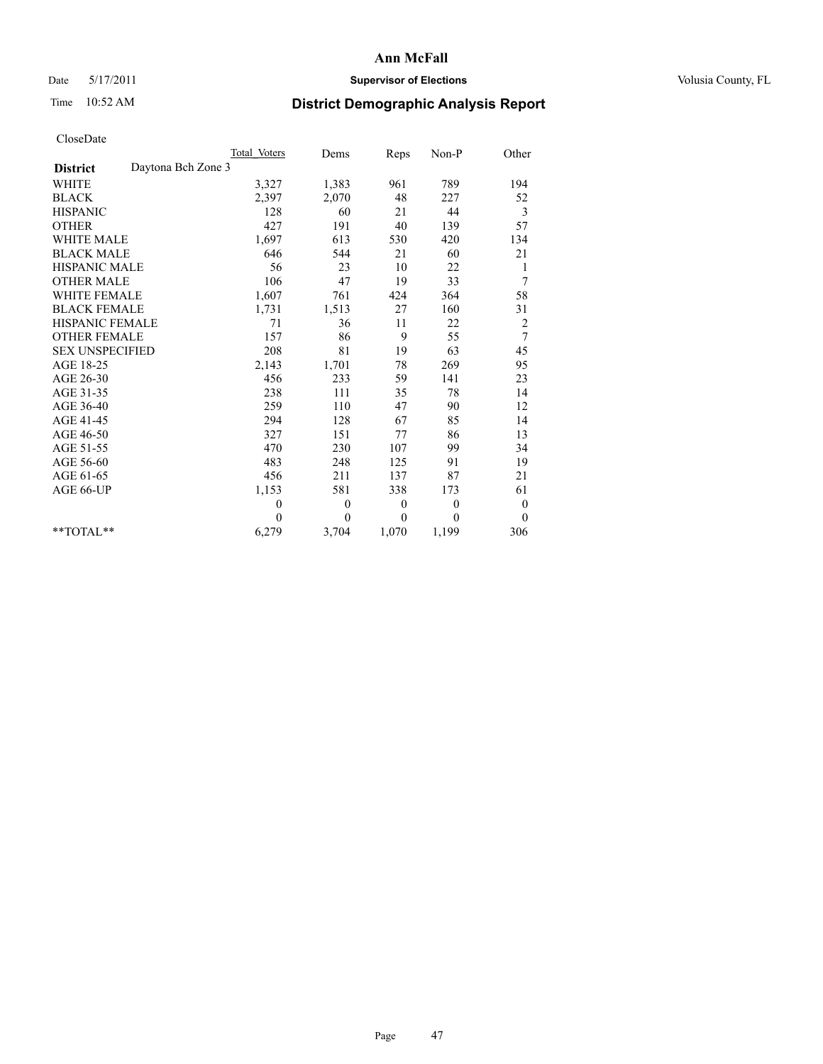# Ann McFall

Date 5/17/2011 **Supervisor of Elections** Volusia County, FL

Time 10:52 AM **District Demographic Analysis Report**

CloseDate

| **District** Daytona Bch Zone 3 | Total Voters | Dems | Reps | Non-P | Other |
|---|---|---|---|---|---|
| WHITE | 3,327 | 1,383 | 961 | 789 | 194 |
| BLACK | 2,397 | 2,070 | 48 | 227 | 52 |
| HISPANIC | 128 | 60 | 21 | 44 | 3 |
| OTHER | 427 | 191 | 40 | 139 | 57 |
| WHITE MALE | 1,697 | 613 | 530 | 420 | 134 |
| BLACK MALE | 646 | 544 | 21 | 60 | 21 |
| HISPANIC MALE | 56 | 23 | 10 | 22 | 1 |
| OTHER MALE | 106 | 47 | 19 | 33 | 7 |
| WHITE FEMALE | 1,607 | 761 | 424 | 364 | 58 |
| BLACK FEMALE | 1,731 | 1,513 | 27 | 160 | 31 |
| HISPANIC FEMALE | 71 | 36 | 11 | 22 | 2 |
| OTHER FEMALE | 157 | 86 | 9 | 55 | 7 |
| SEX UNSPECIFIED | 208 | 81 | 19 | 63 | 45 |
| AGE 18-25 | 2,143 | 1,701 | 78 | 269 | 95 |
| AGE 26-30 | 456 | 233 | 59 | 141 | 23 |
| AGE 31-35 | 238 | 111 | 35 | 78 | 14 |
| AGE 36-40 | 259 | 110 | 47 | 90 | 12 |
| AGE 41-45 | 294 | 128 | 67 | 85 | 14 |
| AGE 46-50 | 327 | 151 | 77 | 86 | 13 |
| AGE 51-55 | 470 | 230 | 107 | 99 | 34 |
| AGE 56-60 | 483 | 248 | 125 | 91 | 19 |
| AGE 61-65 | 456 | 211 | 137 | 87 | 21 |
| AGE 66-UP | 1,153 | 581 | 338 | 173 | 61 |
| | 0 | 0 | 0 | 0 | 0 |
| | 0 | 0 | 0 | 0 | 0 |
| **TOTAL** | 6,279 | 3,704 | 1,070 | 1,199 | 306 |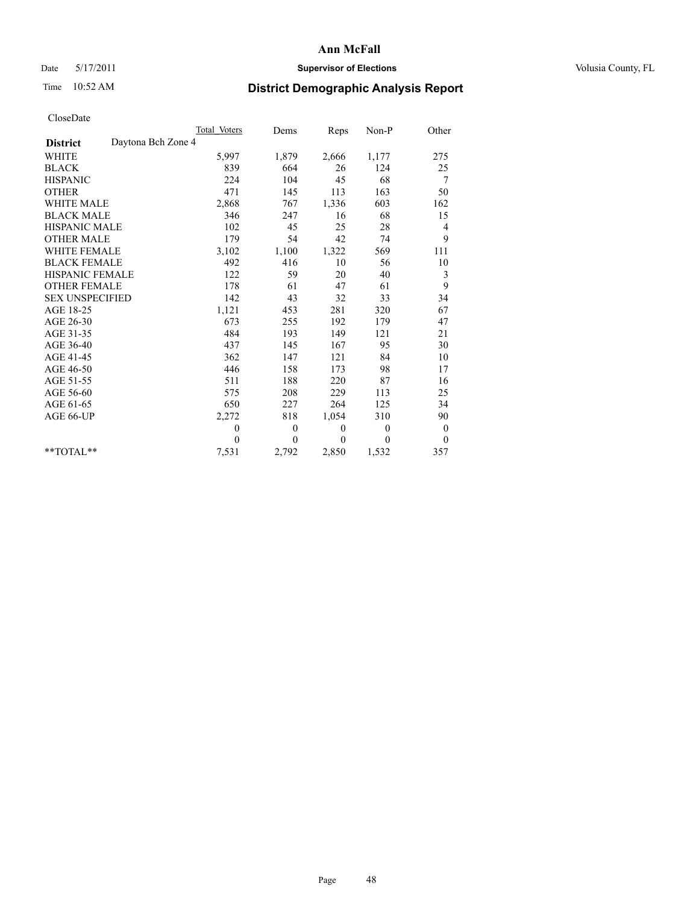# Ann McFall

Date 5/17/2011 **Supervisor of Elections** Volusia County, FL

Time 10:52 AM

## District Demographic Analysis Report

CloseDate

| **District** Daytona Bch Zone 4 | Total Voters | Dems | Reps | Non-P | Other |
|---|---|---|---|---|---|
| WHITE | 5,997 | 1,879 | 2,666 | 1,177 | 275 |
| BLACK | 839 | 664 | 26 | 124 | 25 |
| HISPANIC | 224 | 104 | 45 | 68 | 7 |
| OTHER | 471 | 145 | 113 | 163 | 50 |
| WHITE MALE | 2,868 | 767 | 1,336 | 603 | 162 |
| BLACK MALE | 346 | 247 | 16 | 68 | 15 |
| HISPANIC MALE | 102 | 45 | 25 | 28 | 4 |
| OTHER MALE | 179 | 54 | 42 | 74 | 9 |
| WHITE FEMALE | 3,102 | 1,100 | 1,322 | 569 | 111 |
| BLACK FEMALE | 492 | 416 | 10 | 56 | 10 |
| HISPANIC FEMALE | 122 | 59 | 20 | 40 | 3 |
| OTHER FEMALE | 178 | 61 | 47 | 61 | 9 |
| SEX UNSPECIFIED | 142 | 43 | 32 | 33 | 34 |
| AGE 18-25 | 1,121 | 453 | 281 | 320 | 67 |
| AGE 26-30 | 673 | 255 | 192 | 179 | 47 |
| AGE 31-35 | 484 | 193 | 149 | 121 | 21 |
| AGE 36-40 | 437 | 145 | 167 | 95 | 30 |
| AGE 41-45 | 362 | 147 | 121 | 84 | 10 |
| AGE 46-50 | 446 | 158 | 173 | 98 | 17 |
| AGE 51-55 | 511 | 188 | 220 | 87 | 16 |
| AGE 56-60 | 575 | 208 | 229 | 113 | 25 |
| AGE 61-65 | 650 | 227 | 264 | 125 | 34 |
| AGE 66-UP | 2,272 | 818 | 1,054 | 310 | 90 |
| | 0 | 0 | 0 | 0 | 0 |
| | 0 | 0 | 0 | 0 | 0 |
| **TOTAL** | 7,531 | 2,792 | 2,850 | 1,532 | 357 |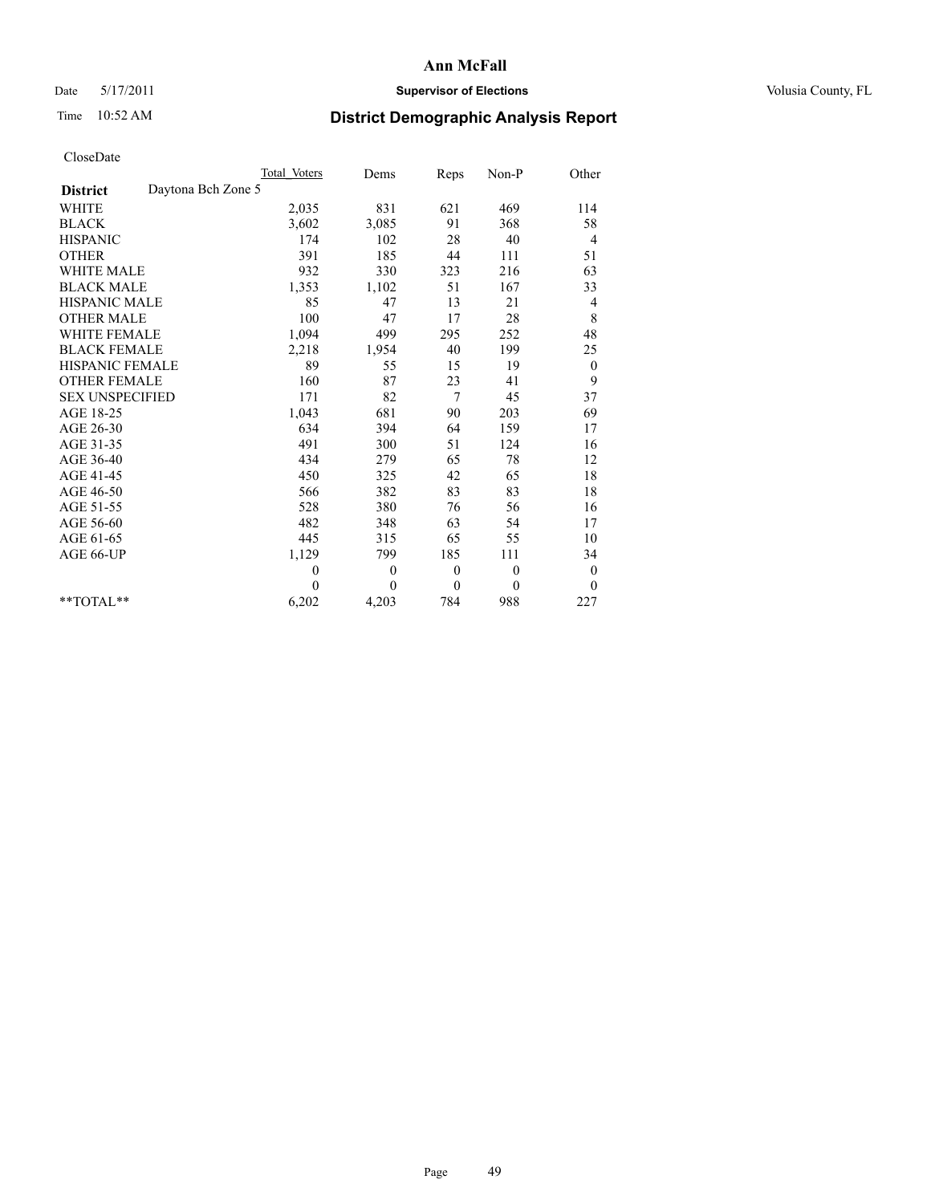# Ann McFall

Date 5/17/2011 **Supervisor of Elections** Volusia County, FL

Time 10:52 AM **District Demographic Analysis Report**

CloseDate

| **District** Daytona Bch Zone 5 | Total Voters | Dems | Reps | Non-P | Other |
|---|---|---|---|---|---|
| WHITE | 2,035 | 831 | 621 | 469 | 114 |
| BLACK | 3,602 | 3,085 | 91 | 368 | 58 |
| HISPANIC | 174 | 102 | 28 | 40 | 4 |
| OTHER | 391 | 185 | 44 | 111 | 51 |
| WHITE MALE | 932 | 330 | 323 | 216 | 63 |
| BLACK MALE | 1,353 | 1,102 | 51 | 167 | 33 |
| HISPANIC MALE | 85 | 47 | 13 | 21 | 4 |
| OTHER MALE | 100 | 47 | 17 | 28 | 8 |
| WHITE FEMALE | 1,094 | 499 | 295 | 252 | 48 |
| BLACK FEMALE | 2,218 | 1,954 | 40 | 199 | 25 |
| HISPANIC FEMALE | 89 | 55 | 15 | 19 | 0 |
| OTHER FEMALE | 160 | 87 | 23 | 41 | 9 |
| SEX UNSPECIFIED | 171 | 82 | 7 | 45 | 37 |
| AGE 18-25 | 1,043 | 681 | 90 | 203 | 69 |
| AGE 26-30 | 634 | 394 | 64 | 159 | 17 |
| AGE 31-35 | 491 | 300 | 51 | 124 | 16 |
| AGE 36-40 | 434 | 279 | 65 | 78 | 12 |
| AGE 41-45 | 450 | 325 | 42 | 65 | 18 |
| AGE 46-50 | 566 | 382 | 83 | 83 | 18 |
| AGE 51-55 | 528 | 380 | 76 | 56 | 16 |
| AGE 56-60 | 482 | 348 | 63 | 54 | 17 |
| AGE 61-65 | 445 | 315 | 65 | 55 | 10 |
| AGE 66-UP | 1,129 | 799 | 185 | 111 | 34 |
| | 0 | 0 | 0 | 0 | 0 |
| | 0 | 0 | 0 | 0 | 0 |
| **TOTAL** | 6,202 | 4,203 | 784 | 988 | 227 |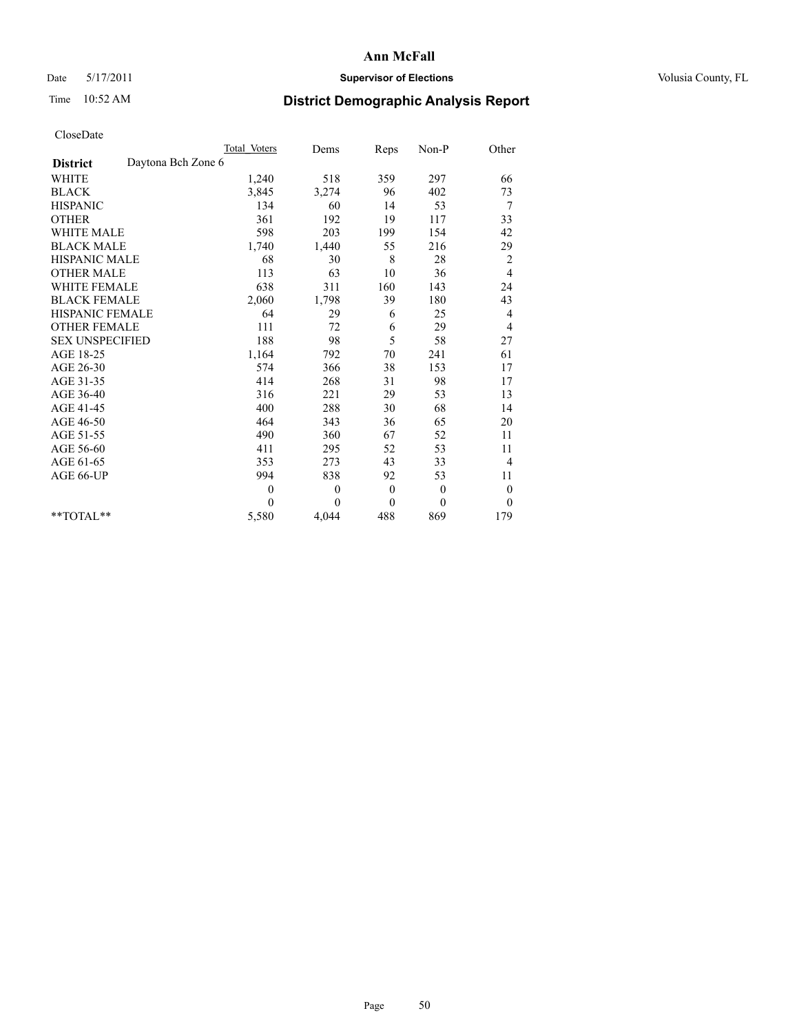**Ann McFall**

Date 5/17/2011 **Supervisor of Elections** Volusia County, FL

Time 10:52 AM **District Demographic Analysis Report**

CloseDate

| | Total Voters | Dems | Reps | Non-P | Other |
|---|---|---|---|---|---|
| **District** Daytona Bch Zone 6 | | | | | |
| WHITE | 1,240 | 518 | 359 | 297 | 66 |
| BLACK | 3,845 | 3,274 | 96 | 402 | 73 |
| HISPANIC | 134 | 60 | 14 | 53 | 7 |
| OTHER | 361 | 192 | 19 | 117 | 33 |
| WHITE MALE | 598 | 203 | 199 | 154 | 42 |
| BLACK MALE | 1,740 | 1,440 | 55 | 216 | 29 |
| HISPANIC MALE | 68 | 30 | 8 | 28 | 2 |
| OTHER MALE | 113 | 63 | 10 | 36 | 4 |
| WHITE FEMALE | 638 | 311 | 160 | 143 | 24 |
| BLACK FEMALE | 2,060 | 1,798 | 39 | 180 | 43 |
| HISPANIC FEMALE | 64 | 29 | 6 | 25 | 4 |
| OTHER FEMALE | 111 | 72 | 6 | 29 | 4 |
| SEX UNSPECIFIED | 188 | 98 | 5 | 58 | 27 |
| AGE 18-25 | 1,164 | 792 | 70 | 241 | 61 |
| AGE 26-30 | 574 | 366 | 38 | 153 | 17 |
| AGE 31-35 | 414 | 268 | 31 | 98 | 17 |
| AGE 36-40 | 316 | 221 | 29 | 53 | 13 |
| AGE 41-45 | 400 | 288 | 30 | 68 | 14 |
| AGE 46-50 | 464 | 343 | 36 | 65 | 20 |
| AGE 51-55 | 490 | 360 | 67 | 52 | 11 |
| AGE 56-60 | 411 | 295 | 52 | 53 | 11 |
| AGE 61-65 | 353 | 273 | 43 | 33 | 4 |
| AGE 66-UP | 994 | 838 | 92 | 53 | 11 |
| | 0 | 0 | 0 | 0 | 0 |
| | 0 | 0 | 0 | 0 | 0 |
| **TOTAL** | 5,580 | 4,044 | 488 | 869 | 179 |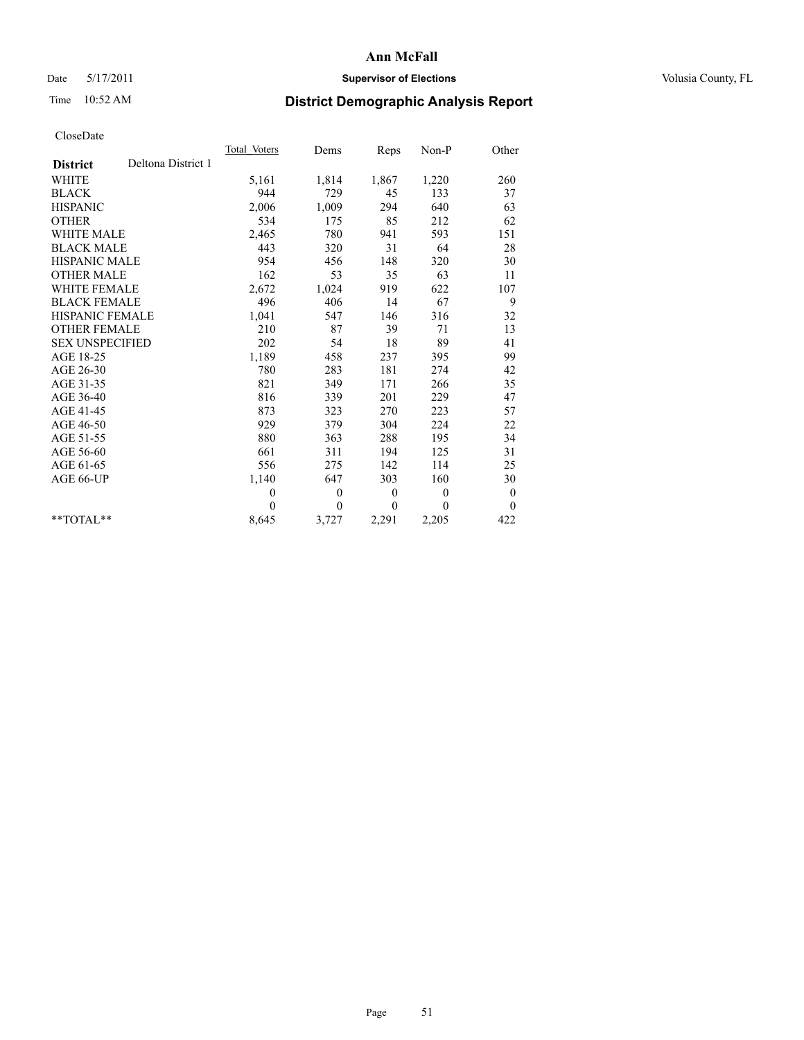**Ann McFall**

Date 5/17/2011 **Supervisor of Elections** Volusia County, FL

Time 10:52 AM **District Demographic Analysis Report**

CloseDate

| **District** Deltona District 1 | Total Voters | Dems | Reps | Non-P | Other |
|---|---|---|---|---|---|
| WHITE | 5,161 | 1,814 | 1,867 | 1,220 | 260 |
| BLACK | 944 | 729 | 45 | 133 | 37 |
| HISPANIC | 2,006 | 1,009 | 294 | 640 | 63 |
| OTHER | 534 | 175 | 85 | 212 | 62 |
| WHITE MALE | 2,465 | 780 | 941 | 593 | 151 |
| BLACK MALE | 443 | 320 | 31 | 64 | 28 |
| HISPANIC MALE | 954 | 456 | 148 | 320 | 30 |
| OTHER MALE | 162 | 53 | 35 | 63 | 11 |
| WHITE FEMALE | 2,672 | 1,024 | 919 | 622 | 107 |
| BLACK FEMALE | 496 | 406 | 14 | 67 | 9 |
| HISPANIC FEMALE | 1,041 | 547 | 146 | 316 | 32 |
| OTHER FEMALE | 210 | 87 | 39 | 71 | 13 |
| SEX UNSPECIFIED | 202 | 54 | 18 | 89 | 41 |
| AGE 18-25 | 1,189 | 458 | 237 | 395 | 99 |
| AGE 26-30 | 780 | 283 | 181 | 274 | 42 |
| AGE 31-35 | 821 | 349 | 171 | 266 | 35 |
| AGE 36-40 | 816 | 339 | 201 | 229 | 47 |
| AGE 41-45 | 873 | 323 | 270 | 223 | 57 |
| AGE 46-50 | 929 | 379 | 304 | 224 | 22 |
| AGE 51-55 | 880 | 363 | 288 | 195 | 34 |
| AGE 56-60 | 661 | 311 | 194 | 125 | 31 |
| AGE 61-65 | 556 | 275 | 142 | 114 | 25 |
| AGE 66-UP | 1,140 | 647 | 303 | 160 | 30 |
| | 0 | 0 | 0 | 0 | 0 |
| | 0 | 0 | 0 | 0 | 0 |
| **TOTAL** | 8,645 | 3,727 | 2,291 | 2,205 | 422 |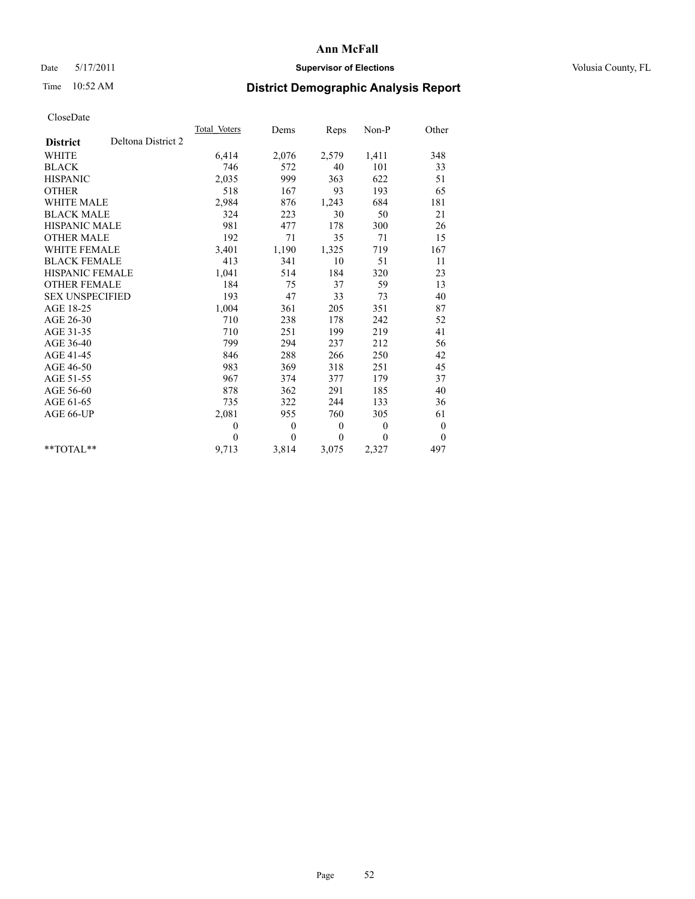# Ann McFall

Date 5/17/2011 **Supervisor of Elections** Volusia County, FL

Time 10:52 AM **District Demographic Analysis Report**

CloseDate

| **District** Deltona District 2 | Total Voters | Dems | Reps | Non-P | Other |
|---|---|---|---|---|---|
| WHITE | 6,414 | 2,076 | 2,579 | 1,411 | 348 |
| BLACK | 746 | 572 | 40 | 101 | 33 |
| HISPANIC | 2,035 | 999 | 363 | 622 | 51 |
| OTHER | 518 | 167 | 93 | 193 | 65 |
| WHITE MALE | 2,984 | 876 | 1,243 | 684 | 181 |
| BLACK MALE | 324 | 223 | 30 | 50 | 21 |
| HISPANIC MALE | 981 | 477 | 178 | 300 | 26 |
| OTHER MALE | 192 | 71 | 35 | 71 | 15 |
| WHITE FEMALE | 3,401 | 1,190 | 1,325 | 719 | 167 |
| BLACK FEMALE | 413 | 341 | 10 | 51 | 11 |
| HISPANIC FEMALE | 1,041 | 514 | 184 | 320 | 23 |
| OTHER FEMALE | 184 | 75 | 37 | 59 | 13 |
| SEX UNSPECIFIED | 193 | 47 | 33 | 73 | 40 |
| AGE 18-25 | 1,004 | 361 | 205 | 351 | 87 |
| AGE 26-30 | 710 | 238 | 178 | 242 | 52 |
| AGE 31-35 | 710 | 251 | 199 | 219 | 41 |
| AGE 36-40 | 799 | 294 | 237 | 212 | 56 |
| AGE 41-45 | 846 | 288 | 266 | 250 | 42 |
| AGE 46-50 | 983 | 369 | 318 | 251 | 45 |
| AGE 51-55 | 967 | 374 | 377 | 179 | 37 |
| AGE 56-60 | 878 | 362 | 291 | 185 | 40 |
| AGE 61-65 | 735 | 322 | 244 | 133 | 36 |
| AGE 66-UP | 2,081 | 955 | 760 | 305 | 61 |
| | 0 | 0 | 0 | 0 | 0 |
| | 0 | 0 | 0 | 0 | 0 |
| **TOTAL** | 9,713 | 3,814 | 3,075 | 2,327 | 497 |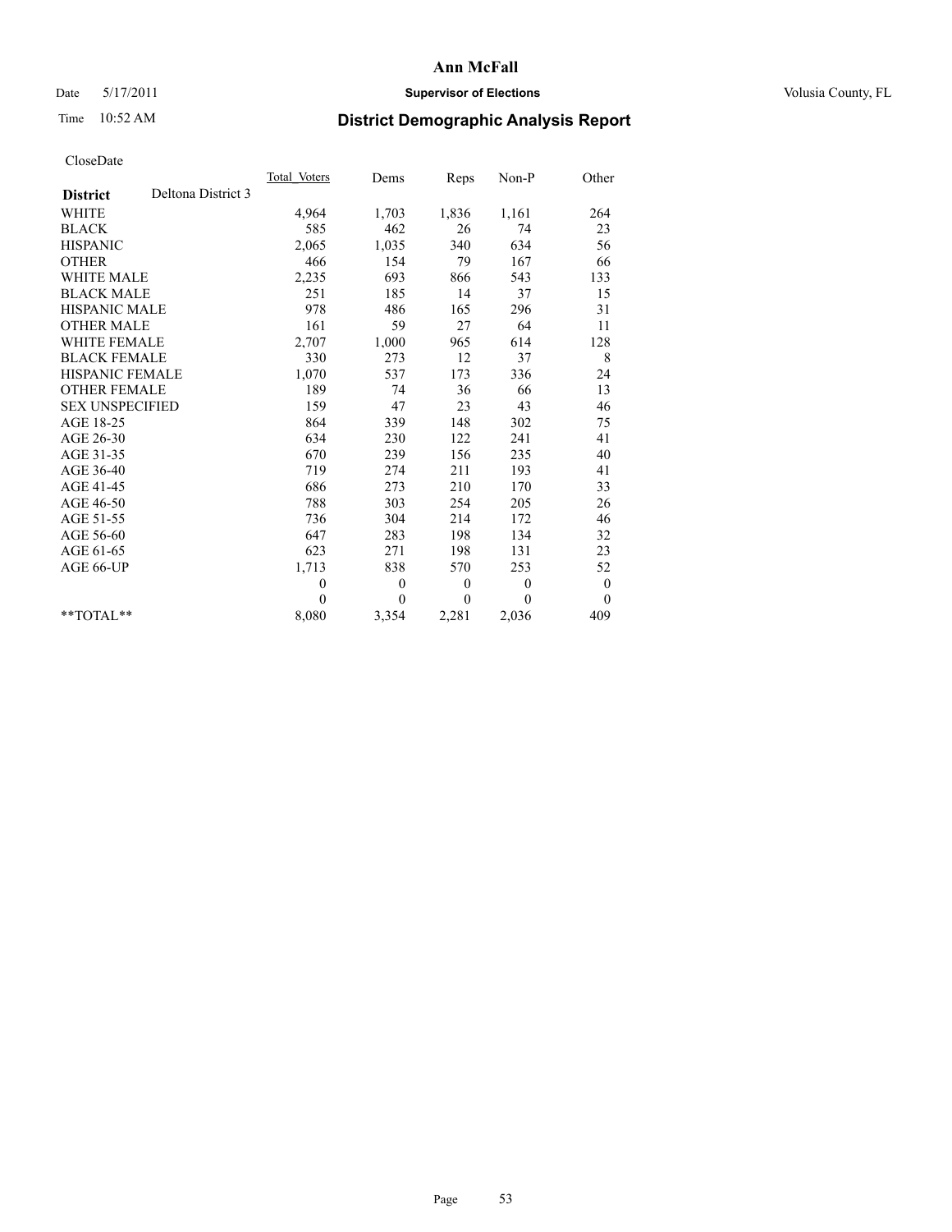# Ann McFall

Date 5/17/2011 **Supervisor of Elections** Volusia County, FL

Time 10:52 AM

## District Demographic Analysis Report

CloseDate

| | Total_Voters | Dems | Reps | Non-P | Other |
|---|---|---|---|---|---|
| **District** Deltona District 3 | | | | | |
| WHITE | 4,964 | 1,703 | 1,836 | 1,161 | 264 |
| BLACK | 585 | 462 | 26 | 74 | 23 |
| HISPANIC | 2,065 | 1,035 | 340 | 634 | 56 |
| OTHER | 466 | 154 | 79 | 167 | 66 |
| WHITE MALE | 2,235 | 693 | 866 | 543 | 133 |
| BLACK MALE | 251 | 185 | 14 | 37 | 15 |
| HISPANIC MALE | 978 | 486 | 165 | 296 | 31 |
| OTHER MALE | 161 | 59 | 27 | 64 | 11 |
| WHITE FEMALE | 2,707 | 1,000 | 965 | 614 | 128 |
| BLACK FEMALE | 330 | 273 | 12 | 37 | 8 |
| HISPANIC FEMALE | 1,070 | 537 | 173 | 336 | 24 |
| OTHER FEMALE | 189 | 74 | 36 | 66 | 13 |
| SEX UNSPECIFIED | 159 | 47 | 23 | 43 | 46 |
| AGE 18-25 | 864 | 339 | 148 | 302 | 75 |
| AGE 26-30 | 634 | 230 | 122 | 241 | 41 |
| AGE 31-35 | 670 | 239 | 156 | 235 | 40 |
| AGE 36-40 | 719 | 274 | 211 | 193 | 41 |
| AGE 41-45 | 686 | 273 | 210 | 170 | 33 |
| AGE 46-50 | 788 | 303 | 254 | 205 | 26 |
| AGE 51-55 | 736 | 304 | 214 | 172 | 46 |
| AGE 56-60 | 647 | 283 | 198 | 134 | 32 |
| AGE 61-65 | 623 | 271 | 198 | 131 | 23 |
| AGE 66-UP | 1,713 | 838 | 570 | 253 | 52 |
| | 0 | 0 | 0 | 0 | 0 |
| | 0 | 0 | 0 | 0 | 0 |
| **TOTAL** | 8,080 | 3,354 | 2,281 | 2,036 | 409 |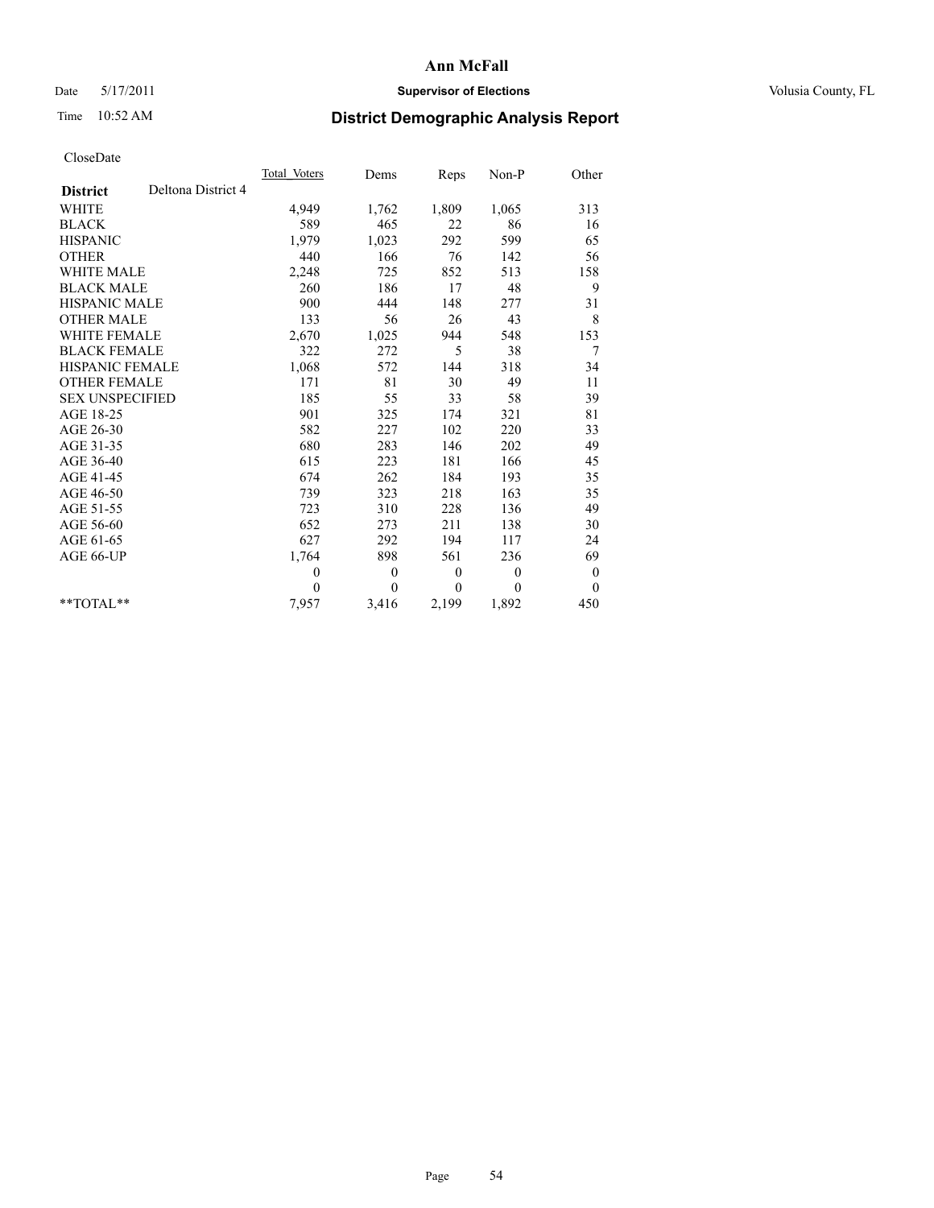# Ann McFall

Date 5/17/2011 **Supervisor of Elections** Volusia County, FL

Time 10:52 AM **District Demographic Analysis Report**

CloseDate

| | Total_Voters | Dems | Reps | Non-P | Other |
|---|---|---|---|---|---|
| **District** Deltona District 4 | | | | | |
| WHITE | 4,949 | 1,762 | 1,809 | 1,065 | 313 |
| BLACK | 589 | 465 | 22 | 86 | 16 |
| HISPANIC | 1,979 | 1,023 | 292 | 599 | 65 |
| OTHER | 440 | 166 | 76 | 142 | 56 |
| WHITE MALE | 2,248 | 725 | 852 | 513 | 158 |
| BLACK MALE | 260 | 186 | 17 | 48 | 9 |
| HISPANIC MALE | 900 | 444 | 148 | 277 | 31 |
| OTHER MALE | 133 | 56 | 26 | 43 | 8 |
| WHITE FEMALE | 2,670 | 1,025 | 944 | 548 | 153 |
| BLACK FEMALE | 322 | 272 | 5 | 38 | 7 |
| HISPANIC FEMALE | 1,068 | 572 | 144 | 318 | 34 |
| OTHER FEMALE | 171 | 81 | 30 | 49 | 11 |
| SEX UNSPECIFIED | 185 | 55 | 33 | 58 | 39 |
| AGE 18-25 | 901 | 325 | 174 | 321 | 81 |
| AGE 26-30 | 582 | 227 | 102 | 220 | 33 |
| AGE 31-35 | 680 | 283 | 146 | 202 | 49 |
| AGE 36-40 | 615 | 223 | 181 | 166 | 45 |
| AGE 41-45 | 674 | 262 | 184 | 193 | 35 |
| AGE 46-50 | 739 | 323 | 218 | 163 | 35 |
| AGE 51-55 | 723 | 310 | 228 | 136 | 49 |
| AGE 56-60 | 652 | 273 | 211 | 138 | 30 |
| AGE 61-65 | 627 | 292 | 194 | 117 | 24 |
| AGE 66-UP | 1,764 | 898 | 561 | 236 | 69 |
| | 0 | 0 | 0 | 0 | 0 |
| | 0 | 0 | 0 | 0 | 0 |
| **TOTAL** | 7,957 | 3,416 | 2,199 | 1,892 | 450 |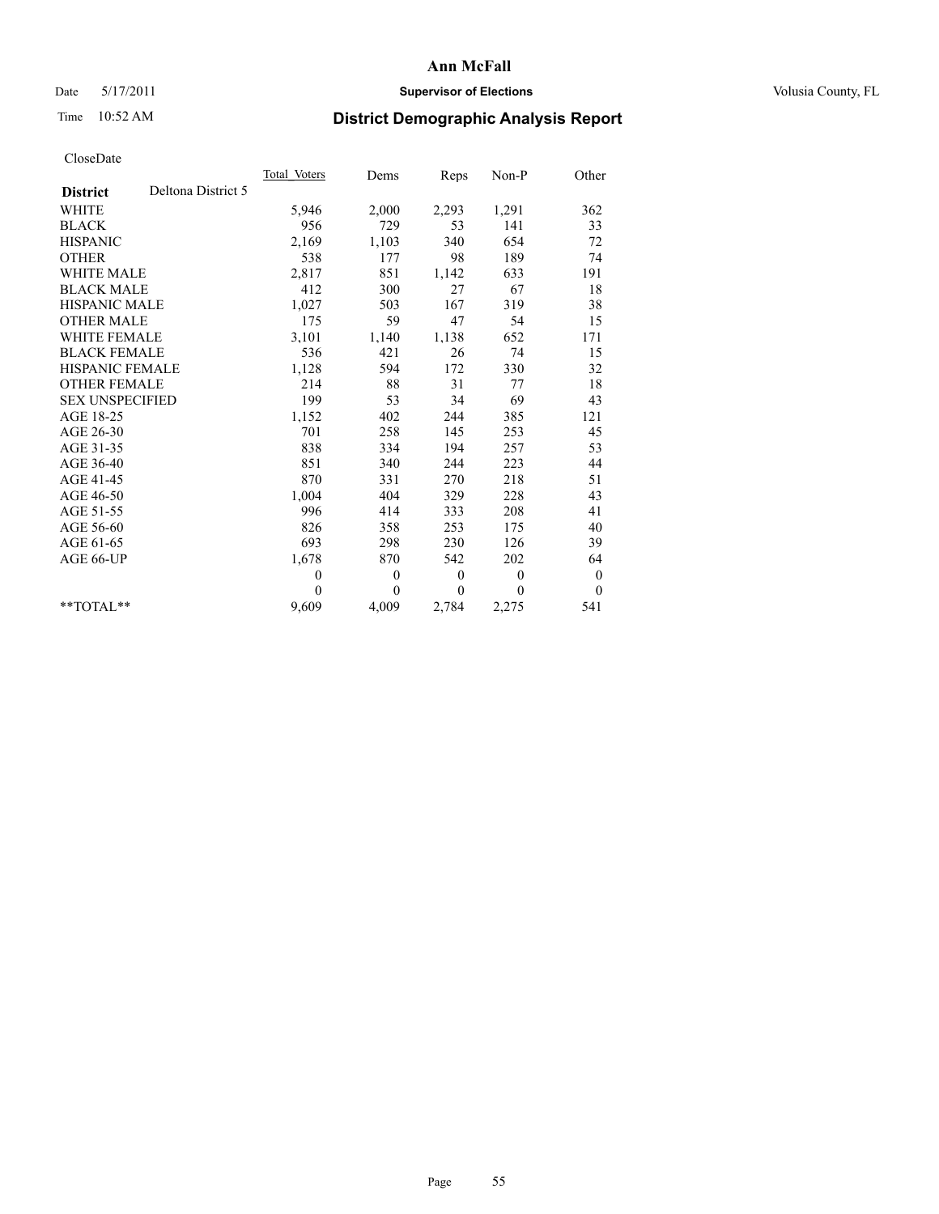# Ann McFall

Date 5/17/2011 **Supervisor of Elections** Volusia County, FL

Time 10:52 AM **District Demographic Analysis Report**

CloseDate

| **District** Deltona District 5 | Total Voters | Dems | Reps | Non-P | Other |
|---|---|---|---|---|---|
| WHITE | 5,946 | 2,000 | 2,293 | 1,291 | 362 |
| BLACK | 956 | 729 | 53 | 141 | 33 |
| HISPANIC | 2,169 | 1,103 | 340 | 654 | 72 |
| OTHER | 538 | 177 | 98 | 189 | 74 |
| WHITE MALE | 2,817 | 851 | 1,142 | 633 | 191 |
| BLACK MALE | 412 | 300 | 27 | 67 | 18 |
| HISPANIC MALE | 1,027 | 503 | 167 | 319 | 38 |
| OTHER MALE | 175 | 59 | 47 | 54 | 15 |
| WHITE FEMALE | 3,101 | 1,140 | 1,138 | 652 | 171 |
| BLACK FEMALE | 536 | 421 | 26 | 74 | 15 |
| HISPANIC FEMALE | 1,128 | 594 | 172 | 330 | 32 |
| OTHER FEMALE | 214 | 88 | 31 | 77 | 18 |
| SEX UNSPECIFIED | 199 | 53 | 34 | 69 | 43 |
| AGE 18-25 | 1,152 | 402 | 244 | 385 | 121 |
| AGE 26-30 | 701 | 258 | 145 | 253 | 45 |
| AGE 31-35 | 838 | 334 | 194 | 257 | 53 |
| AGE 36-40 | 851 | 340 | 244 | 223 | 44 |
| AGE 41-45 | 870 | 331 | 270 | 218 | 51 |
| AGE 46-50 | 1,004 | 404 | 329 | 228 | 43 |
| AGE 51-55 | 996 | 414 | 333 | 208 | 41 |
| AGE 56-60 | 826 | 358 | 253 | 175 | 40 |
| AGE 61-65 | 693 | 298 | 230 | 126 | 39 |
| AGE 66-UP | 1,678 | 870 | 542 | 202 | 64 |
| | 0 | 0 | 0 | 0 | 0 |
| | 0 | 0 | 0 | 0 | 0 |
| **TOTAL** | 9,609 | 4,009 | 2,784 | 2,275 | 541 |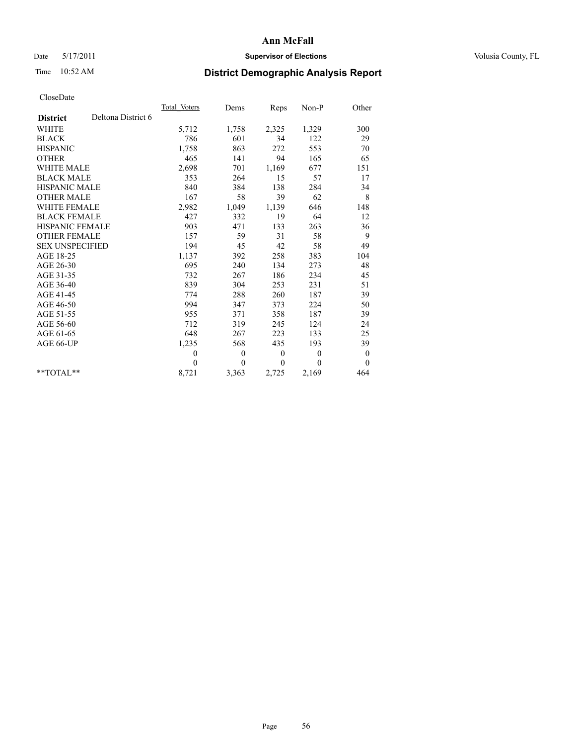# Ann McFall

Date 5/17/2011 **Supervisor of Elections** Volusia County, FL

Time 10:52 AM **District Demographic Analysis Report**

CloseDate

| **District** Deltona District 6 | Total Voters | Dems | Reps | Non-P | Other |
|---|---|---|---|---|---|
| WHITE | 5,712 | 1,758 | 2,325 | 1,329 | 300 |
| BLACK | 786 | 601 | 34 | 122 | 29 |
| HISPANIC | 1,758 | 863 | 272 | 553 | 70 |
| OTHER | 465 | 141 | 94 | 165 | 65 |
| WHITE MALE | 2,698 | 701 | 1,169 | 677 | 151 |
| BLACK MALE | 353 | 264 | 15 | 57 | 17 |
| HISPANIC MALE | 840 | 384 | 138 | 284 | 34 |
| OTHER MALE | 167 | 58 | 39 | 62 | 8 |
| WHITE FEMALE | 2,982 | 1,049 | 1,139 | 646 | 148 |
| BLACK FEMALE | 427 | 332 | 19 | 64 | 12 |
| HISPANIC FEMALE | 903 | 471 | 133 | 263 | 36 |
| OTHER FEMALE | 157 | 59 | 31 | 58 | 9 |
| SEX UNSPECIFIED | 194 | 45 | 42 | 58 | 49 |
| AGE 18-25 | 1,137 | 392 | 258 | 383 | 104 |
| AGE 26-30 | 695 | 240 | 134 | 273 | 48 |
| AGE 31-35 | 732 | 267 | 186 | 234 | 45 |
| AGE 36-40 | 839 | 304 | 253 | 231 | 51 |
| AGE 41-45 | 774 | 288 | 260 | 187 | 39 |
| AGE 46-50 | 994 | 347 | 373 | 224 | 50 |
| AGE 51-55 | 955 | 371 | 358 | 187 | 39 |
| AGE 56-60 | 712 | 319 | 245 | 124 | 24 |
| AGE 61-65 | 648 | 267 | 223 | 133 | 25 |
| AGE 66-UP | 1,235 | 568 | 435 | 193 | 39 |
| | 0 | 0 | 0 | 0 | 0 |
| | 0 | 0 | 0 | 0 | 0 |
| **TOTAL** | 8,721 | 3,363 | 2,725 | 2,169 | 464 |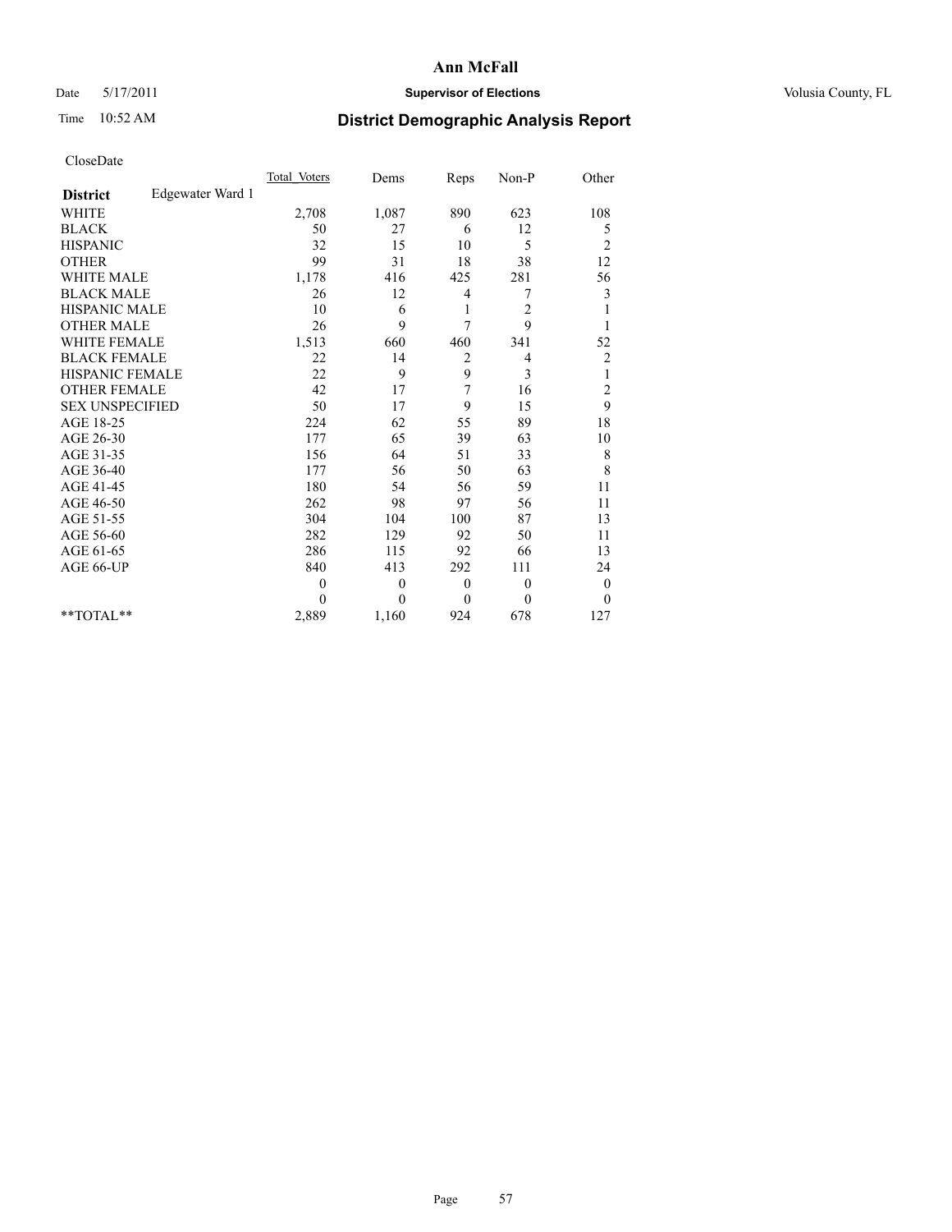# District Demographic Analysis Report

CloseDate

| District: Edgewater Ward 1 | Total_Voters | Dems | Reps | Non-P | Other |
|---|---|---|---|---|---|
| WHITE | 2,708 | 1,087 | 890 | 623 | 108 |
| BLACK | 50 | 27 | 6 | 12 | 5 |
| HISPANIC | 32 | 15 | 10 | 5 | 2 |
| OTHER | 99 | 31 | 18 | 38 | 12 |
| WHITE MALE | 1,178 | 416 | 425 | 281 | 56 |
| BLACK MALE | 26 | 12 | 4 | 7 | 3 |
| HISPANIC MALE | 10 | 6 | 1 | 2 | 1 |
| OTHER MALE | 26 | 9 | 7 | 9 | 1 |
| WHITE FEMALE | 1,513 | 660 | 460 | 341 | 52 |
| BLACK FEMALE | 22 | 14 | 2 | 4 | 2 |
| HISPANIC FEMALE | 22 | 9 | 9 | 3 | 1 |
| OTHER FEMALE | 42 | 17 | 7 | 16 | 2 |
| SEX UNSPECIFIED | 50 | 17 | 9 | 15 | 9 |
| AGE 18-25 | 224 | 62 | 55 | 89 | 18 |
| AGE 26-30 | 177 | 65 | 39 | 63 | 10 |
| AGE 31-35 | 156 | 64 | 51 | 33 | 8 |
| AGE 36-40 | 177 | 56 | 50 | 63 | 8 |
| AGE 41-45 | 180 | 54 | 56 | 59 | 11 |
| AGE 46-50 | 262 | 98 | 97 | 56 | 11 |
| AGE 51-55 | 304 | 104 | 100 | 87 | 13 |
| AGE 56-60 | 282 | 129 | 92 | 50 | 11 |
| AGE 61-65 | 286 | 115 | 92 | 66 | 13 |
| AGE 66-UP | 840 | 413 | 292 | 111 | 24 |
| | 0 | 0 | 0 | 0 | 0 |
| | 0 | 0 | 0 | 0 | 0 |
| **TOTAL** | 2,889 | 1,160 | 924 | 678 | 127 |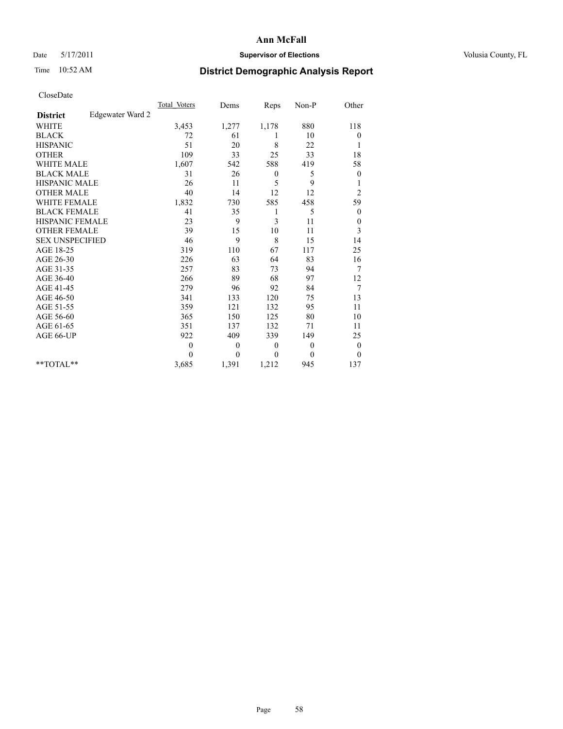# Ann McFall

Date 5/17/2011 **Supervisor of Elections** Volusia County, FL

Time 10:52 AM **District Demographic Analysis Report**

CloseDate

| | Total Voters | Dems | Reps | Non-P | Other |
|---|---|---|---|---|---|
| **District** Edgewater Ward 2 | | | | | |
| WHITE | 3,453 | 1,277 | 1,178 | 880 | 118 |
| BLACK | 72 | 61 | 1 | 10 | 0 |
| HISPANIC | 51 | 20 | 8 | 22 | 1 |
| OTHER | 109 | 33 | 25 | 33 | 18 |
| WHITE MALE | 1,607 | 542 | 588 | 419 | 58 |
| BLACK MALE | 31 | 26 | 0 | 5 | 0 |
| HISPANIC MALE | 26 | 11 | 5 | 9 | 1 |
| OTHER MALE | 40 | 14 | 12 | 12 | 2 |
| WHITE FEMALE | 1,832 | 730 | 585 | 458 | 59 |
| BLACK FEMALE | 41 | 35 | 1 | 5 | 0 |
| HISPANIC FEMALE | 23 | 9 | 3 | 11 | 0 |
| OTHER FEMALE | 39 | 15 | 10 | 11 | 3 |
| SEX UNSPECIFIED | 46 | 9 | 8 | 15 | 14 |
| AGE 18-25 | 319 | 110 | 67 | 117 | 25 |
| AGE 26-30 | 226 | 63 | 64 | 83 | 16 |
| AGE 31-35 | 257 | 83 | 73 | 94 | 7 |
| AGE 36-40 | 266 | 89 | 68 | 97 | 12 |
| AGE 41-45 | 279 | 96 | 92 | 84 | 7 |
| AGE 46-50 | 341 | 133 | 120 | 75 | 13 |
| AGE 51-55 | 359 | 121 | 132 | 95 | 11 |
| AGE 56-60 | 365 | 150 | 125 | 80 | 10 |
| AGE 61-65 | 351 | 137 | 132 | 71 | 11 |
| AGE 66-UP | 922 | 409 | 339 | 149 | 25 |
| | 0 | 0 | 0 | 0 | 0 |
| | 0 | 0 | 0 | 0 | 0 |
| **TOTAL** | 3,685 | 1,391 | 1,212 | 945 | 137 |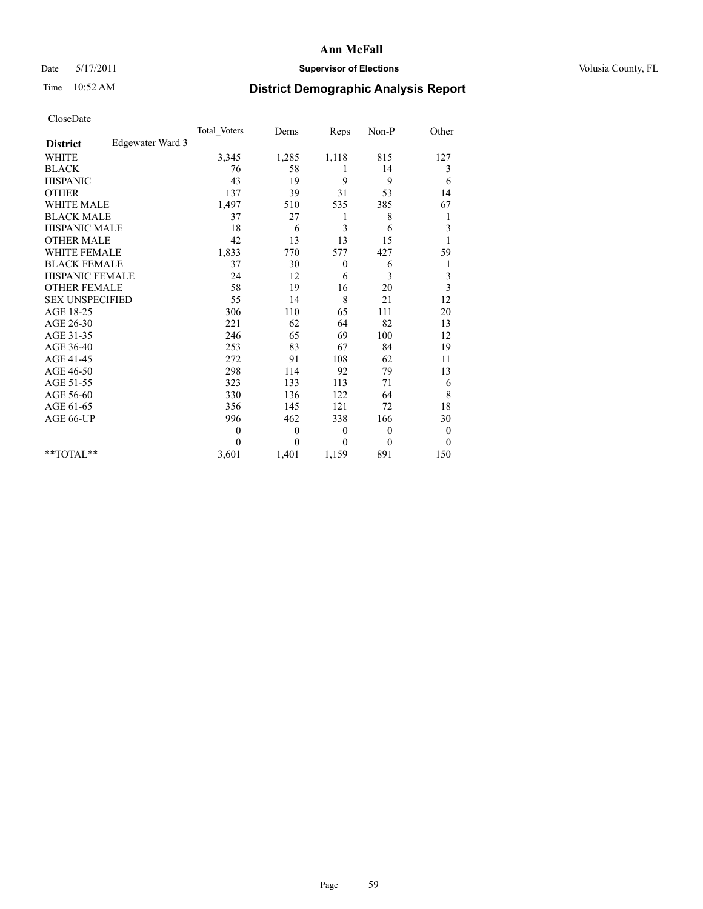**Ann McFall**

Date 5/17/2011 **Supervisor of Elections** Volusia County, FL

Time 10:52 AM **District Demographic Analysis Report**

CloseDate

| **District** Edgewater Ward 3 | Total Voters | Dems | Reps | Non-P | Other |
|---|---|---|---|---|---|
| WHITE | 3,345 | 1,285 | 1,118 | 815 | 127 |
| BLACK | 76 | 58 | 1 | 14 | 3 |
| HISPANIC | 43 | 19 | 9 | 9 | 6 |
| OTHER | 137 | 39 | 31 | 53 | 14 |
| WHITE MALE | 1,497 | 510 | 535 | 385 | 67 |
| BLACK MALE | 37 | 27 | 1 | 8 | 1 |
| HISPANIC MALE | 18 | 6 | 3 | 6 | 3 |
| OTHER MALE | 42 | 13 | 13 | 15 | 1 |
| WHITE FEMALE | 1,833 | 770 | 577 | 427 | 59 |
| BLACK FEMALE | 37 | 30 | 0 | 6 | 1 |
| HISPANIC FEMALE | 24 | 12 | 6 | 3 | 3 |
| OTHER FEMALE | 58 | 19 | 16 | 20 | 3 |
| SEX UNSPECIFIED | 55 | 14 | 8 | 21 | 12 |
| AGE 18-25 | 306 | 110 | 65 | 111 | 20 |
| AGE 26-30 | 221 | 62 | 64 | 82 | 13 |
| AGE 31-35 | 246 | 65 | 69 | 100 | 12 |
| AGE 36-40 | 253 | 83 | 67 | 84 | 19 |
| AGE 41-45 | 272 | 91 | 108 | 62 | 11 |
| AGE 46-50 | 298 | 114 | 92 | 79 | 13 |
| AGE 51-55 | 323 | 133 | 113 | 71 | 6 |
| AGE 56-60 | 330 | 136 | 122 | 64 | 8 |
| AGE 61-65 | 356 | 145 | 121 | 72 | 18 |
| AGE 66-UP | 996 | 462 | 338 | 166 | 30 |
| | 0 | 0 | 0 | 0 | 0 |
| | 0 | 0 | 0 | 0 | 0 |
| **TOTAL** | 3,601 | 1,401 | 1,159 | 891 | 150 |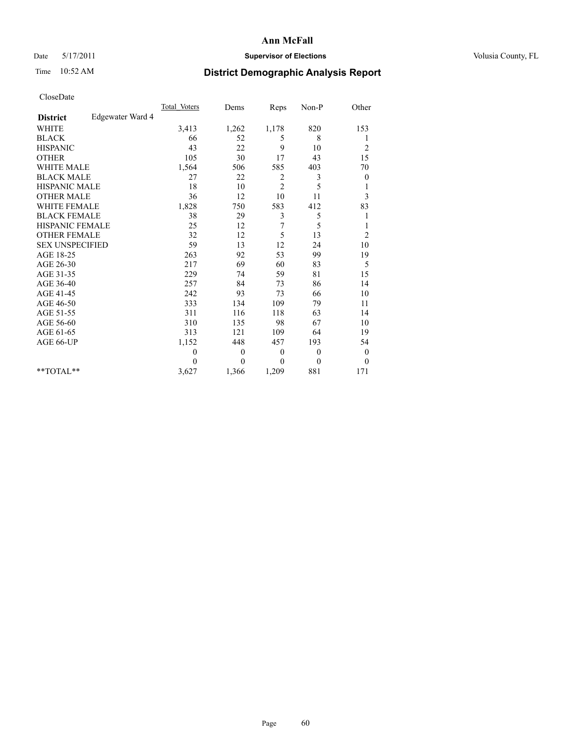# Ann McFall

Date 5/17/2011 **Supervisor of Elections** Volusia County, FL

Time 10:52 AM **District Demographic Analysis Report**

CloseDate

| **District** Edgewater Ward 4 | Total Voters | Dems | Reps | Non-P | Other |
|---|---|---|---|---|---|
| WHITE | 3,413 | 1,262 | 1,178 | 820 | 153 |
| BLACK | 66 | 52 | 5 | 8 | 1 |
| HISPANIC | 43 | 22 | 9 | 10 | 2 |
| OTHER | 105 | 30 | 17 | 43 | 15 |
| WHITE MALE | 1,564 | 506 | 585 | 403 | 70 |
| BLACK MALE | 27 | 22 | 2 | 3 | 0 |
| HISPANIC MALE | 18 | 10 | 2 | 5 | 1 |
| OTHER MALE | 36 | 12 | 10 | 11 | 3 |
| WHITE FEMALE | 1,828 | 750 | 583 | 412 | 83 |
| BLACK FEMALE | 38 | 29 | 3 | 5 | 1 |
| HISPANIC FEMALE | 25 | 12 | 7 | 5 | 1 |
| OTHER FEMALE | 32 | 12 | 5 | 13 | 2 |
| SEX UNSPECIFIED | 59 | 13 | 12 | 24 | 10 |
| AGE 18-25 | 263 | 92 | 53 | 99 | 19 |
| AGE 26-30 | 217 | 69 | 60 | 83 | 5 |
| AGE 31-35 | 229 | 74 | 59 | 81 | 15 |
| AGE 36-40 | 257 | 84 | 73 | 86 | 14 |
| AGE 41-45 | 242 | 93 | 73 | 66 | 10 |
| AGE 46-50 | 333 | 134 | 109 | 79 | 11 |
| AGE 51-55 | 311 | 116 | 118 | 63 | 14 |
| AGE 56-60 | 310 | 135 | 98 | 67 | 10 |
| AGE 61-65 | 313 | 121 | 109 | 64 | 19 |
| AGE 66-UP | 1,152 | 448 | 457 | 193 | 54 |
| | 0 | 0 | 0 | 0 | 0 |
| | 0 | 0 | 0 | 0 | 0 |
| **TOTAL** | 3,627 | 1,366 | 1,209 | 881 | 171 |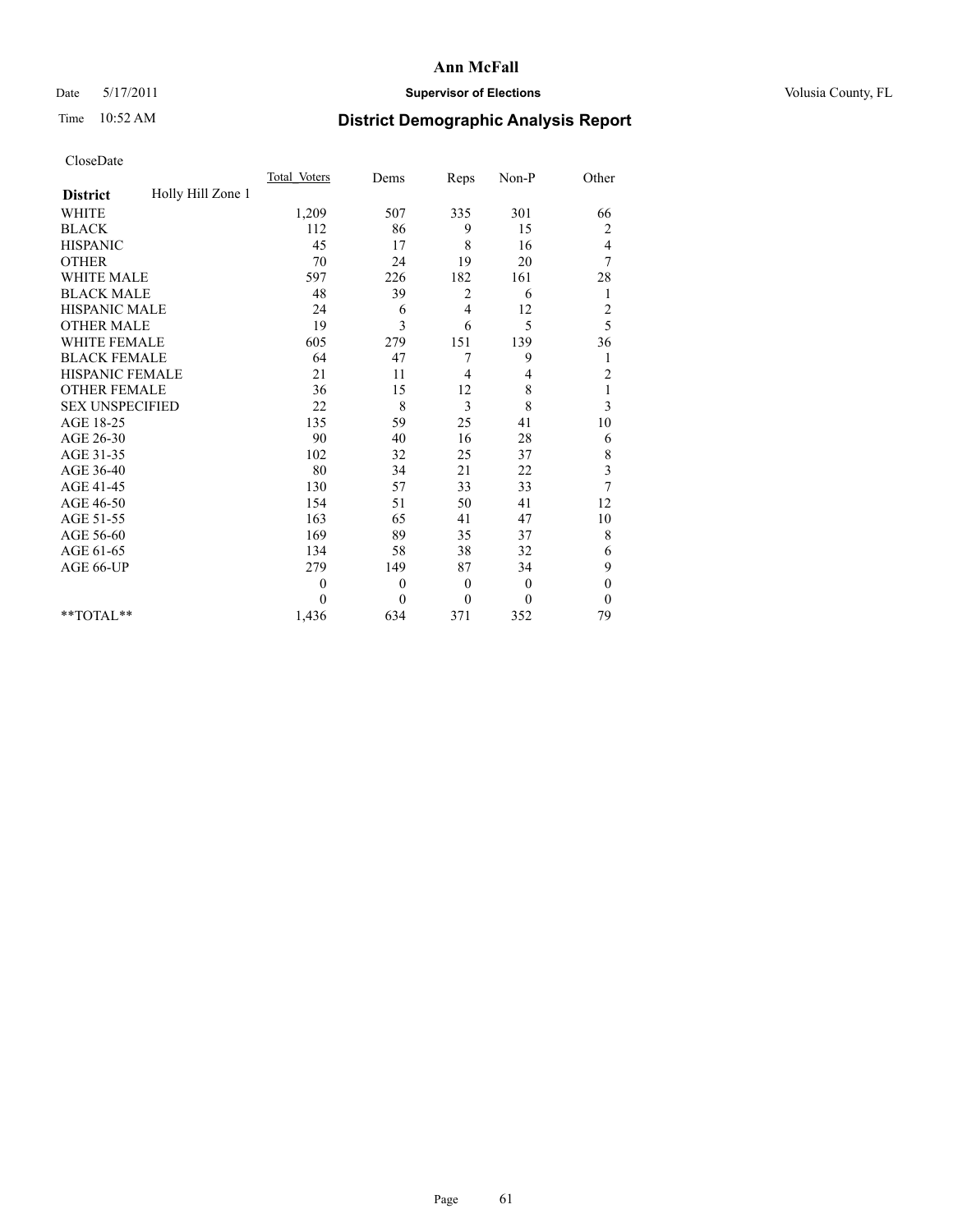# Ann McFall

Date 5/17/2011 **Supervisor of Elections** Volusia County, FL

Time 10:52 AM **District Demographic Analysis Report**

CloseDate

| **District** Holly Hill Zone 1 | Total Voters | Dems | Reps | Non-P | Other |
|---|---|---|---|---|---|
| WHITE | 1,209 | 507 | 335 | 301 | 66 |
| BLACK | 112 | 86 | 9 | 15 | 2 |
| HISPANIC | 45 | 17 | 8 | 16 | 4 |
| OTHER | 70 | 24 | 19 | 20 | 7 |
| WHITE MALE | 597 | 226 | 182 | 161 | 28 |
| BLACK MALE | 48 | 39 | 2 | 6 | 1 |
| HISPANIC MALE | 24 | 6 | 4 | 12 | 2 |
| OTHER MALE | 19 | 3 | 6 | 5 | 5 |
| WHITE FEMALE | 605 | 279 | 151 | 139 | 36 |
| BLACK FEMALE | 64 | 47 | 7 | 9 | 1 |
| HISPANIC FEMALE | 21 | 11 | 4 | 4 | 2 |
| OTHER FEMALE | 36 | 15 | 12 | 8 | 1 |
| SEX UNSPECIFIED | 22 | 8 | 3 | 8 | 3 |
| AGE 18-25 | 135 | 59 | 25 | 41 | 10 |
| AGE 26-30 | 90 | 40 | 16 | 28 | 6 |
| AGE 31-35 | 102 | 32 | 25 | 37 | 8 |
| AGE 36-40 | 80 | 34 | 21 | 22 | 3 |
| AGE 41-45 | 130 | 57 | 33 | 33 | 7 |
| AGE 46-50 | 154 | 51 | 50 | 41 | 12 |
| AGE 51-55 | 163 | 65 | 41 | 47 | 10 |
| AGE 56-60 | 169 | 89 | 35 | 37 | 8 |
| AGE 61-65 | 134 | 58 | 38 | 32 | 6 |
| AGE 66-UP | 279 | 149 | 87 | 34 | 9 |
| | 0 | 0 | 0 | 0 | 0 |
| | 0 | 0 | 0 | 0 | 0 |
| **TOTAL** | 1,436 | 634 | 371 | 352 | 79 |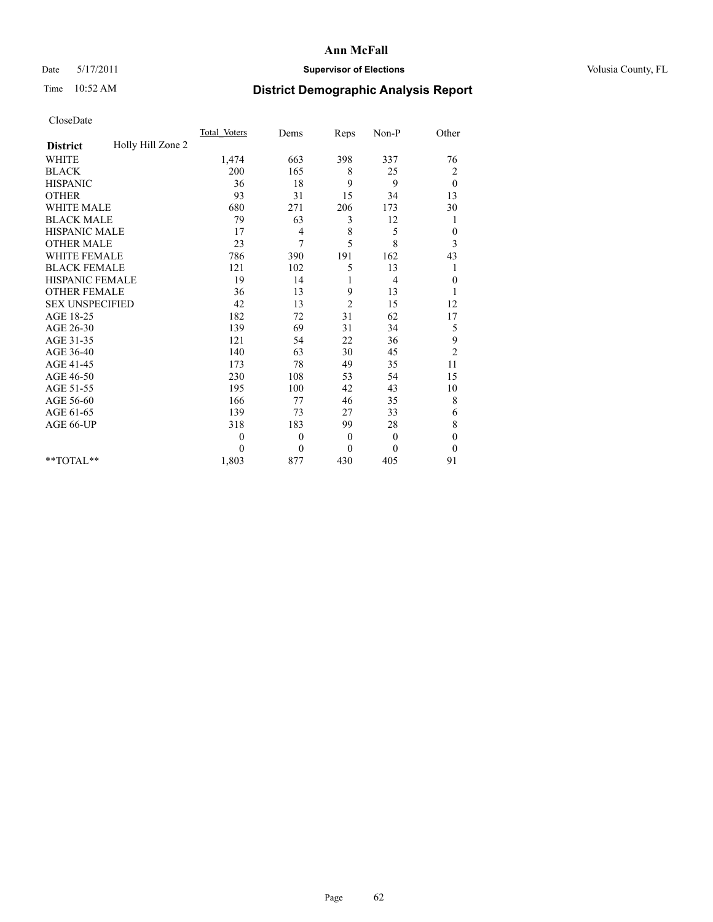# Ann McFall

Date 5/17/2011 **Supervisor of Elections** Volusia County, FL

Time 10:52 AM **District Demographic Analysis Report**

CloseDate

| | Total_Voters | Dems | Reps | Non-P | Other |
|---|---|---|---|---|---|
| **District** Holly Hill Zone 2 | | | | | |
| WHITE | 1,474 | 663 | 398 | 337 | 76 |
| BLACK | 200 | 165 | 8 | 25 | 2 |
| HISPANIC | 36 | 18 | 9 | 9 | 0 |
| OTHER | 93 | 31 | 15 | 34 | 13 |
| WHITE MALE | 680 | 271 | 206 | 173 | 30 |
| BLACK MALE | 79 | 63 | 3 | 12 | 1 |
| HISPANIC MALE | 17 | 4 | 8 | 5 | 0 |
| OTHER MALE | 23 | 7 | 5 | 8 | 3 |
| WHITE FEMALE | 786 | 390 | 191 | 162 | 43 |
| BLACK FEMALE | 121 | 102 | 5 | 13 | 1 |
| HISPANIC FEMALE | 19 | 14 | 1 | 4 | 0 |
| OTHER FEMALE | 36 | 13 | 9 | 13 | 1 |
| SEX UNSPECIFIED | 42 | 13 | 2 | 15 | 12 |
| AGE 18-25 | 182 | 72 | 31 | 62 | 17 |
| AGE 26-30 | 139 | 69 | 31 | 34 | 5 |
| AGE 31-35 | 121 | 54 | 22 | 36 | 9 |
| AGE 36-40 | 140 | 63 | 30 | 45 | 2 |
| AGE 41-45 | 173 | 78 | 49 | 35 | 11 |
| AGE 46-50 | 230 | 108 | 53 | 54 | 15 |
| AGE 51-55 | 195 | 100 | 42 | 43 | 10 |
| AGE 56-60 | 166 | 77 | 46 | 35 | 8 |
| AGE 61-65 | 139 | 73 | 27 | 33 | 6 |
| AGE 66-UP | 318 | 183 | 99 | 28 | 8 |
| | 0 | 0 | 0 | 0 | 0 |
| | 0 | 0 | 0 | 0 | 0 |
| **TOTAL** | 1,803 | 877 | 430 | 405 | 91 |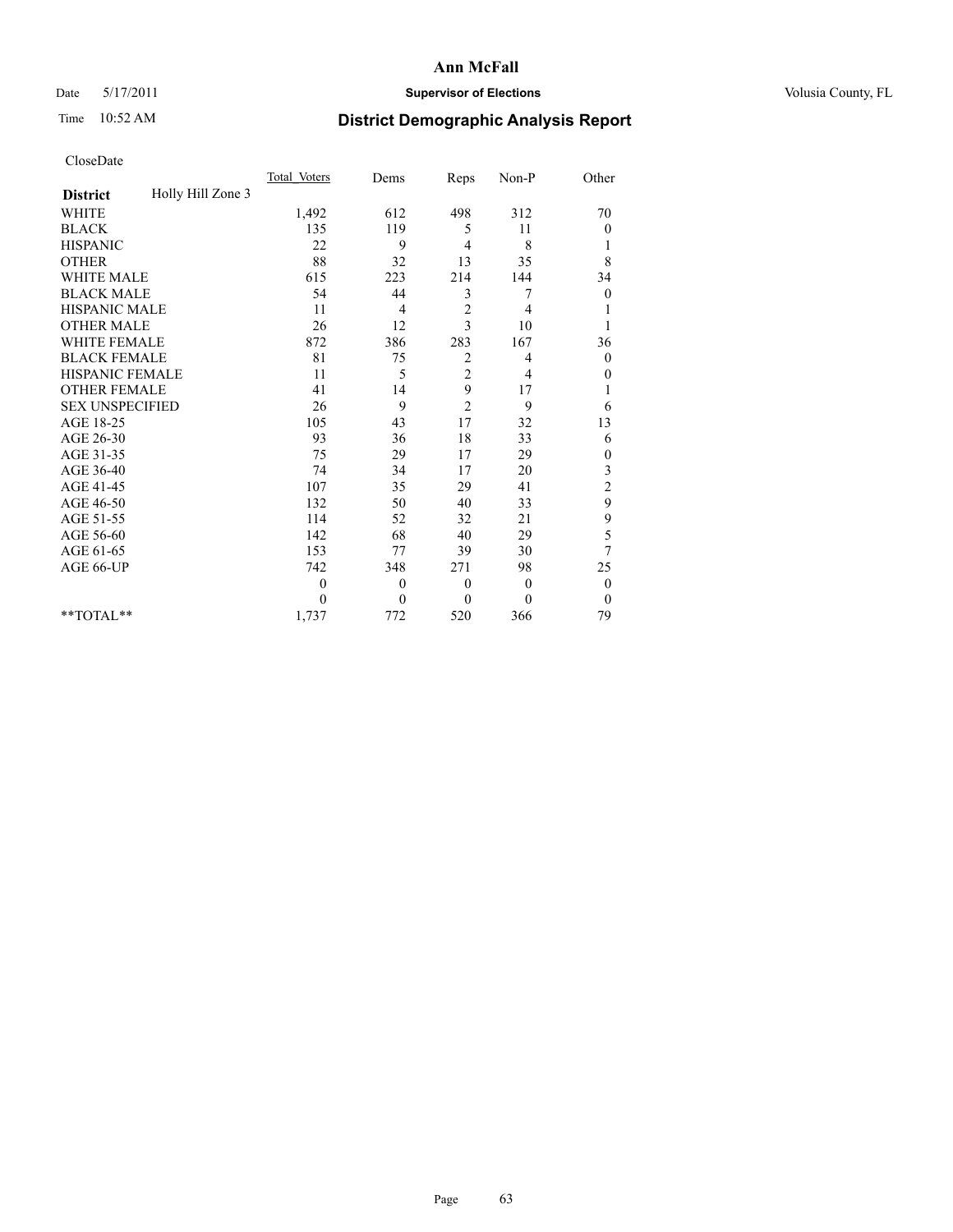# Ann McFall

Date 5/17/2011 **Supervisor of Elections** Volusia County, FL

Time 10:52 AM **District Demographic Analysis Report**

CloseDate

| **District** Holly Hill Zone 3 | Total_Voters | Dems | Reps | Non-P | Other |
|---|---|---|---|---|---|
| WHITE | 1,492 | 612 | 498 | 312 | 70 |
| BLACK | 135 | 119 | 5 | 11 | 0 |
| HISPANIC | 22 | 9 | 4 | 8 | 1 |
| OTHER | 88 | 32 | 13 | 35 | 8 |
| WHITE MALE | 615 | 223 | 214 | 144 | 34 |
| BLACK MALE | 54 | 44 | 3 | 7 | 0 |
| HISPANIC MALE | 11 | 4 | 2 | 4 | 1 |
| OTHER MALE | 26 | 12 | 3 | 10 | 1 |
| WHITE FEMALE | 872 | 386 | 283 | 167 | 36 |
| BLACK FEMALE | 81 | 75 | 2 | 4 | 0 |
| HISPANIC FEMALE | 11 | 5 | 2 | 4 | 0 |
| OTHER FEMALE | 41 | 14 | 9 | 17 | 1 |
| SEX UNSPECIFIED | 26 | 9 | 2 | 9 | 6 |
| AGE 18-25 | 105 | 43 | 17 | 32 | 13 |
| AGE 26-30 | 93 | 36 | 18 | 33 | 6 |
| AGE 31-35 | 75 | 29 | 17 | 29 | 0 |
| AGE 36-40 | 74 | 34 | 17 | 20 | 3 |
| AGE 41-45 | 107 | 35 | 29 | 41 | 2 |
| AGE 46-50 | 132 | 50 | 40 | 33 | 9 |
| AGE 51-55 | 114 | 52 | 32 | 21 | 9 |
| AGE 56-60 | 142 | 68 | 40 | 29 | 5 |
| AGE 61-65 | 153 | 77 | 39 | 30 | 7 |
| AGE 66-UP | 742 | 348 | 271 | 98 | 25 |
| | 0 | 0 | 0 | 0 | 0 |
| | 0 | 0 | 0 | 0 | 0 |
| **TOTAL** | 1,737 | 772 | 520 | 366 | 79 |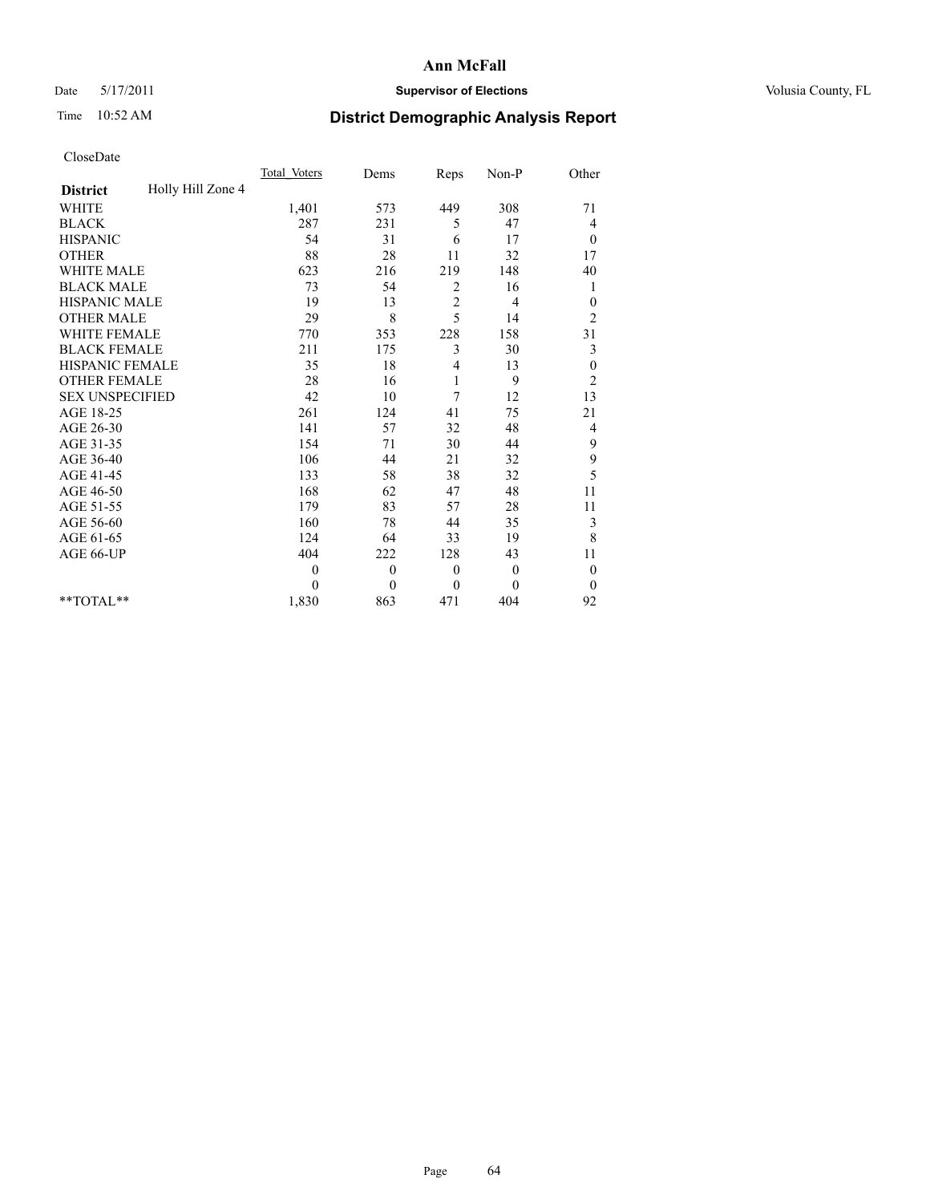# Ann McFall

Date 5/17/2011 **Supervisor of Elections** Volusia County, FL

Time 10:52 AM **District Demographic Analysis Report**

CloseDate

| **District** Holly Hill Zone 4 | Total Voters | Dems | Reps | Non-P | Other |
|---|---|---|---|---|---|
| WHITE | 1,401 | 573 | 449 | 308 | 71 |
| BLACK | 287 | 231 | 5 | 47 | 4 |
| HISPANIC | 54 | 31 | 6 | 17 | 0 |
| OTHER | 88 | 28 | 11 | 32 | 17 |
| WHITE MALE | 623 | 216 | 219 | 148 | 40 |
| BLACK MALE | 73 | 54 | 2 | 16 | 1 |
| HISPANIC MALE | 19 | 13 | 2 | 4 | 0 |
| OTHER MALE | 29 | 8 | 5 | 14 | 2 |
| WHITE FEMALE | 770 | 353 | 228 | 158 | 31 |
| BLACK FEMALE | 211 | 175 | 3 | 30 | 3 |
| HISPANIC FEMALE | 35 | 18 | 4 | 13 | 0 |
| OTHER FEMALE | 28 | 16 | 1 | 9 | 2 |
| SEX UNSPECIFIED | 42 | 10 | 7 | 12 | 13 |
| AGE 18-25 | 261 | 124 | 41 | 75 | 21 |
| AGE 26-30 | 141 | 57 | 32 | 48 | 4 |
| AGE 31-35 | 154 | 71 | 30 | 44 | 9 |
| AGE 36-40 | 106 | 44 | 21 | 32 | 9 |
| AGE 41-45 | 133 | 58 | 38 | 32 | 5 |
| AGE 46-50 | 168 | 62 | 47 | 48 | 11 |
| AGE 51-55 | 179 | 83 | 57 | 28 | 11 |
| AGE 56-60 | 160 | 78 | 44 | 35 | 3 |
| AGE 61-65 | 124 | 64 | 33 | 19 | 8 |
| AGE 66-UP | 404 | 222 | 128 | 43 | 11 |
| | 0 | 0 | 0 | 0 | 0 |
| | 0 | 0 | 0 | 0 | 0 |
| **TOTAL** | 1,830 | 863 | 471 | 404 | 92 |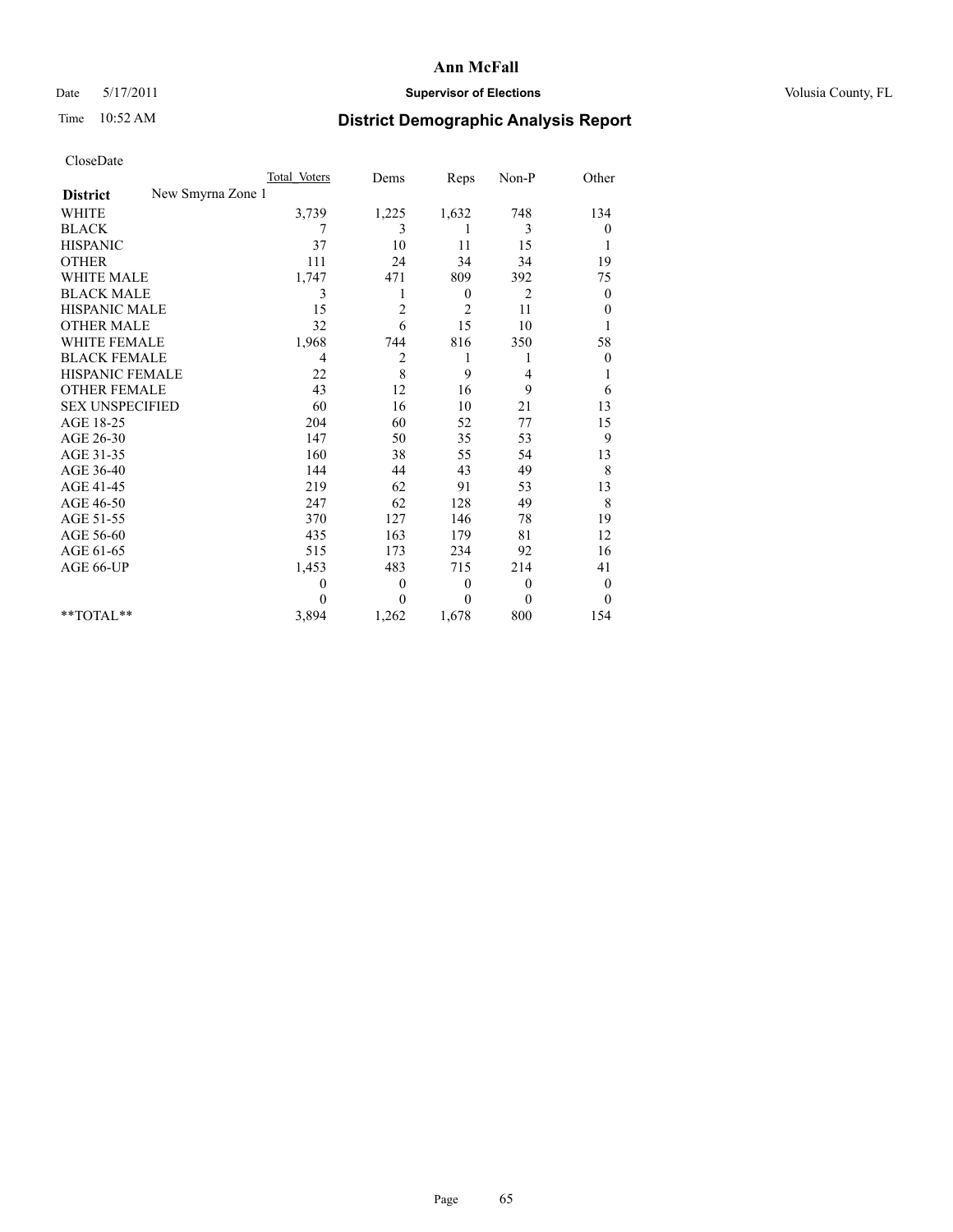# Ann McFall

Date 5/17/2011 **Supervisor of Elections** Volusia County, FL

Time 10:52 AM **District Demographic Analysis Report**

CloseDate

| **District** New Smyrna Zone 1 | Total Voters | Dems | Reps | Non-P | Other |
|---|---|---|---|---|---|
| WHITE | 3,739 | 1,225 | 1,632 | 748 | 134 |
| BLACK | 7 | 3 | 1 | 3 | 0 |
| HISPANIC | 37 | 10 | 11 | 15 | 1 |
| OTHER | 111 | 24 | 34 | 34 | 19 |
| WHITE MALE | 1,747 | 471 | 809 | 392 | 75 |
| BLACK MALE | 3 | 1 | 0 | 2 | 0 |
| HISPANIC MALE | 15 | 2 | 2 | 11 | 0 |
| OTHER MALE | 32 | 6 | 15 | 10 | 1 |
| WHITE FEMALE | 1,968 | 744 | 816 | 350 | 58 |
| BLACK FEMALE | 4 | 2 | 1 | 1 | 0 |
| HISPANIC FEMALE | 22 | 8 | 9 | 4 | 1 |
| OTHER FEMALE | 43 | 12 | 16 | 9 | 6 |
| SEX UNSPECIFIED | 60 | 16 | 10 | 21 | 13 |
| AGE 18-25 | 204 | 60 | 52 | 77 | 15 |
| AGE 26-30 | 147 | 50 | 35 | 53 | 9 |
| AGE 31-35 | 160 | 38 | 55 | 54 | 13 |
| AGE 36-40 | 144 | 44 | 43 | 49 | 8 |
| AGE 41-45 | 219 | 62 | 91 | 53 | 13 |
| AGE 46-50 | 247 | 62 | 128 | 49 | 8 |
| AGE 51-55 | 370 | 127 | 146 | 78 | 19 |
| AGE 56-60 | 435 | 163 | 179 | 81 | 12 |
| AGE 61-65 | 515 | 173 | 234 | 92 | 16 |
| AGE 66-UP | 1,453 | 483 | 715 | 214 | 41 |
| | 0 | 0 | 0 | 0 | 0 |
| | 0 | 0 | 0 | 0 | 0 |
| **TOTAL** | 3,894 | 1,262 | 1,678 | 800 | 154 |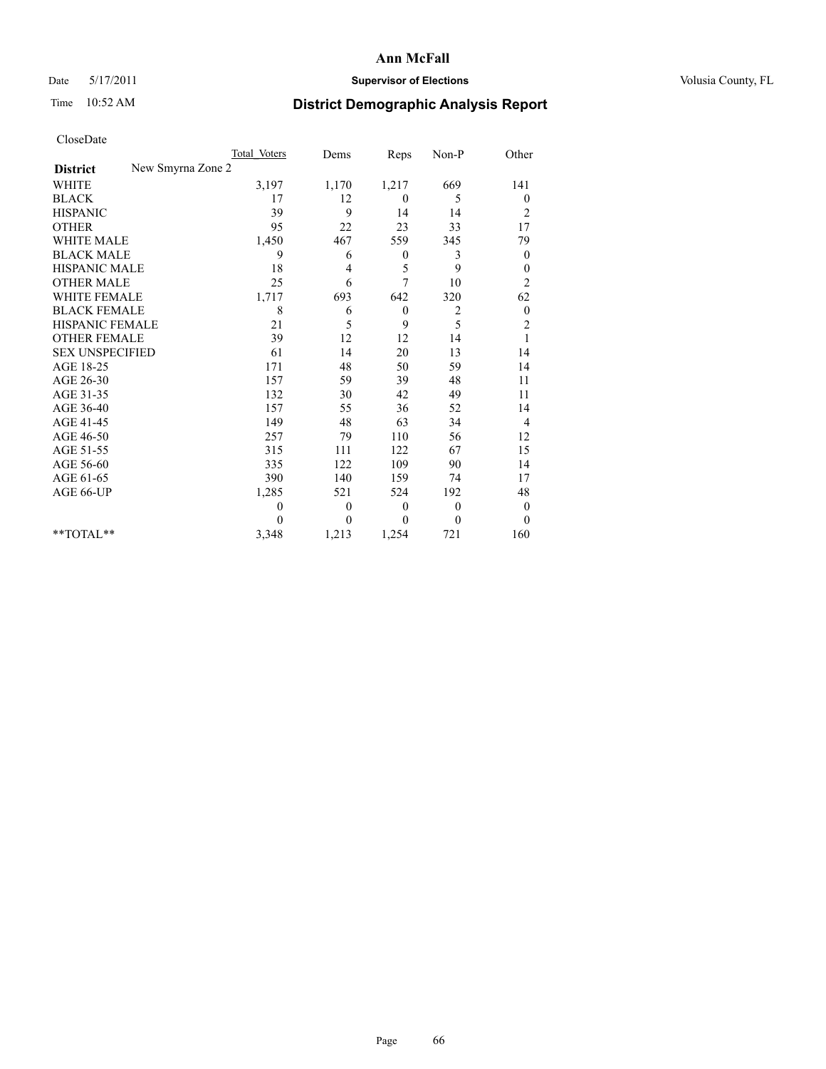**Ann McFall**

Date 5/17/2011 **Supervisor of Elections** Volusia County, FL

Time 10:52 AM **District Demographic Analysis Report**

CloseDate

| **District** New Smyrna Zone 2 | Total Voters | Dems | Reps | Non-P | Other |
|---|---|---|---|---|---|
| WHITE | 3,197 | 1,170 | 1,217 | 669 | 141 |
| BLACK | 17 | 12 | 0 | 5 | 0 |
| HISPANIC | 39 | 9 | 14 | 14 | 2 |
| OTHER | 95 | 22 | 23 | 33 | 17 |
| WHITE MALE | 1,450 | 467 | 559 | 345 | 79 |
| BLACK MALE | 9 | 6 | 0 | 3 | 0 |
| HISPANIC MALE | 18 | 4 | 5 | 9 | 0 |
| OTHER MALE | 25 | 6 | 7 | 10 | 2 |
| WHITE FEMALE | 1,717 | 693 | 642 | 320 | 62 |
| BLACK FEMALE | 8 | 6 | 0 | 2 | 0 |
| HISPANIC FEMALE | 21 | 5 | 9 | 5 | 2 |
| OTHER FEMALE | 39 | 12 | 12 | 14 | 1 |
| SEX UNSPECIFIED | 61 | 14 | 20 | 13 | 14 |
| AGE 18-25 | 171 | 48 | 50 | 59 | 14 |
| AGE 26-30 | 157 | 59 | 39 | 48 | 11 |
| AGE 31-35 | 132 | 30 | 42 | 49 | 11 |
| AGE 36-40 | 157 | 55 | 36 | 52 | 14 |
| AGE 41-45 | 149 | 48 | 63 | 34 | 4 |
| AGE 46-50 | 257 | 79 | 110 | 56 | 12 |
| AGE 51-55 | 315 | 111 | 122 | 67 | 15 |
| AGE 56-60 | 335 | 122 | 109 | 90 | 14 |
| AGE 61-65 | 390 | 140 | 159 | 74 | 17 |
| AGE 66-UP | 1,285 | 521 | 524 | 192 | 48 |
| | 0 | 0 | 0 | 0 | 0 |
| | 0 | 0 | 0 | 0 | 0 |
| **TOTAL** | 3,348 | 1,213 | 1,254 | 721 | 160 |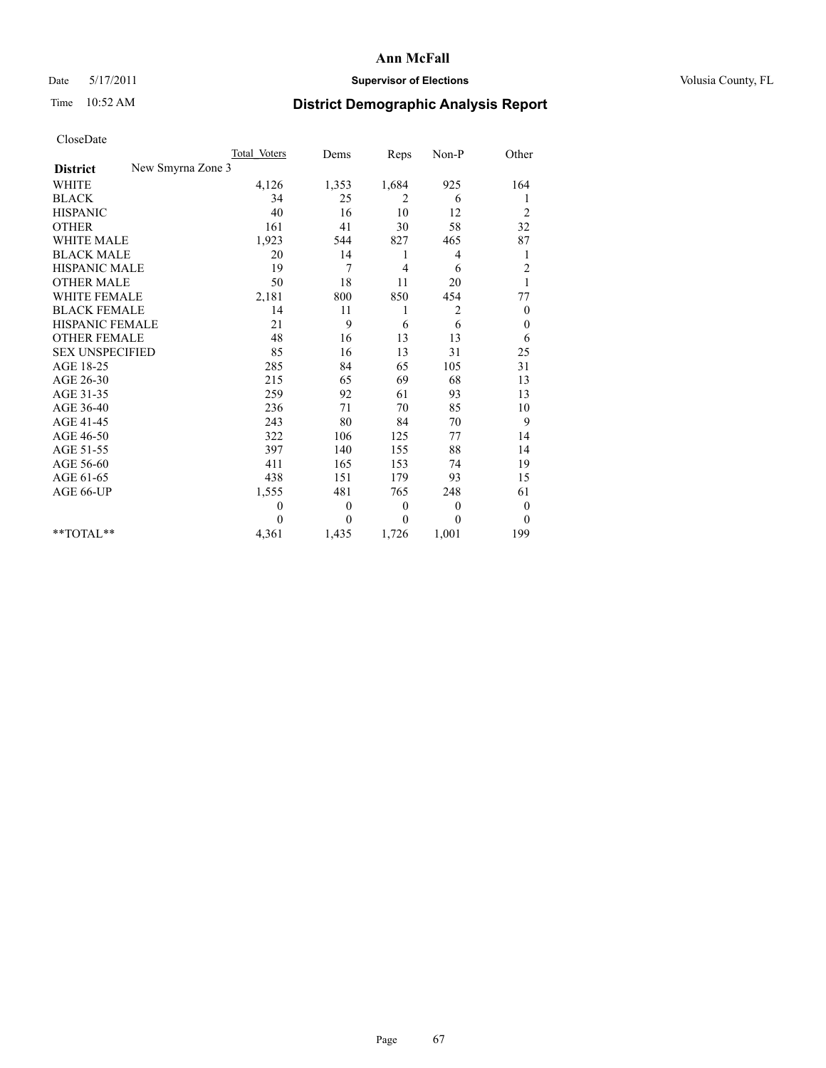# Ann McFall

Date 5/17/2011 **Supervisor of Elections** Volusia County, FL

Time 10:52 AM **District Demographic Analysis Report**

CloseDate

| **District** New Smyrna Zone 3 | Total Voters | Dems | Reps | Non-P | Other |
|---|---|---|---|---|---|
| WHITE | 4,126 | 1,353 | 1,684 | 925 | 164 |
| BLACK | 34 | 25 | 2 | 6 | 1 |
| HISPANIC | 40 | 16 | 10 | 12 | 2 |
| OTHER | 161 | 41 | 30 | 58 | 32 |
| WHITE MALE | 1,923 | 544 | 827 | 465 | 87 |
| BLACK MALE | 20 | 14 | 1 | 4 | 1 |
| HISPANIC MALE | 19 | 7 | 4 | 6 | 2 |
| OTHER MALE | 50 | 18 | 11 | 20 | 1 |
| WHITE FEMALE | 2,181 | 800 | 850 | 454 | 77 |
| BLACK FEMALE | 14 | 11 | 1 | 2 | 0 |
| HISPANIC FEMALE | 21 | 9 | 6 | 6 | 0 |
| OTHER FEMALE | 48 | 16 | 13 | 13 | 6 |
| SEX UNSPECIFIED | 85 | 16 | 13 | 31 | 25 |
| AGE 18-25 | 285 | 84 | 65 | 105 | 31 |
| AGE 26-30 | 215 | 65 | 69 | 68 | 13 |
| AGE 31-35 | 259 | 92 | 61 | 93 | 13 |
| AGE 36-40 | 236 | 71 | 70 | 85 | 10 |
| AGE 41-45 | 243 | 80 | 84 | 70 | 9 |
| AGE 46-50 | 322 | 106 | 125 | 77 | 14 |
| AGE 51-55 | 397 | 140 | 155 | 88 | 14 |
| AGE 56-60 | 411 | 165 | 153 | 74 | 19 |
| AGE 61-65 | 438 | 151 | 179 | 93 | 15 |
| AGE 66-UP | 1,555 | 481 | 765 | 248 | 61 |
| | 0 | 0 | 0 | 0 | 0 |
| | 0 | 0 | 0 | 0 | 0 |
| **TOTAL** | 4,361 | 1,435 | 1,726 | 1,001 | 199 |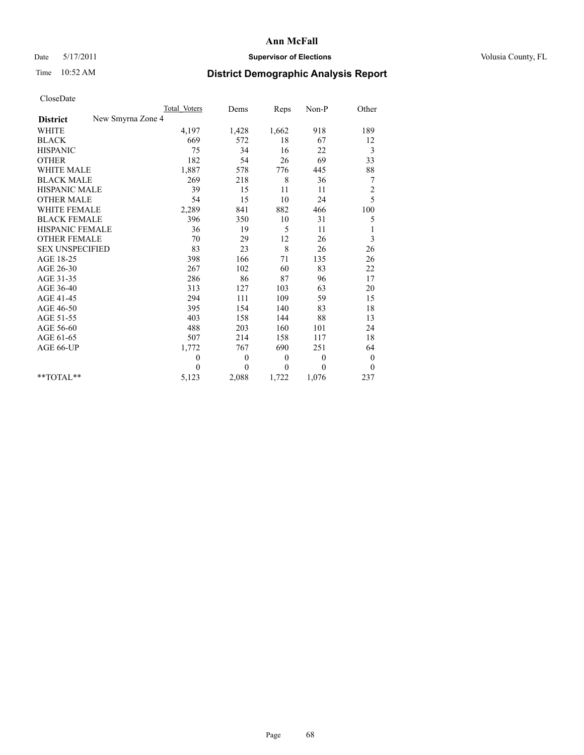# Ann McFall

Date 5/17/2011 **Supervisor of Elections** Volusia County, FL

Time 10:52 AM **District Demographic Analysis Report**

CloseDate

| **District** New Smyrna Zone 4 | Total Voters | Dems | Reps | Non-P | Other |
|---|---|---|---|---|---|
| WHITE | 4,197 | 1,428 | 1,662 | 918 | 189 |
| BLACK | 669 | 572 | 18 | 67 | 12 |
| HISPANIC | 75 | 34 | 16 | 22 | 3 |
| OTHER | 182 | 54 | 26 | 69 | 33 |
| WHITE MALE | 1,887 | 578 | 776 | 445 | 88 |
| BLACK MALE | 269 | 218 | 8 | 36 | 7 |
| HISPANIC MALE | 39 | 15 | 11 | 11 | 2 |
| OTHER MALE | 54 | 15 | 10 | 24 | 5 |
| WHITE FEMALE | 2,289 | 841 | 882 | 466 | 100 |
| BLACK FEMALE | 396 | 350 | 10 | 31 | 5 |
| HISPANIC FEMALE | 36 | 19 | 5 | 11 | 1 |
| OTHER FEMALE | 70 | 29 | 12 | 26 | 3 |
| SEX UNSPECIFIED | 83 | 23 | 8 | 26 | 26 |
| AGE 18-25 | 398 | 166 | 71 | 135 | 26 |
| AGE 26-30 | 267 | 102 | 60 | 83 | 22 |
| AGE 31-35 | 286 | 86 | 87 | 96 | 17 |
| AGE 36-40 | 313 | 127 | 103 | 63 | 20 |
| AGE 41-45 | 294 | 111 | 109 | 59 | 15 |
| AGE 46-50 | 395 | 154 | 140 | 83 | 18 |
| AGE 51-55 | 403 | 158 | 144 | 88 | 13 |
| AGE 56-60 | 488 | 203 | 160 | 101 | 24 |
| AGE 61-65 | 507 | 214 | 158 | 117 | 18 |
| AGE 66-UP | 1,772 | 767 | 690 | 251 | 64 |
| | 0 | 0 | 0 | 0 | 0 |
| | 0 | 0 | 0 | 0 | 0 |
| **TOTAL** | 5,123 | 2,088 | 1,722 | 1,076 | 237 |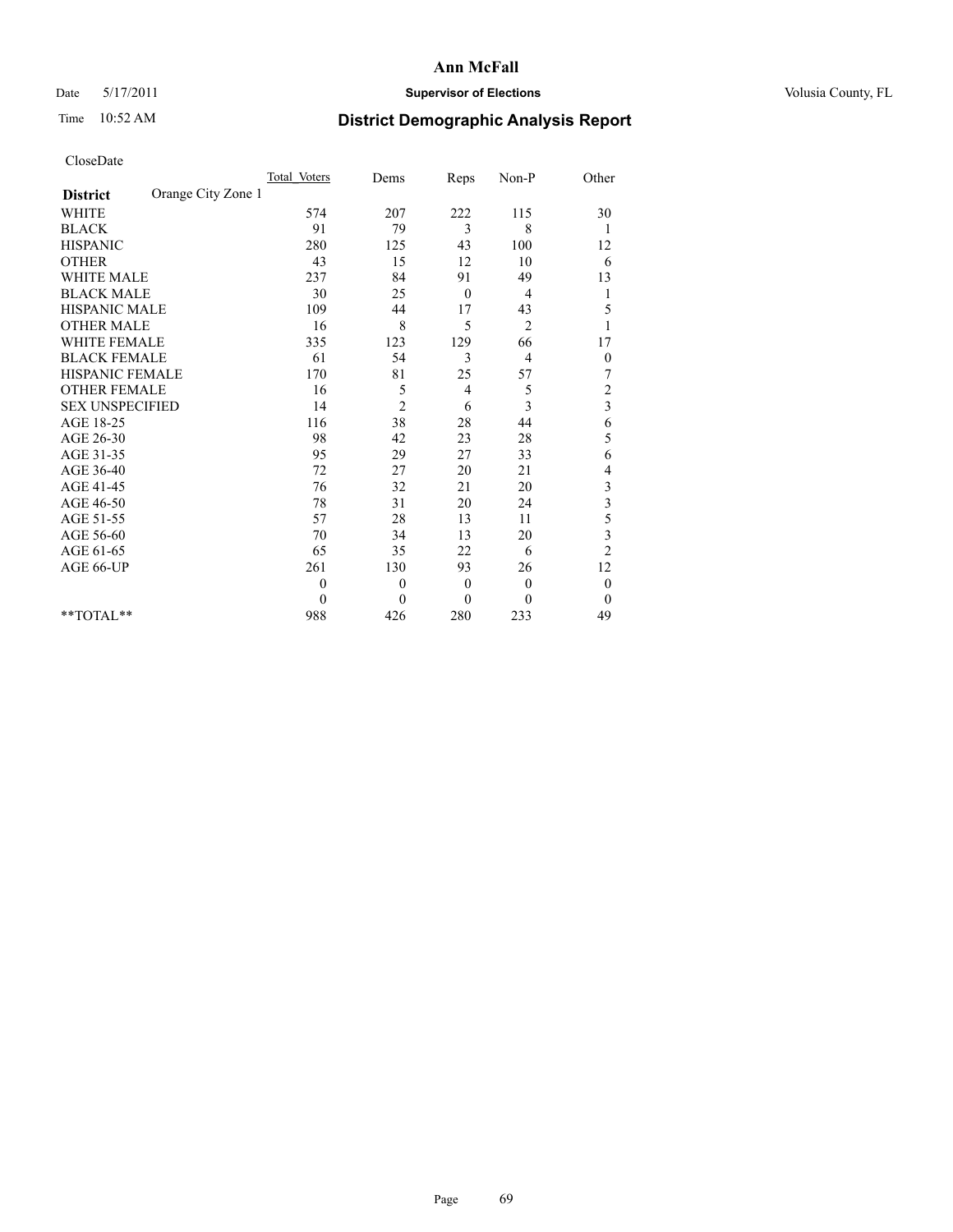# Ann McFall

Date 5/17/2011 **Supervisor of Elections** Volusia County, FL

Time 10:52 AM **District Demographic Analysis Report**

CloseDate

| | Total Voters | Dems | Reps | Non-P | Other |
|---|---|---|---|---|---|
| **District** Orange City Zone 1 | | | | | |
| WHITE | 574 | 207 | 222 | 115 | 30 |
| BLACK | 91 | 79 | 3 | 8 | 1 |
| HISPANIC | 280 | 125 | 43 | 100 | 12 |
| OTHER | 43 | 15 | 12 | 10 | 6 |
| WHITE MALE | 237 | 84 | 91 | 49 | 13 |
| BLACK MALE | 30 | 25 | 0 | 4 | 1 |
| HISPANIC MALE | 109 | 44 | 17 | 43 | 5 |
| OTHER MALE | 16 | 8 | 5 | 2 | 1 |
| WHITE FEMALE | 335 | 123 | 129 | 66 | 17 |
| BLACK FEMALE | 61 | 54 | 3 | 4 | 0 |
| HISPANIC FEMALE | 170 | 81 | 25 | 57 | 7 |
| OTHER FEMALE | 16 | 5 | 4 | 5 | 2 |
| SEX UNSPECIFIED | 14 | 2 | 6 | 3 | 3 |
| AGE 18-25 | 116 | 38 | 28 | 44 | 6 |
| AGE 26-30 | 98 | 42 | 23 | 28 | 5 |
| AGE 31-35 | 95 | 29 | 27 | 33 | 6 |
| AGE 36-40 | 72 | 27 | 20 | 21 | 4 |
| AGE 41-45 | 76 | 32 | 21 | 20 | 3 |
| AGE 46-50 | 78 | 31 | 20 | 24 | 3 |
| AGE 51-55 | 57 | 28 | 13 | 11 | 5 |
| AGE 56-60 | 70 | 34 | 13 | 20 | 3 |
| AGE 61-65 | 65 | 35 | 22 | 6 | 2 |
| AGE 66-UP | 261 | 130 | 93 | 26 | 12 |
| | 0 | 0 | 0 | 0 | 0 |
| | 0 | 0 | 0 | 0 | 0 |
| **TOTAL** | 988 | 426 | 280 | 233 | 49 |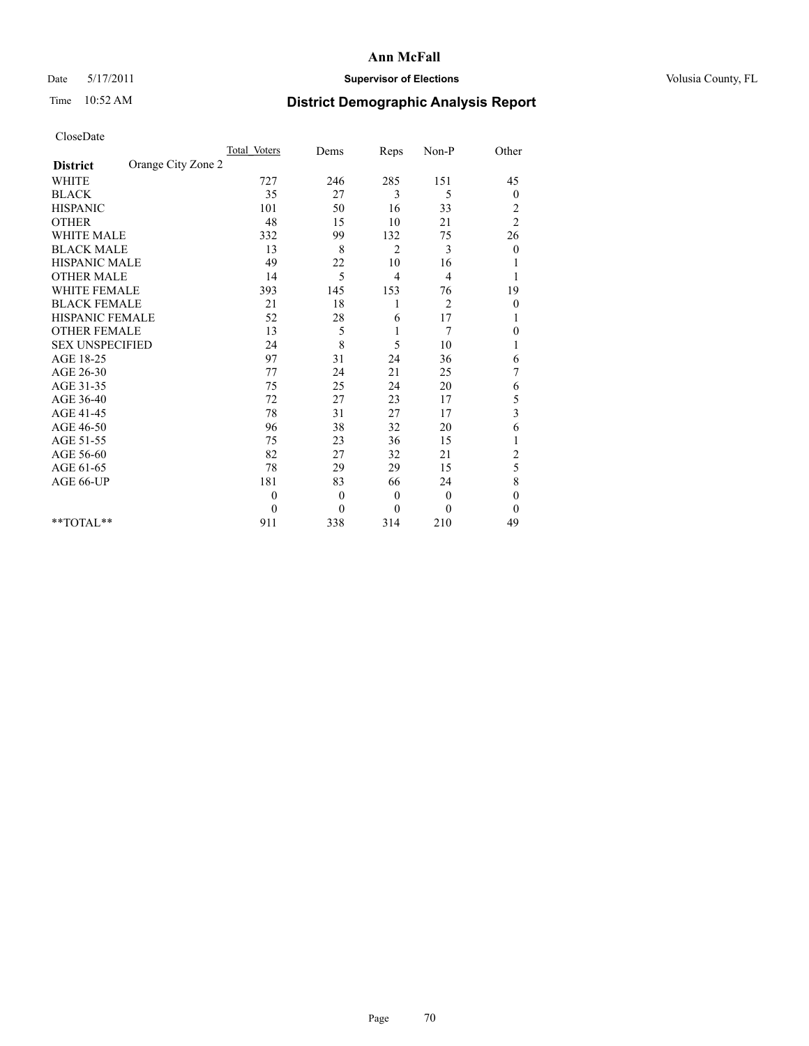# Ann McFall

Date 5/17/2011 **Supervisor of Elections** Volusia County, FL

Time 10:52 AM **District Demographic Analysis Report**

CloseDate

| **District** Orange City Zone 2 | Total Voters | Dems | Reps | Non-P | Other |
|---|---|---|---|---|---|
| WHITE | 727 | 246 | 285 | 151 | 45 |
| BLACK | 35 | 27 | 3 | 5 | 0 |
| HISPANIC | 101 | 50 | 16 | 33 | 2 |
| OTHER | 48 | 15 | 10 | 21 | 2 |
| WHITE MALE | 332 | 99 | 132 | 75 | 26 |
| BLACK MALE | 13 | 8 | 2 | 3 | 0 |
| HISPANIC MALE | 49 | 22 | 10 | 16 | 1 |
| OTHER MALE | 14 | 5 | 4 | 4 | 1 |
| WHITE FEMALE | 393 | 145 | 153 | 76 | 19 |
| BLACK FEMALE | 21 | 18 | 1 | 2 | 0 |
| HISPANIC FEMALE | 52 | 28 | 6 | 17 | 1 |
| OTHER FEMALE | 13 | 5 | 1 | 7 | 0 |
| SEX UNSPECIFIED | 24 | 8 | 5 | 10 | 1 |
| AGE 18-25 | 97 | 31 | 24 | 36 | 6 |
| AGE 26-30 | 77 | 24 | 21 | 25 | 7 |
| AGE 31-35 | 75 | 25 | 24 | 20 | 6 |
| AGE 36-40 | 72 | 27 | 23 | 17 | 5 |
| AGE 41-45 | 78 | 31 | 27 | 17 | 3 |
| AGE 46-50 | 96 | 38 | 32 | 20 | 6 |
| AGE 51-55 | 75 | 23 | 36 | 15 | 1 |
| AGE 56-60 | 82 | 27 | 32 | 21 | 2 |
| AGE 61-65 | 78 | 29 | 29 | 15 | 5 |
| AGE 66-UP | 181 | 83 | 66 | 24 | 8 |
| | 0 | 0 | 0 | 0 | 0 |
| | 0 | 0 | 0 | 0 | 0 |
| **TOTAL** | 911 | 338 | 314 | 210 | 49 |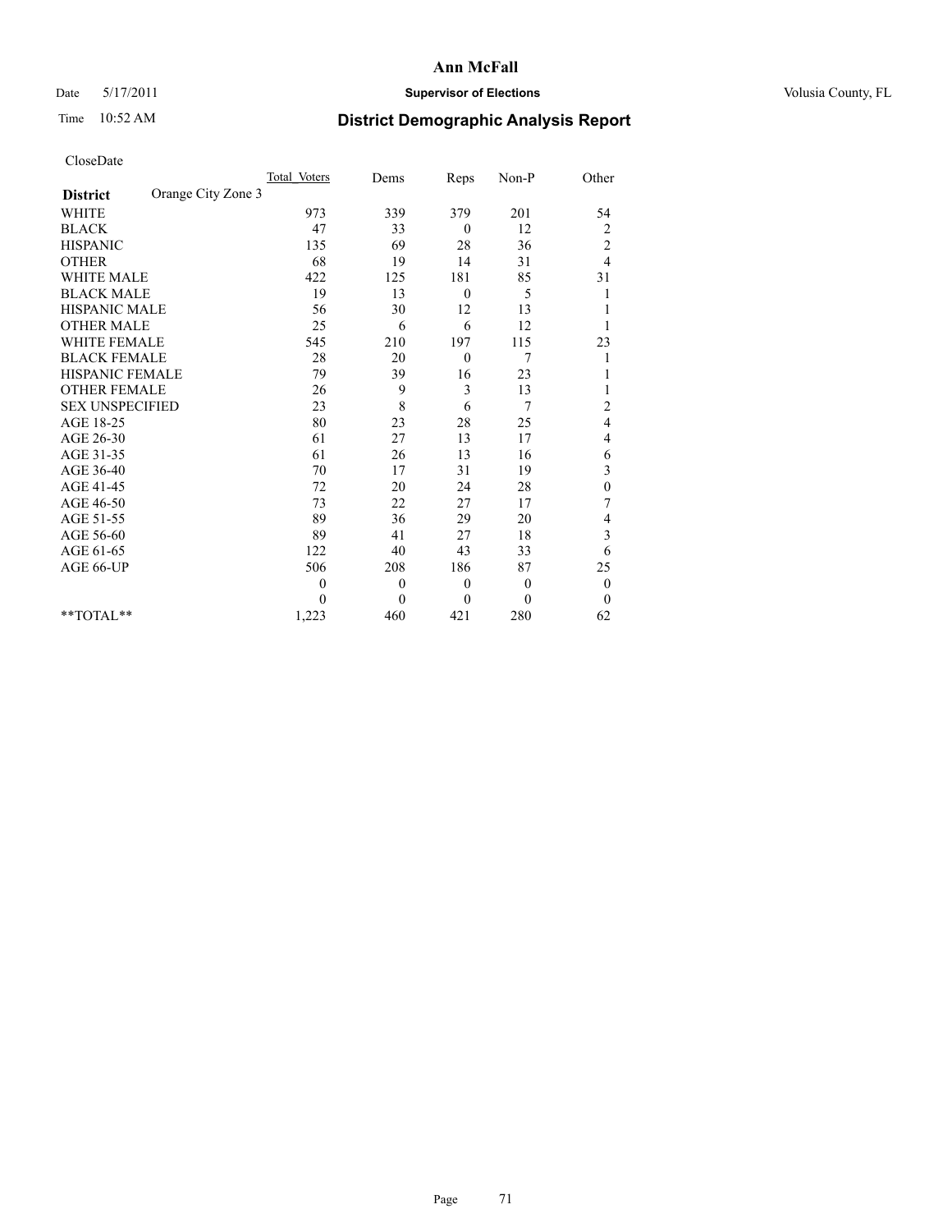# Ann McFall

Date 5/17/2011 **Supervisor of Elections** Volusia County, FL

Time 10:52 AM **District Demographic Analysis Report**

CloseDate

| **District** Orange City Zone 3 | Total Voters | Dems | Reps | Non-P | Other |
|---|---|---|---|---|---|
| WHITE | 973 | 339 | 379 | 201 | 54 |
| BLACK | 47 | 33 | 0 | 12 | 2 |
| HISPANIC | 135 | 69 | 28 | 36 | 2 |
| OTHER | 68 | 19 | 14 | 31 | 4 |
| WHITE MALE | 422 | 125 | 181 | 85 | 31 |
| BLACK MALE | 19 | 13 | 0 | 5 | 1 |
| HISPANIC MALE | 56 | 30 | 12 | 13 | 1 |
| OTHER MALE | 25 | 6 | 6 | 12 | 1 |
| WHITE FEMALE | 545 | 210 | 197 | 115 | 23 |
| BLACK FEMALE | 28 | 20 | 0 | 7 | 1 |
| HISPANIC FEMALE | 79 | 39 | 16 | 23 | 1 |
| OTHER FEMALE | 26 | 9 | 3 | 13 | 1 |
| SEX UNSPECIFIED | 23 | 8 | 6 | 7 | 2 |
| AGE 18-25 | 80 | 23 | 28 | 25 | 4 |
| AGE 26-30 | 61 | 27 | 13 | 17 | 4 |
| AGE 31-35 | 61 | 26 | 13 | 16 | 6 |
| AGE 36-40 | 70 | 17 | 31 | 19 | 3 |
| AGE 41-45 | 72 | 20 | 24 | 28 | 0 |
| AGE 46-50 | 73 | 22 | 27 | 17 | 7 |
| AGE 51-55 | 89 | 36 | 29 | 20 | 4 |
| AGE 56-60 | 89 | 41 | 27 | 18 | 3 |
| AGE 61-65 | 122 | 40 | 43 | 33 | 6 |
| AGE 66-UP | 506 | 208 | 186 | 87 | 25 |
| | 0 | 0 | 0 | 0 | 0 |
| | 0 | 0 | 0 | 0 | 0 |
| **TOTAL** | 1,223 | 460 | 421 | 280 | 62 |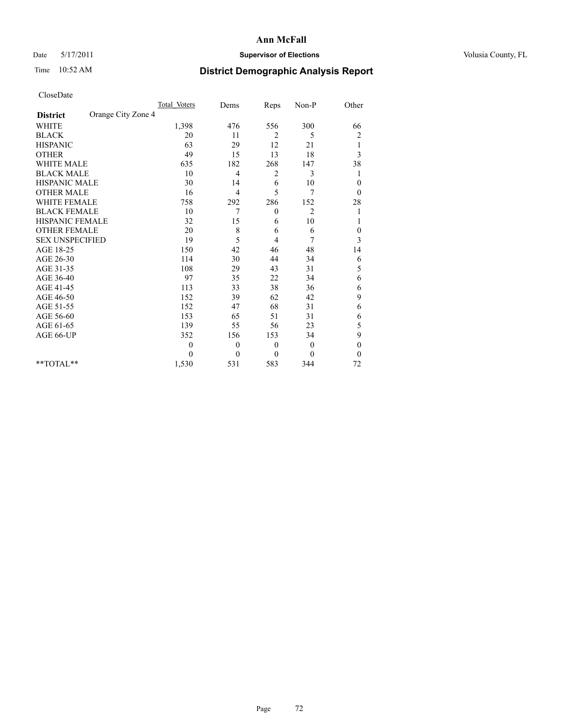# Ann McFall

Date 5/17/2011 **Supervisor of Elections** Volusia County, FL

Time 10:52 AM **District Demographic Analysis Report**

CloseDate

| **District** Orange City Zone 4 | Total_Voters | Dems | Reps | Non-P | Other |
|---|---|---|---|---|---|
| WHITE | 1,398 | 476 | 556 | 300 | 66 |
| BLACK | 20 | 11 | 2 | 5 | 2 |
| HISPANIC | 63 | 29 | 12 | 21 | 1 |
| OTHER | 49 | 15 | 13 | 18 | 3 |
| WHITE MALE | 635 | 182 | 268 | 147 | 38 |
| BLACK MALE | 10 | 4 | 2 | 3 | 1 |
| HISPANIC MALE | 30 | 14 | 6 | 10 | 0 |
| OTHER MALE | 16 | 4 | 5 | 7 | 0 |
| WHITE FEMALE | 758 | 292 | 286 | 152 | 28 |
| BLACK FEMALE | 10 | 7 | 0 | 2 | 1 |
| HISPANIC FEMALE | 32 | 15 | 6 | 10 | 1 |
| OTHER FEMALE | 20 | 8 | 6 | 6 | 0 |
| SEX UNSPECIFIED | 19 | 5 | 4 | 7 | 3 |
| AGE 18-25 | 150 | 42 | 46 | 48 | 14 |
| AGE 26-30 | 114 | 30 | 44 | 34 | 6 |
| AGE 31-35 | 108 | 29 | 43 | 31 | 5 |
| AGE 36-40 | 97 | 35 | 22 | 34 | 6 |
| AGE 41-45 | 113 | 33 | 38 | 36 | 6 |
| AGE 46-50 | 152 | 39 | 62 | 42 | 9 |
| AGE 51-55 | 152 | 47 | 68 | 31 | 6 |
| AGE 56-60 | 153 | 65 | 51 | 31 | 6 |
| AGE 61-65 | 139 | 55 | 56 | 23 | 5 |
| AGE 66-UP | 352 | 156 | 153 | 34 | 9 |
| | 0 | 0 | 0 | 0 | 0 |
| | 0 | 0 | 0 | 0 | 0 |
| **TOTAL** | 1,530 | 531 | 583 | 344 | 72 |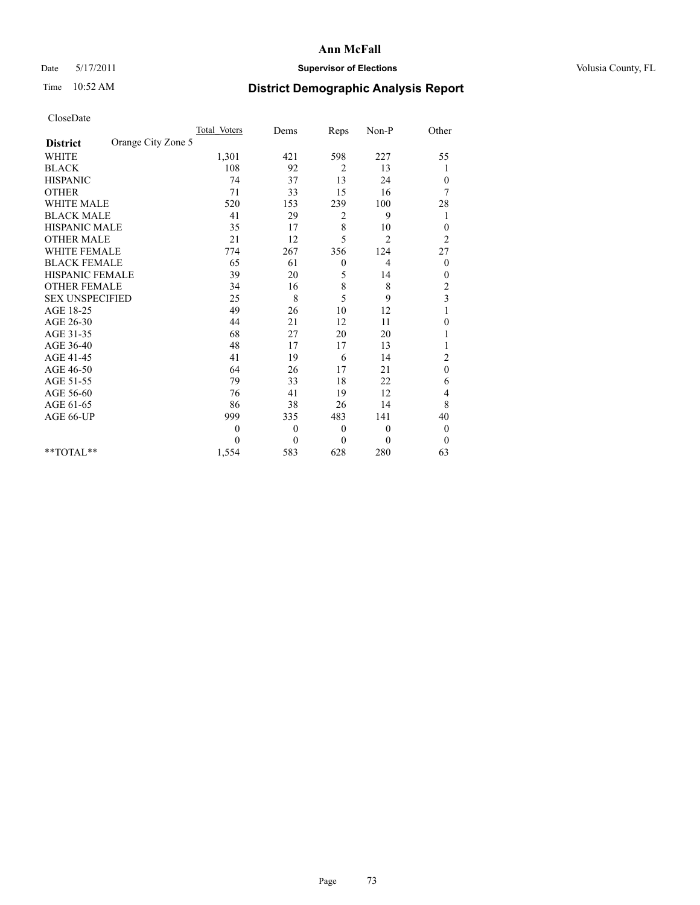# Ann McFall

Date 5/17/2011 **Supervisor of Elections** Volusia County, FL

Time 10:52 AM **District Demographic Analysis Report**

CloseDate

| **District** Orange City Zone 5 | Total Voters | Dems | Reps | Non-P | Other |
|---|---|---|---|---|---|
| WHITE | 1,301 | 421 | 598 | 227 | 55 |
| BLACK | 108 | 92 | 2 | 13 | 1 |
| HISPANIC | 74 | 37 | 13 | 24 | 0 |
| OTHER | 71 | 33 | 15 | 16 | 7 |
| WHITE MALE | 520 | 153 | 239 | 100 | 28 |
| BLACK MALE | 41 | 29 | 2 | 9 | 1 |
| HISPANIC MALE | 35 | 17 | 8 | 10 | 0 |
| OTHER MALE | 21 | 12 | 5 | 2 | 2 |
| WHITE FEMALE | 774 | 267 | 356 | 124 | 27 |
| BLACK FEMALE | 65 | 61 | 0 | 4 | 0 |
| HISPANIC FEMALE | 39 | 20 | 5 | 14 | 0 |
| OTHER FEMALE | 34 | 16 | 8 | 8 | 2 |
| SEX UNSPECIFIED | 25 | 8 | 5 | 9 | 3 |
| AGE 18-25 | 49 | 26 | 10 | 12 | 1 |
| AGE 26-30 | 44 | 21 | 12 | 11 | 0 |
| AGE 31-35 | 68 | 27 | 20 | 20 | 1 |
| AGE 36-40 | 48 | 17 | 17 | 13 | 1 |
| AGE 41-45 | 41 | 19 | 6 | 14 | 2 |
| AGE 46-50 | 64 | 26 | 17 | 21 | 0 |
| AGE 51-55 | 79 | 33 | 18 | 22 | 6 |
| AGE 56-60 | 76 | 41 | 19 | 12 | 4 |
| AGE 61-65 | 86 | 38 | 26 | 14 | 8 |
| AGE 66-UP | 999 | 335 | 483 | 141 | 40 |
| | 0 | 0 | 0 | 0 | 0 |
| | 0 | 0 | 0 | 0 | 0 |
| **TOTAL** | 1,554 | 583 | 628 | 280 | 63 |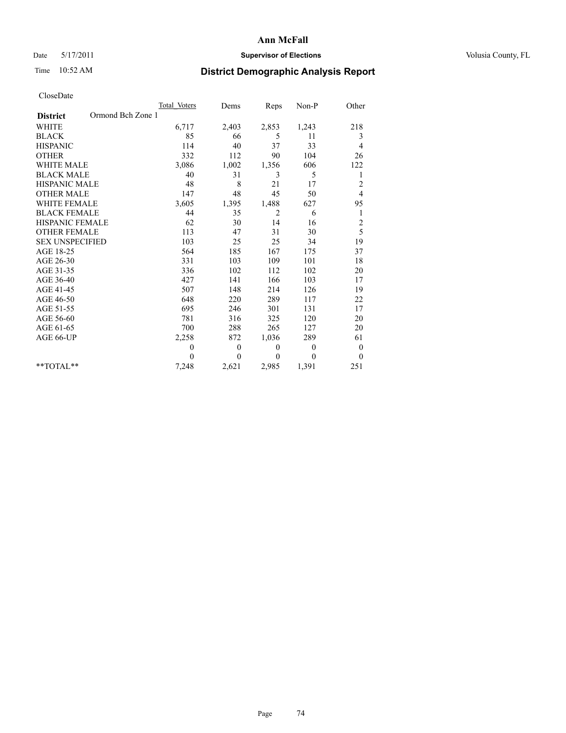# Ann McFall

Date 5/17/2011 **Supervisor of Elections** Volusia County, FL

Time 10:52 AM **District Demographic Analysis Report**

CloseDate

| **District** Ormond Bch Zone 1 | Total_Voters | Dems | Reps | Non-P | Other |
|---|---|---|---|---|---|
| WHITE | 6,717 | 2,403 | 2,853 | 1,243 | 218 |
| BLACK | 85 | 66 | 5 | 11 | 3 |
| HISPANIC | 114 | 40 | 37 | 33 | 4 |
| OTHER | 332 | 112 | 90 | 104 | 26 |
| WHITE MALE | 3,086 | 1,002 | 1,356 | 606 | 122 |
| BLACK MALE | 40 | 31 | 3 | 5 | 1 |
| HISPANIC MALE | 48 | 8 | 21 | 17 | 2 |
| OTHER MALE | 147 | 48 | 45 | 50 | 4 |
| WHITE FEMALE | 3,605 | 1,395 | 1,488 | 627 | 95 |
| BLACK FEMALE | 44 | 35 | 2 | 6 | 1 |
| HISPANIC FEMALE | 62 | 30 | 14 | 16 | 2 |
| OTHER FEMALE | 113 | 47 | 31 | 30 | 5 |
| SEX UNSPECIFIED | 103 | 25 | 25 | 34 | 19 |
| AGE 18-25 | 564 | 185 | 167 | 175 | 37 |
| AGE 26-30 | 331 | 103 | 109 | 101 | 18 |
| AGE 31-35 | 336 | 102 | 112 | 102 | 20 |
| AGE 36-40 | 427 | 141 | 166 | 103 | 17 |
| AGE 41-45 | 507 | 148 | 214 | 126 | 19 |
| AGE 46-50 | 648 | 220 | 289 | 117 | 22 |
| AGE 51-55 | 695 | 246 | 301 | 131 | 17 |
| AGE 56-60 | 781 | 316 | 325 | 120 | 20 |
| AGE 61-65 | 700 | 288 | 265 | 127 | 20 |
| AGE 66-UP | 2,258 | 872 | 1,036 | 289 | 61 |
| | 0 | 0 | 0 | 0 | 0 |
| | 0 | 0 | 0 | 0 | 0 |
| **TOTAL** | 7,248 | 2,621 | 2,985 | 1,391 | 251 |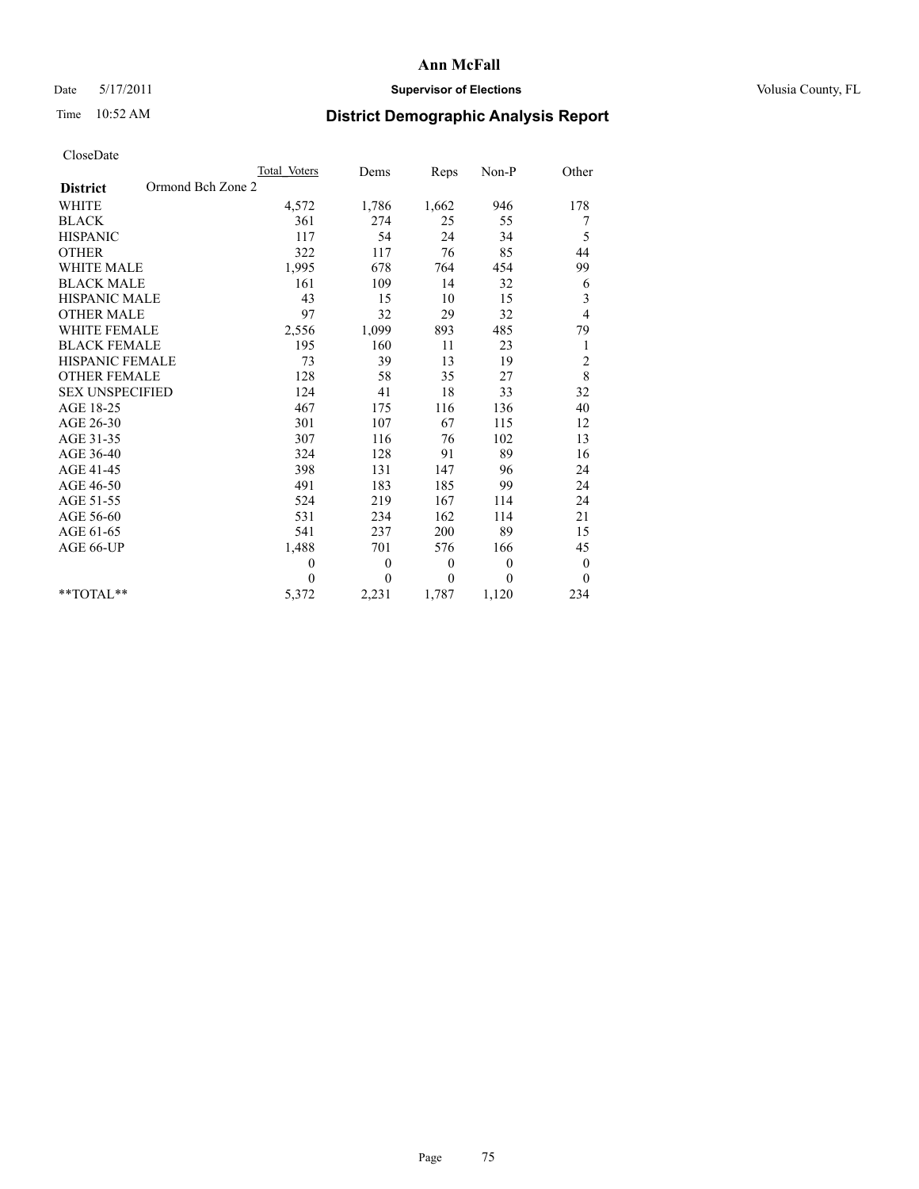# Ann McFall

Date 5/17/2011 **Supervisor of Elections** Volusia County, FL

Time 10:52 AM **District Demographic Analysis Report**

CloseDate

| | Total Voters | Dems | Reps | Non-P | Other |
|---|---|---|---|---|---|
| **District** Ormond Bch Zone 2 | | | | | |
| WHITE | 4,572 | 1,786 | 1,662 | 946 | 178 |
| BLACK | 361 | 274 | 25 | 55 | 7 |
| HISPANIC | 117 | 54 | 24 | 34 | 5 |
| OTHER | 322 | 117 | 76 | 85 | 44 |
| WHITE MALE | 1,995 | 678 | 764 | 454 | 99 |
| BLACK MALE | 161 | 109 | 14 | 32 | 6 |
| HISPANIC MALE | 43 | 15 | 10 | 15 | 3 |
| OTHER MALE | 97 | 32 | 29 | 32 | 4 |
| WHITE FEMALE | 2,556 | 1,099 | 893 | 485 | 79 |
| BLACK FEMALE | 195 | 160 | 11 | 23 | 1 |
| HISPANIC FEMALE | 73 | 39 | 13 | 19 | 2 |
| OTHER FEMALE | 128 | 58 | 35 | 27 | 8 |
| SEX UNSPECIFIED | 124 | 41 | 18 | 33 | 32 |
| AGE 18-25 | 467 | 175 | 116 | 136 | 40 |
| AGE 26-30 | 301 | 107 | 67 | 115 | 12 |
| AGE 31-35 | 307 | 116 | 76 | 102 | 13 |
| AGE 36-40 | 324 | 128 | 91 | 89 | 16 |
| AGE 41-45 | 398 | 131 | 147 | 96 | 24 |
| AGE 46-50 | 491 | 183 | 185 | 99 | 24 |
| AGE 51-55 | 524 | 219 | 167 | 114 | 24 |
| AGE 56-60 | 531 | 234 | 162 | 114 | 21 |
| AGE 61-65 | 541 | 237 | 200 | 89 | 15 |
| AGE 66-UP | 1,488 | 701 | 576 | 166 | 45 |
| | 0 | 0 | 0 | 0 | 0 |
| | 0 | 0 | 0 | 0 | 0 |
| **TOTAL** | 5,372 | 2,231 | 1,787 | 1,120 | 234 |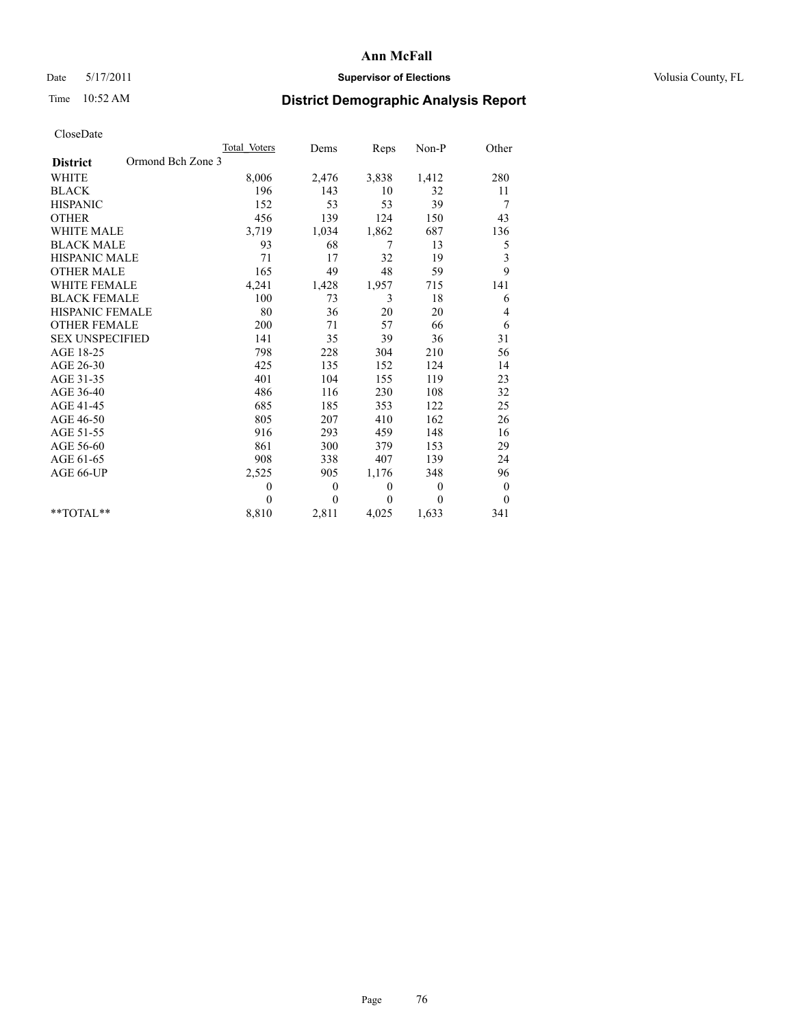# Ann McFall

Date 5/17/2011 **Supervisor of Elections** Volusia County, FL

Time 10:52 AM

## District Demographic Analysis Report

CloseDate

| | Total_Voters | Dems | Reps | Non-P | Other |
|---|---|---|---|---|---|
| **District** Ormond Bch Zone 3 | | | | | |
| WHITE | 8,006 | 2,476 | 3,838 | 1,412 | 280 |
| BLACK | 196 | 143 | 10 | 32 | 11 |
| HISPANIC | 152 | 53 | 53 | 39 | 7 |
| OTHER | 456 | 139 | 124 | 150 | 43 |
| WHITE MALE | 3,719 | 1,034 | 1,862 | 687 | 136 |
| BLACK MALE | 93 | 68 | 7 | 13 | 5 |
| HISPANIC MALE | 71 | 17 | 32 | 19 | 3 |
| OTHER MALE | 165 | 49 | 48 | 59 | 9 |
| WHITE FEMALE | 4,241 | 1,428 | 1,957 | 715 | 141 |
| BLACK FEMALE | 100 | 73 | 3 | 18 | 6 |
| HISPANIC FEMALE | 80 | 36 | 20 | 20 | 4 |
| OTHER FEMALE | 200 | 71 | 57 | 66 | 6 |
| SEX UNSPECIFIED | 141 | 35 | 39 | 36 | 31 |
| AGE 18-25 | 798 | 228 | 304 | 210 | 56 |
| AGE 26-30 | 425 | 135 | 152 | 124 | 14 |
| AGE 31-35 | 401 | 104 | 155 | 119 | 23 |
| AGE 36-40 | 486 | 116 | 230 | 108 | 32 |
| AGE 41-45 | 685 | 185 | 353 | 122 | 25 |
| AGE 46-50 | 805 | 207 | 410 | 162 | 26 |
| AGE 51-55 | 916 | 293 | 459 | 148 | 16 |
| AGE 56-60 | 861 | 300 | 379 | 153 | 29 |
| AGE 61-65 | 908 | 338 | 407 | 139 | 24 |
| AGE 66-UP | 2,525 | 905 | 1,176 | 348 | 96 |
| | 0 | 0 | 0 | 0 | 0 |
| | 0 | 0 | 0 | 0 | 0 |
| **TOTAL** | 8,810 | 2,811 | 4,025 | 1,633 | 341 |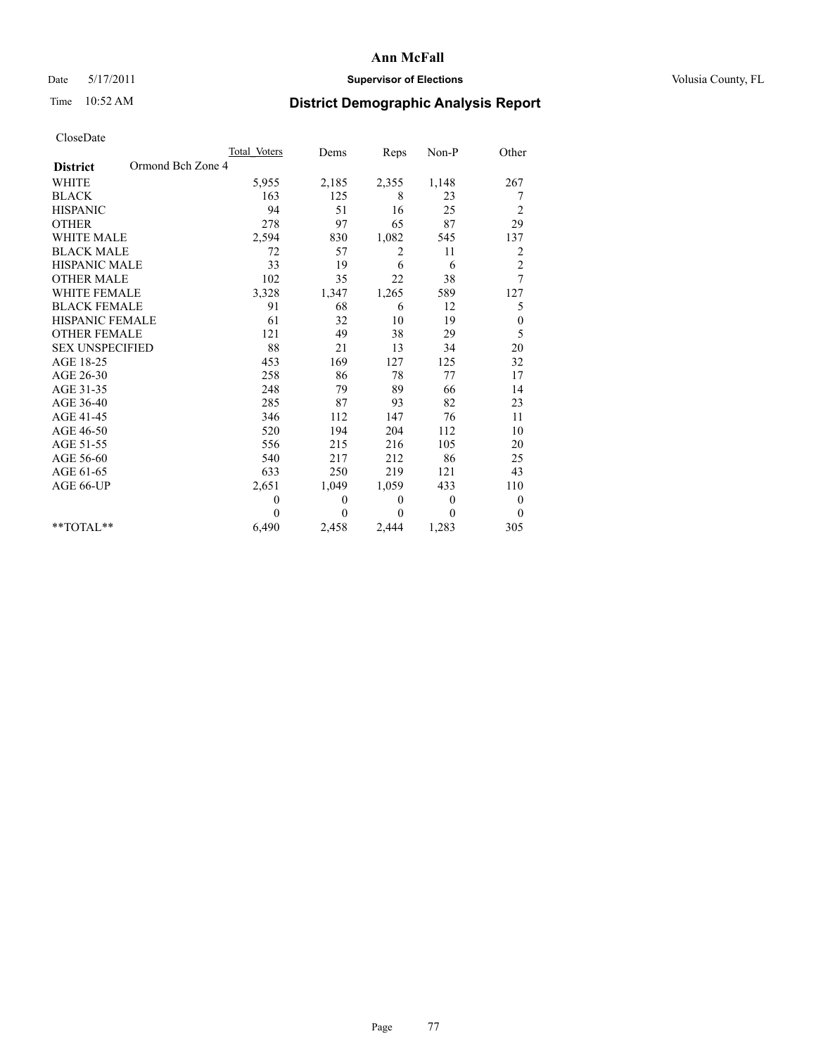# Ann McFall

Date 5/17/2011 **Supervisor of Elections** Volusia County, FL

Time 10:52 AM **District Demographic Analysis Report**

CloseDate

| **District** Ormond Bch Zone 4 | Total Voters | Dems | Reps | Non-P | Other |
|---|---|---|---|---|---|
| WHITE | 5,955 | 2,185 | 2,355 | 1,148 | 267 |
| BLACK | 163 | 125 | 8 | 23 | 7 |
| HISPANIC | 94 | 51 | 16 | 25 | 2 |
| OTHER | 278 | 97 | 65 | 87 | 29 |
| WHITE MALE | 2,594 | 830 | 1,082 | 545 | 137 |
| BLACK MALE | 72 | 57 | 2 | 11 | 2 |
| HISPANIC MALE | 33 | 19 | 6 | 6 | 2 |
| OTHER MALE | 102 | 35 | 22 | 38 | 7 |
| WHITE FEMALE | 3,328 | 1,347 | 1,265 | 589 | 127 |
| BLACK FEMALE | 91 | 68 | 6 | 12 | 5 |
| HISPANIC FEMALE | 61 | 32 | 10 | 19 | 0 |
| OTHER FEMALE | 121 | 49 | 38 | 29 | 5 |
| SEX UNSPECIFIED | 88 | 21 | 13 | 34 | 20 |
| AGE 18-25 | 453 | 169 | 127 | 125 | 32 |
| AGE 26-30 | 258 | 86 | 78 | 77 | 17 |
| AGE 31-35 | 248 | 79 | 89 | 66 | 14 |
| AGE 36-40 | 285 | 87 | 93 | 82 | 23 |
| AGE 41-45 | 346 | 112 | 147 | 76 | 11 |
| AGE 46-50 | 520 | 194 | 204 | 112 | 10 |
| AGE 51-55 | 556 | 215 | 216 | 105 | 20 |
| AGE 56-60 | 540 | 217 | 212 | 86 | 25 |
| AGE 61-65 | 633 | 250 | 219 | 121 | 43 |
| AGE 66-UP | 2,651 | 1,049 | 1,059 | 433 | 110 |
| | 0 | 0 | 0 | 0 | 0 |
| | 0 | 0 | 0 | 0 | 0 |
| **TOTAL** | 6,490 | 2,458 | 2,444 | 1,283 | 305 |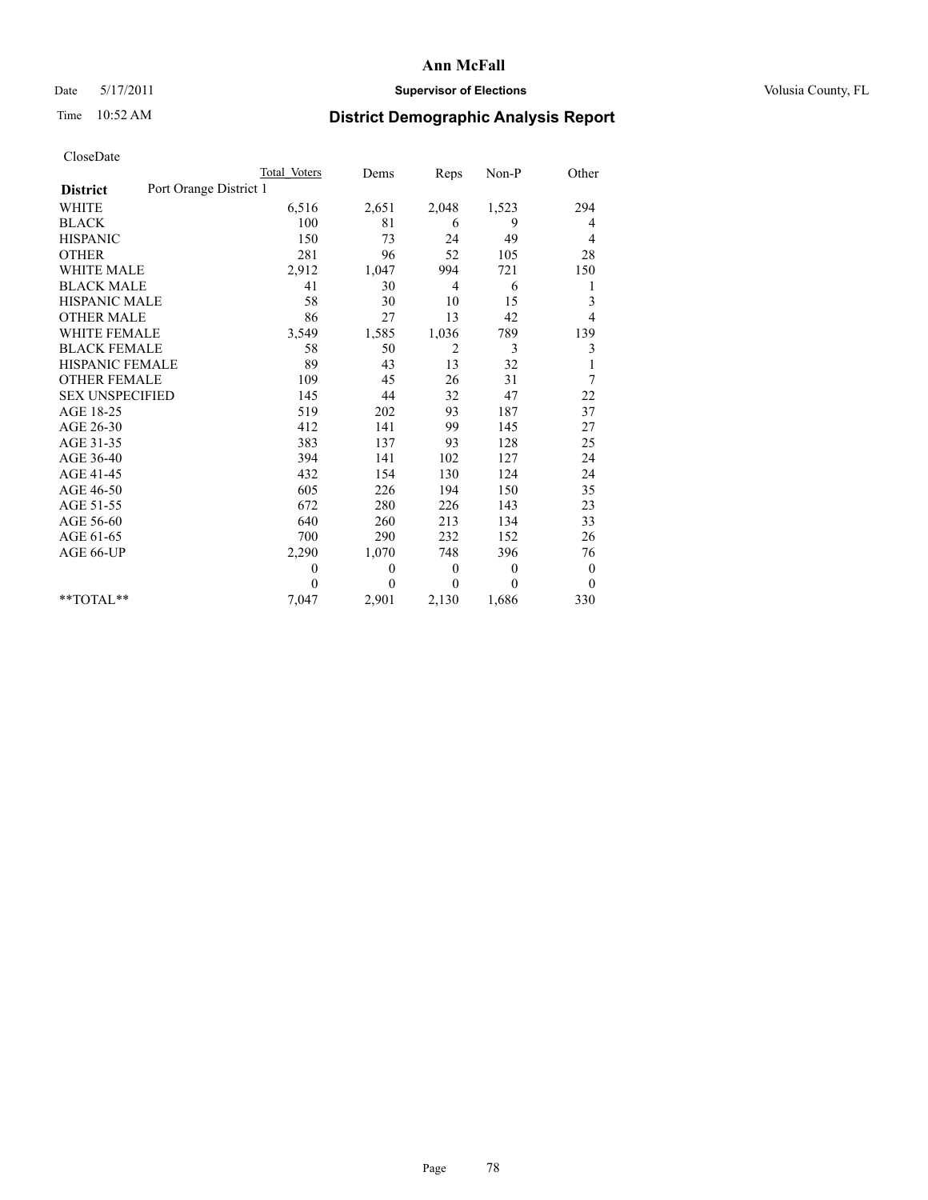# Ann McFall

Date 5/17/2011 **Supervisor of Elections** Volusia County, FL

Time 10:52 AM **District Demographic Analysis Report**

CloseDate

| **District** Port Orange District 1 | Total Voters | Dems | Reps | Non-P | Other |
|---|---|---|---|---|---|
| WHITE | 6,516 | 2,651 | 2,048 | 1,523 | 294 |
| BLACK | 100 | 81 | 6 | 9 | 4 |
| HISPANIC | 150 | 73 | 24 | 49 | 4 |
| OTHER | 281 | 96 | 52 | 105 | 28 |
| WHITE MALE | 2,912 | 1,047 | 994 | 721 | 150 |
| BLACK MALE | 41 | 30 | 4 | 6 | 1 |
| HISPANIC MALE | 58 | 30 | 10 | 15 | 3 |
| OTHER MALE | 86 | 27 | 13 | 42 | 4 |
| WHITE FEMALE | 3,549 | 1,585 | 1,036 | 789 | 139 |
| BLACK FEMALE | 58 | 50 | 2 | 3 | 3 |
| HISPANIC FEMALE | 89 | 43 | 13 | 32 | 1 |
| OTHER FEMALE | 109 | 45 | 26 | 31 | 7 |
| SEX UNSPECIFIED | 145 | 44 | 32 | 47 | 22 |
| AGE 18-25 | 519 | 202 | 93 | 187 | 37 |
| AGE 26-30 | 412 | 141 | 99 | 145 | 27 |
| AGE 31-35 | 383 | 137 | 93 | 128 | 25 |
| AGE 36-40 | 394 | 141 | 102 | 127 | 24 |
| AGE 41-45 | 432 | 154 | 130 | 124 | 24 |
| AGE 46-50 | 605 | 226 | 194 | 150 | 35 |
| AGE 51-55 | 672 | 280 | 226 | 143 | 23 |
| AGE 56-60 | 640 | 260 | 213 | 134 | 33 |
| AGE 61-65 | 700 | 290 | 232 | 152 | 26 |
| AGE 66-UP | 2,290 | 1,070 | 748 | 396 | 76 |
| | 0 | 0 | 0 | 0 | 0 |
| | 0 | 0 | 0 | 0 | 0 |
| **TOTAL** | 7,047 | 2,901 | 2,130 | 1,686 | 330 |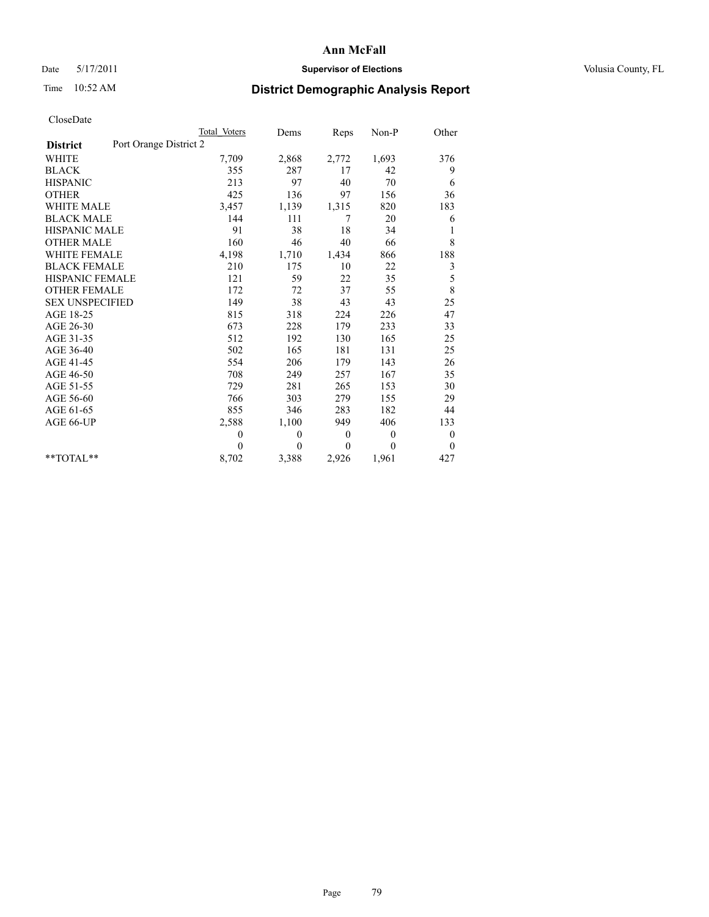**Ann McFall**

Date 5/17/2011 **Supervisor of Elections** Volusia County, FL

Time 10:52 AM **District Demographic Analysis Report**

CloseDate

| District | Port Orange District 2 | Total Voters | Dems | Reps | Non-P | Other |
|---|---|---|---|---|---|---|
| WHITE | | 7,709 | 2,868 | 2,772 | 1,693 | 376 |
| BLACK | | 355 | 287 | 17 | 42 | 9 |
| HISPANIC | | 213 | 97 | 40 | 70 | 6 |
| OTHER | | 425 | 136 | 97 | 156 | 36 |
| WHITE MALE | | 3,457 | 1,139 | 1,315 | 820 | 183 |
| BLACK MALE | | 144 | 111 | 7 | 20 | 6 |
| HISPANIC MALE | | 91 | 38 | 18 | 34 | 1 |
| OTHER MALE | | 160 | 46 | 40 | 66 | 8 |
| WHITE FEMALE | | 4,198 | 1,710 | 1,434 | 866 | 188 |
| BLACK FEMALE | | 210 | 175 | 10 | 22 | 3 |
| HISPANIC FEMALE | | 121 | 59 | 22 | 35 | 5 |
| OTHER FEMALE | | 172 | 72 | 37 | 55 | 8 |
| SEX UNSPECIFIED | | 149 | 38 | 43 | 43 | 25 |
| AGE 18-25 | | 815 | 318 | 224 | 226 | 47 |
| AGE 26-30 | | 673 | 228 | 179 | 233 | 33 |
| AGE 31-35 | | 512 | 192 | 130 | 165 | 25 |
| AGE 36-40 | | 502 | 165 | 181 | 131 | 25 |
| AGE 41-45 | | 554 | 206 | 179 | 143 | 26 |
| AGE 46-50 | | 708 | 249 | 257 | 167 | 35 |
| AGE 51-55 | | 729 | 281 | 265 | 153 | 30 |
| AGE 56-60 | | 766 | 303 | 279 | 155 | 29 |
| AGE 61-65 | | 855 | 346 | 283 | 182 | 44 |
| AGE 66-UP | | 2,588 | 1,100 | 949 | 406 | 133 |
| | | 0 | 0 | 0 | 0 | 0 |
| | | 0 | 0 | 0 | 0 | 0 |
| **TOTAL** | | 8,702 | 3,388 | 2,926 | 1,961 | 427 |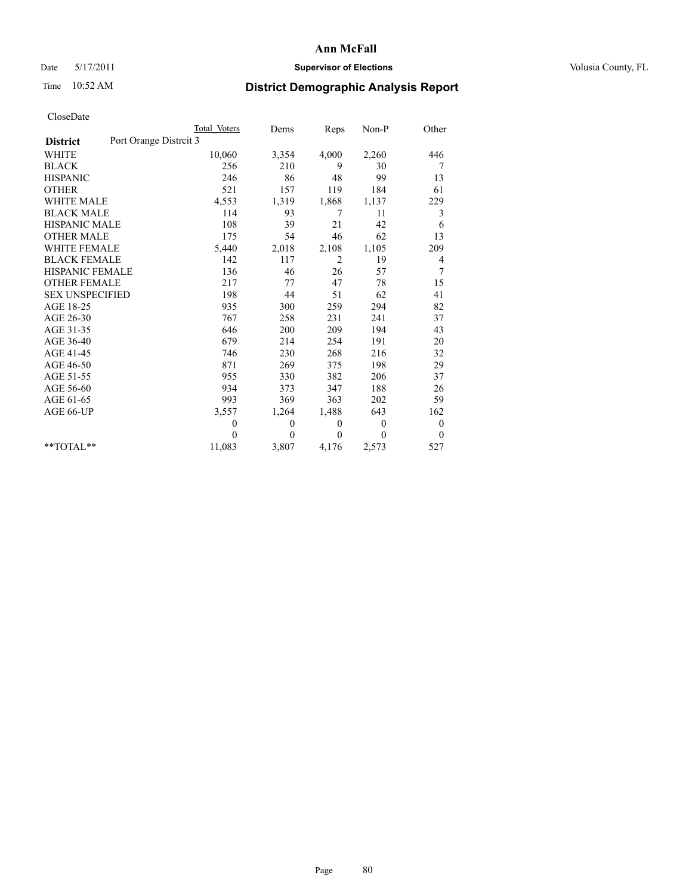# Ann McFall

Date 5/17/2011 **Supervisor of Elections** Volusia County, FL

Time 10:52 AM **District Demographic Analysis Report**

CloseDate

| **District** Port Orange Distrcit 3 | Total Voters | Dems | Reps | Non-P | Other |
|---|---|---|---|---|---|
| WHITE | 10,060 | 3,354 | 4,000 | 2,260 | 446 |
| BLACK | 256 | 210 | 9 | 30 | 7 |
| HISPANIC | 246 | 86 | 48 | 99 | 13 |
| OTHER | 521 | 157 | 119 | 184 | 61 |
| WHITE MALE | 4,553 | 1,319 | 1,868 | 1,137 | 229 |
| BLACK MALE | 114 | 93 | 7 | 11 | 3 |
| HISPANIC MALE | 108 | 39 | 21 | 42 | 6 |
| OTHER MALE | 175 | 54 | 46 | 62 | 13 |
| WHITE FEMALE | 5,440 | 2,018 | 2,108 | 1,105 | 209 |
| BLACK FEMALE | 142 | 117 | 2 | 19 | 4 |
| HISPANIC FEMALE | 136 | 46 | 26 | 57 | 7 |
| OTHER FEMALE | 217 | 77 | 47 | 78 | 15 |
| SEX UNSPECIFIED | 198 | 44 | 51 | 62 | 41 |
| AGE 18-25 | 935 | 300 | 259 | 294 | 82 |
| AGE 26-30 | 767 | 258 | 231 | 241 | 37 |
| AGE 31-35 | 646 | 200 | 209 | 194 | 43 |
| AGE 36-40 | 679 | 214 | 254 | 191 | 20 |
| AGE 41-45 | 746 | 230 | 268 | 216 | 32 |
| AGE 46-50 | 871 | 269 | 375 | 198 | 29 |
| AGE 51-55 | 955 | 330 | 382 | 206 | 37 |
| AGE 56-60 | 934 | 373 | 347 | 188 | 26 |
| AGE 61-65 | 993 | 369 | 363 | 202 | 59 |
| AGE 66-UP | 3,557 | 1,264 | 1,488 | 643 | 162 |
| | 0 | 0 | 0 | 0 | 0 |
| | 0 | 0 | 0 | 0 | 0 |
| **TOTAL** | 11,083 | 3,807 | 4,176 | 2,573 | 527 |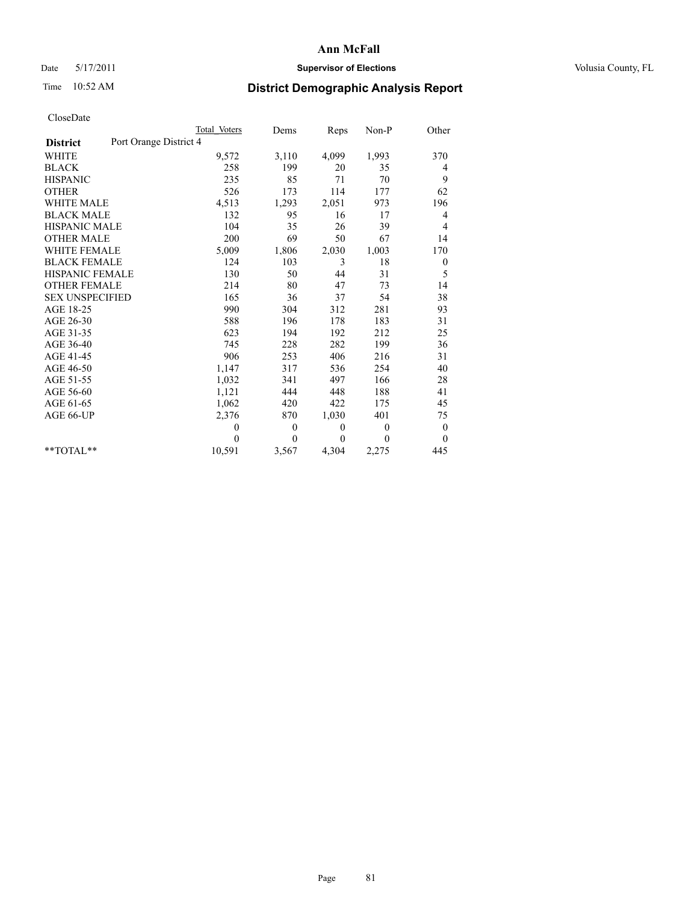**Ann McFall**

Date 5/17/2011 **Supervisor of Elections** Volusia County, FL

Time 10:52 AM **District Demographic Analysis Report**

CloseDate

| | Total Voters | Dems | Reps | Non-P | Other |
|---|---|---|---|---|---|
| **District** Port Orange District 4 | | | | | |
| WHITE | 9,572 | 3,110 | 4,099 | 1,993 | 370 |
| BLACK | 258 | 199 | 20 | 35 | 4 |
| HISPANIC | 235 | 85 | 71 | 70 | 9 |
| OTHER | 526 | 173 | 114 | 177 | 62 |
| WHITE MALE | 4,513 | 1,293 | 2,051 | 973 | 196 |
| BLACK MALE | 132 | 95 | 16 | 17 | 4 |
| HISPANIC MALE | 104 | 35 | 26 | 39 | 4 |
| OTHER MALE | 200 | 69 | 50 | 67 | 14 |
| WHITE FEMALE | 5,009 | 1,806 | 2,030 | 1,003 | 170 |
| BLACK FEMALE | 124 | 103 | 3 | 18 | 0 |
| HISPANIC FEMALE | 130 | 50 | 44 | 31 | 5 |
| OTHER FEMALE | 214 | 80 | 47 | 73 | 14 |
| SEX UNSPECIFIED | 165 | 36 | 37 | 54 | 38 |
| AGE 18-25 | 990 | 304 | 312 | 281 | 93 |
| AGE 26-30 | 588 | 196 | 178 | 183 | 31 |
| AGE 31-35 | 623 | 194 | 192 | 212 | 25 |
| AGE 36-40 | 745 | 228 | 282 | 199 | 36 |
| AGE 41-45 | 906 | 253 | 406 | 216 | 31 |
| AGE 46-50 | 1,147 | 317 | 536 | 254 | 40 |
| AGE 51-55 | 1,032 | 341 | 497 | 166 | 28 |
| AGE 56-60 | 1,121 | 444 | 448 | 188 | 41 |
| AGE 61-65 | 1,062 | 420 | 422 | 175 | 45 |
| AGE 66-UP | 2,376 | 870 | 1,030 | 401 | 75 |
| | 0 | 0 | 0 | 0 | 0 |
| | 0 | 0 | 0 | 0 | 0 |
| **TOTAL** | 10,591 | 3,567 | 4,304 | 2,275 | 445 |